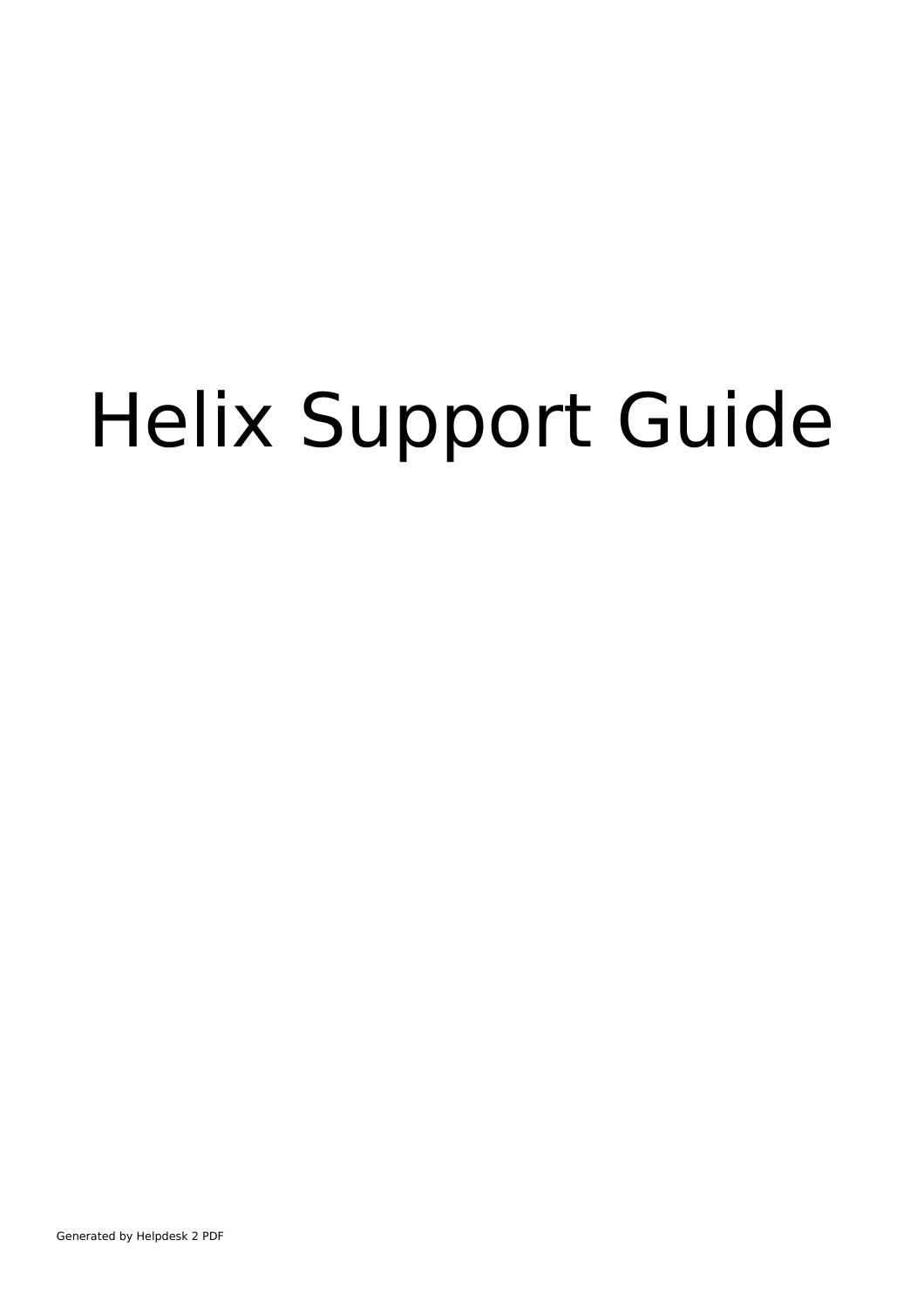# Helix Support Guide

Generated by Helpdesk 2 PDF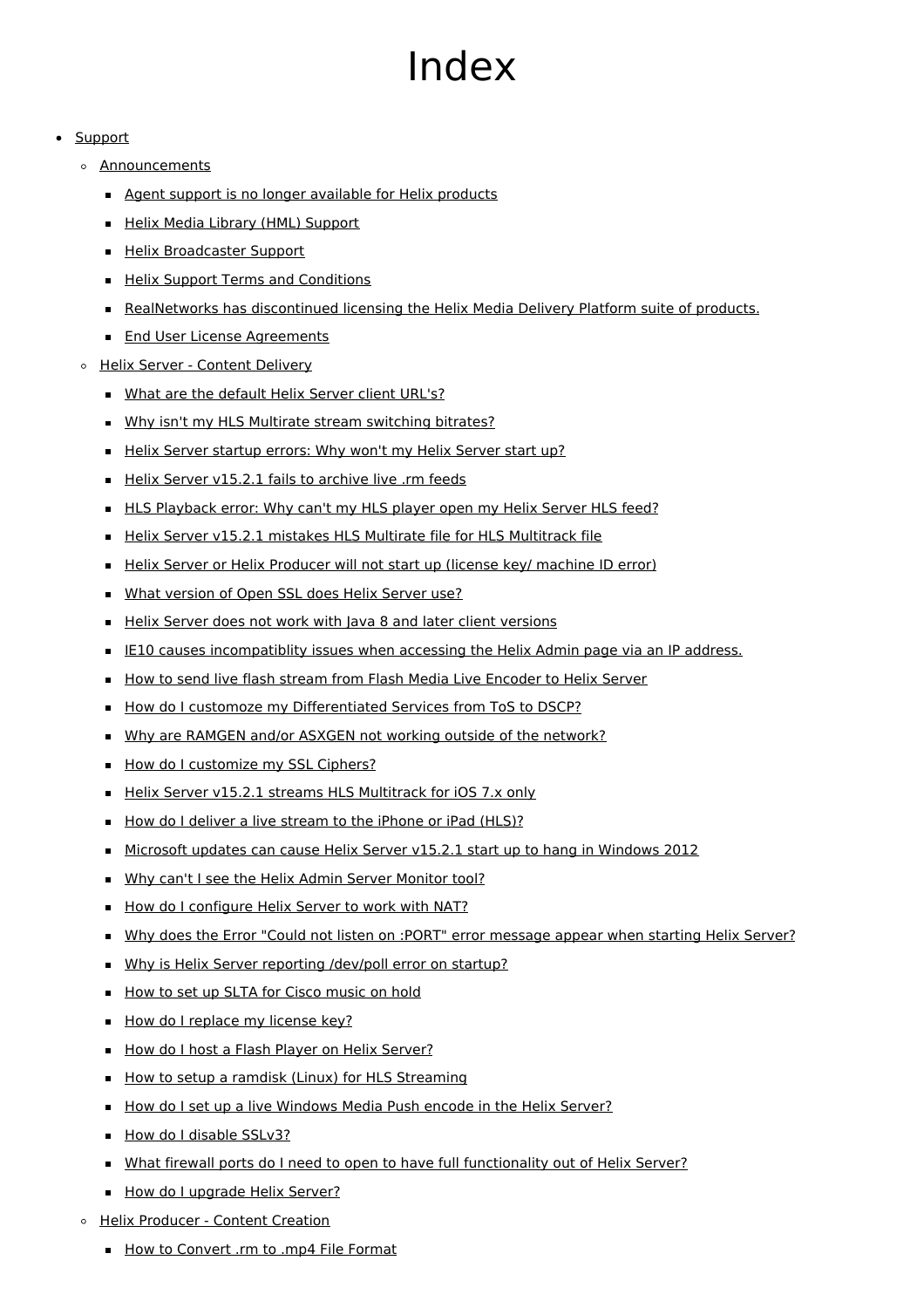# Index

- Support
  - Announcements
    - Agent support is no longer available for Helix products
    - Helix Media Library (HML) Support
    - Helix Broadcaster Support
    - Helix Support Terms and Conditions
    - RealNetworks has discontinued licensing the Helix Media Delivery Platform suite of products.
    - End User License Agreements
  - Helix Server - Content Delivery
    - What are the default Helix Server client URL's?
    - Why isn't my HLS Multirate stream switching bitrates?
    - Helix Server startup errors: Why won't my Helix Server start up?
    - Helix Server v15.2.1 fails to archive live .rm feeds
    - HLS Playback error: Why can't my HLS player open my Helix Server HLS feed?
    - Helix Server v15.2.1 mistakes HLS Multirate file for HLS Multitrack file
    - Helix Server or Helix Producer will not start up (license key/ machine ID error)
    - What version of Open SSL does Helix Server use?
    - Helix Server does not work with Java 8 and later client versions
    - IE10 causes incompatiblity issues when accessing the Helix Admin page via an IP address.
    - How to send live flash stream from Flash Media Live Encoder to Helix Server
    - How do I customoze my Differentiated Services from ToS to DSCP?
    - Why are RAMGEN and/or ASXGEN not working outside of the network?
    - How do I customize my SSL Ciphers?
    - Helix Server v15.2.1 streams HLS Multitrack for iOS 7.x only
    - How do I deliver a live stream to the iPhone or iPad (HLS)?
    - Microsoft updates can cause Helix Server v15.2.1 start up to hang in Windows 2012
    - Why can't I see the Helix Admin Server Monitor tool?
    - How do I configure Helix Server to work with NAT?
    - Why does the Error "Could not listen on :PORT" error message appear when starting Helix Server?
    - Why is Helix Server reporting /dev/poll error on startup?
    - How to set up SLTA for Cisco music on hold
    - How do I replace my license key?
    - How do I host a Flash Player on Helix Server?
    - How to setup a ramdisk (Linux) for HLS Streaming
    - How do I set up a live Windows Media Push encode in the Helix Server?
    - How do I disable SSLv3?
    - What firewall ports do I need to open to have full functionality out of Helix Server?
    - How do I upgrade Helix Server?
  - Helix Producer - Content Creation
    - How to Convert .rm to .mp4 File Format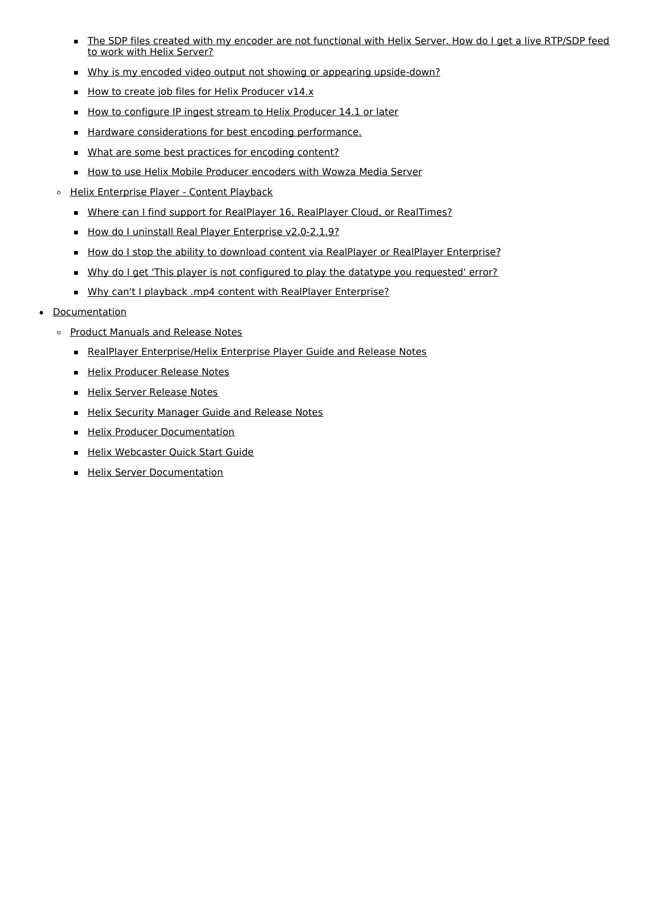- The SDP files created with my encoder are not functional with Helix Server. How do I get a live RTP/SDP feed to work with Helix Server?
        - Why is my encoded video output not showing or appearing upside-down?
        - How to create job files for Helix Producer v14.x
        - How to configure IP ingest stream to Helix Producer 14.1 or later
        - Hardware considerations for best encoding performance.
        - What are some best practices for encoding content?
        - How to use Helix Mobile Producer encoders with Wowza Media Server
    - Helix Enterprise Player - Content Playback
        - Where can I find support for RealPlayer 16, RealPlayer Cloud, or RealTimes?
        - How do I uninstall Real Player Enterprise v2.0-2.1.9?
        - How do I stop the ability to download content via RealPlayer or RealPlayer Enterprise?
        - Why do I get 'This player is not configured to play the datatype you requested' error?
        - Why can't I playback .mp4 content with RealPlayer Enterprise?
- Documentation
    - Product Manuals and Release Notes
        - RealPlayer Enterprise/Helix Enterprise Player Guide and Release Notes
        - Helix Producer Release Notes
        - Helix Server Release Notes
        - Helix Security Manager Guide and Release Notes
        - Helix Producer Documentation
        - Helix Webcaster Quick Start Guide
        - Helix Server Documentation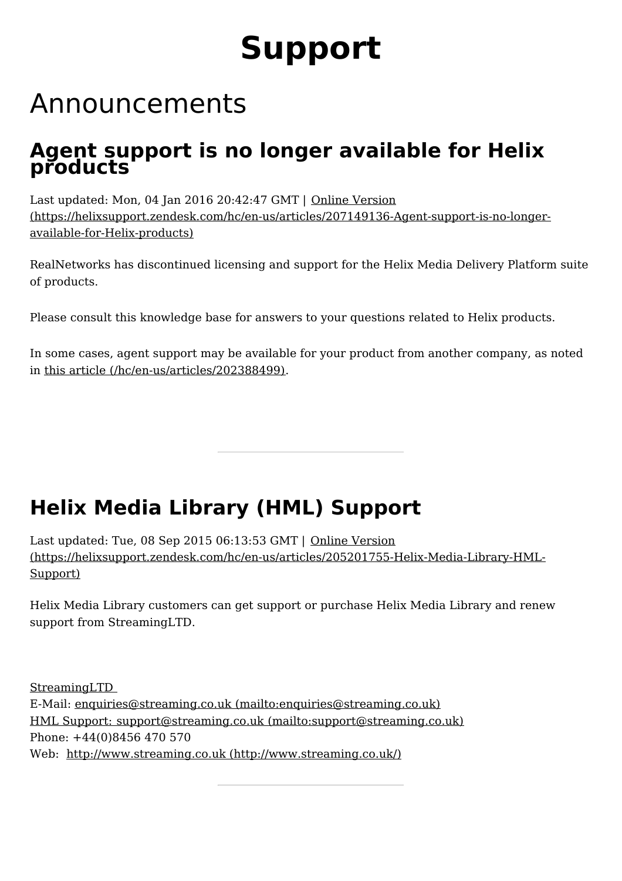# Support

# Announcements

## Agent support is no longer available for Helix products

Last updated: Mon, 04 Jan 2016 20:42:47 GMT | Online Version (https://helixsupport.zendesk.com/hc/en-us/articles/207149136-Agent-support-is-no-longer-available-for-Helix-products)

RealNetworks has discontinued licensing and support for the Helix Media Delivery Platform suite of products.

Please consult this knowledge base for answers to your questions related to Helix products.

In some cases, agent support may be available for your product from another company, as noted in this article (/hc/en-us/articles/202388499).

---

## Helix Media Library (HML) Support

Last updated: Tue, 08 Sep 2015 06:13:53 GMT | Online Version (https://helixsupport.zendesk.com/hc/en-us/articles/205201755-Helix-Media-Library-HML-Support)

Helix Media Library customers can get support or purchase Helix Media Library and renew support from StreamingLTD.

StreamingLTD
E-Mail: enquiries@streaming.co.uk (mailto:enquiries@streaming.co.uk)
HML Support: support@streaming.co.uk (mailto:support@streaming.co.uk)
Phone: +44(0)8456 470 570
Web: http://www.streaming.co.uk (http://www.streaming.co.uk/)

---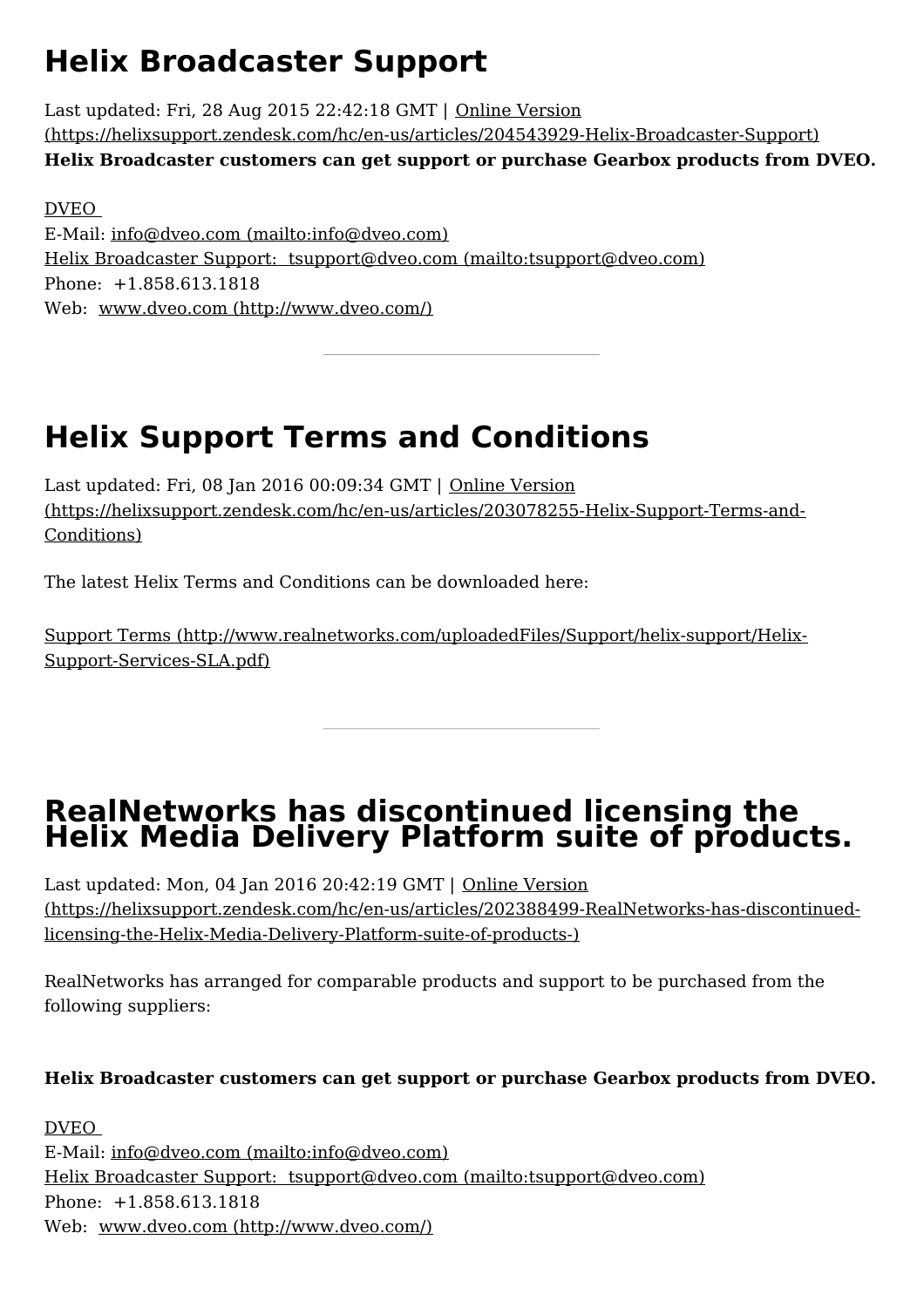# Helix Broadcaster Support

Last updated: Fri, 28 Aug 2015 22:42:18 GMT | Online Version (https://helixsupport.zendesk.com/hc/en-us/articles/204543929-Helix-Broadcaster-Support)

**Helix Broadcaster customers can get support or purchase Gearbox products from DVEO.**

DVEO
E-Mail: info@dveo.com (mailto:info@dveo.com)
Helix Broadcaster Support: tsupport@dveo.com (mailto:tsupport@dveo.com)
Phone: +1.858.613.1818
Web: www.dveo.com (http://www.dveo.com/)

---

# Helix Support Terms and Conditions

Last updated: Fri, 08 Jan 2016 00:09:34 GMT | Online Version (https://helixsupport.zendesk.com/hc/en-us/articles/203078255-Helix-Support-Terms-and-Conditions)

The latest Helix Terms and Conditions can be downloaded here:

Support Terms (http://www.realnetworks.com/uploadedFiles/Support/helix-support/Helix-Support-Services-SLA.pdf)

---

# RealNetworks has discontinued licensing the Helix Media Delivery Platform suite of products.

Last updated: Mon, 04 Jan 2016 20:42:19 GMT | Online Version (https://helixsupport.zendesk.com/hc/en-us/articles/202388499-RealNetworks-has-discontinued-licensing-the-Helix-Media-Delivery-Platform-suite-of-products-)

RealNetworks has arranged for comparable products and support to be purchased from the following suppliers:

**Helix Broadcaster customers can get support or purchase Gearbox products from DVEO.**

DVEO
E-Mail: info@dveo.com (mailto:info@dveo.com)
Helix Broadcaster Support: tsupport@dveo.com (mailto:tsupport@dveo.com)
Phone: +1.858.613.1818
Web: www.dveo.com (http://www.dveo.com/)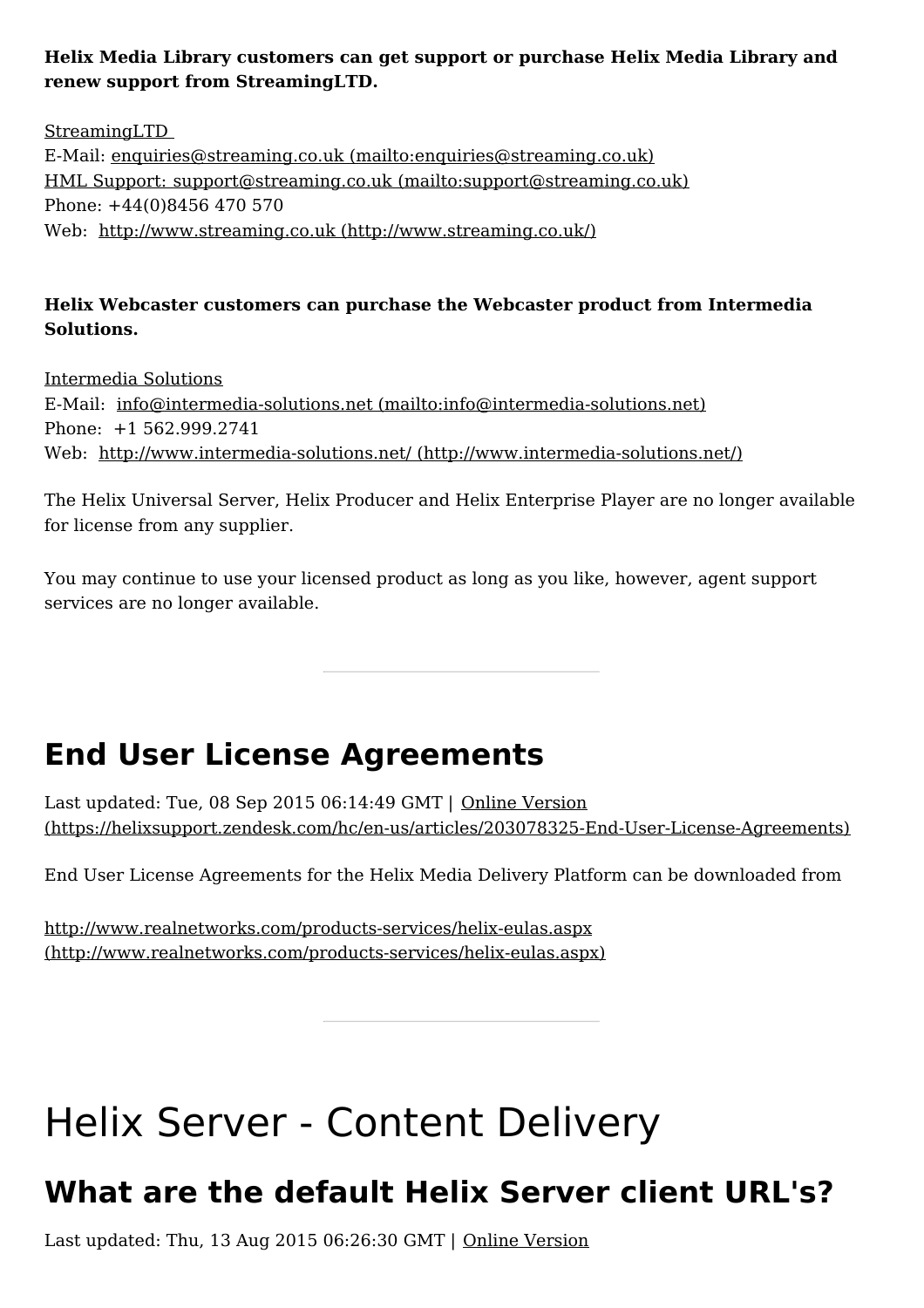**Helix Media Library customers can get support or purchase Helix Media Library and renew support from StreamingLTD.**

StreamingLTD
E-Mail: enquiries@streaming.co.uk (mailto:enquiries@streaming.co.uk)
HML Support: support@streaming.co.uk (mailto:support@streaming.co.uk)
Phone: +44(0)8456 470 570
Web: http://www.streaming.co.uk (http://www.streaming.co.uk/)

**Helix Webcaster customers can purchase the Webcaster product from Intermedia Solutions.**

Intermedia Solutions
E-Mail: info@intermedia-solutions.net (mailto:info@intermedia-solutions.net)
Phone: +1 562.999.2741
Web: http://www.intermedia-solutions.net/ (http://www.intermedia-solutions.net/)

The Helix Universal Server, Helix Producer and Helix Enterprise Player are no longer available for license from any supplier.

You may continue to use your licensed product as long as you like, however, agent support services are no longer available.

---

## End User License Agreements

Last updated: Tue, 08 Sep 2015 06:14:49 GMT | Online Version (https://helixsupport.zendesk.com/hc/en-us/articles/203078325-End-User-License-Agreements)

End User License Agreements for the Helix Media Delivery Platform can be downloaded from

http://www.realnetworks.com/products-services/helix-eulas.aspx (http://www.realnetworks.com/products-services/helix-eulas.aspx)

---

# Helix Server - Content Delivery

## What are the default Helix Server client URL's?

Last updated: Thu, 13 Aug 2015 06:26:30 GMT | Online Version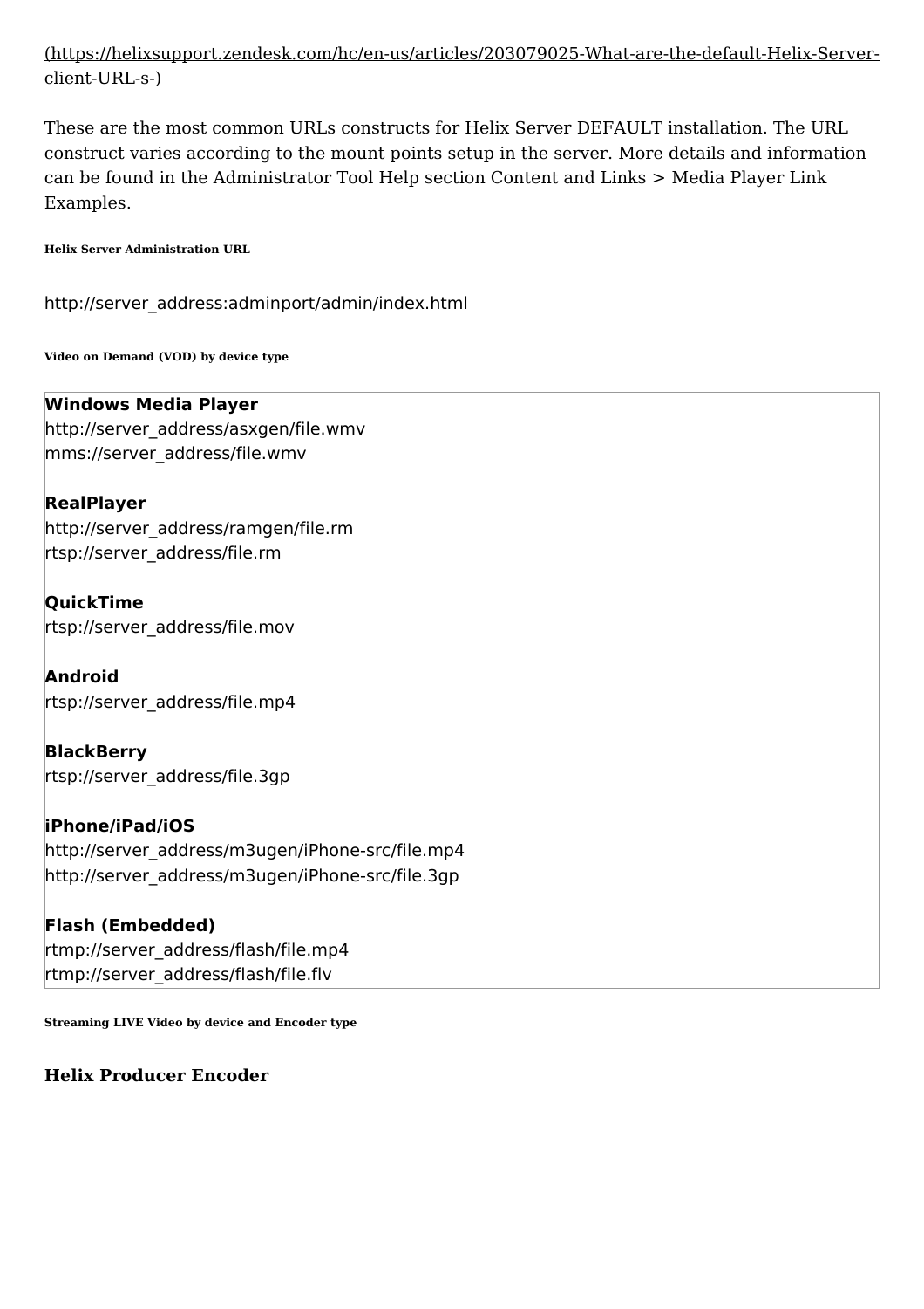[(https://helixsupport.zendesk.com/hc/en-us/articles/203079025-What-are-the-default-Helix-Server-client-URL-s-)](https://helixsupport.zendesk.com/hc/en-us/articles/203079025-What-are-the-default-Helix-Server-client-URL-s-)

These are the most common URLs constructs for Helix Server DEFAULT installation. The URL construct varies according to the mount points setup in the server. More details and information can be found in the Administrator Tool Help section Content and Links > Media Player Link Examples.

###### Helix Server Administration URL

http://server_address:adminport/admin/index.html

###### Video on Demand (VOD) by device type

**Windows Media Player**
http://server_address/asxgen/file.wmv
mms://server_address/file.wmv

**RealPlayer**
http://server_address/ramgen/file.rm
rtsp://server_address/file.rm

**QuickTime**
rtsp://server_address/file.mov

**Android**
rtsp://server_address/file.mp4

**BlackBerry**
rtsp://server_address/file.3gp

**iPhone/iPad/iOS**
http://server_address/m3ugen/iPhone-src/file.mp4
http://server_address/m3ugen/iPhone-src/file.3gp

**Flash (Embedded)**
rtmp://server_address/flash/file.mp4
rtmp://server_address/flash/file.flv

###### Streaming LIVE Video by device and Encoder type

### Helix Producer Encoder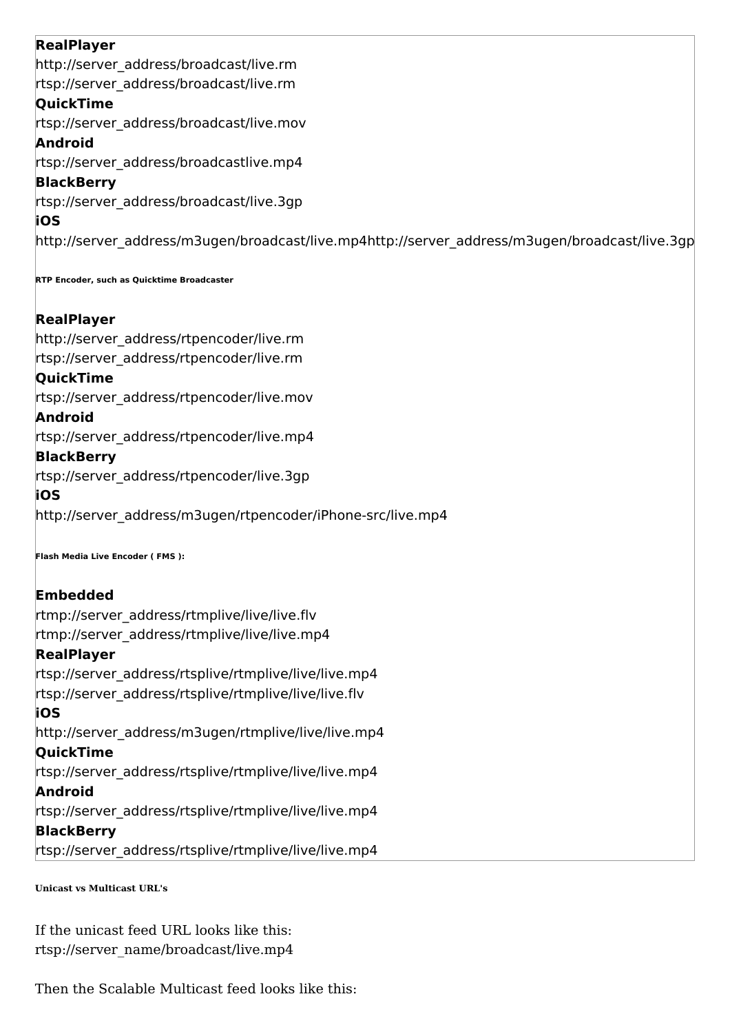**RealPlayer**
http://server_address/broadcast/live.rm
rtsp://server_address/broadcast/live.rm
**QuickTime**
rtsp://server_address/broadcast/live.mov
**Android**
rtsp://server_address/broadcastlive.mp4
**BlackBerry**
rtsp://server_address/broadcast/live.3gp
**iOS**
http://server_address/m3ugen/broadcast/live.mp4http://server_address/m3ugen/broadcast/live.3gp

###### RTP Encoder, such as Quicktime Broadcaster

**RealPlayer**
http://server_address/rtpencoder/live.rm
rtsp://server_address/rtpencoder/live.rm
**QuickTime**
rtsp://server_address/rtpencoder/live.mov
**Android**
rtsp://server_address/rtpencoder/live.mp4
**BlackBerry**
rtsp://server_address/rtpencoder/live.3gp
**iOS**
http://server_address/m3ugen/rtpencoder/iPhone-src/live.mp4

###### Flash Media Live Encoder ( FMS ):

**Embedded**
rtmp://server_address/rtmplive/live/live.flv
rtmp://server_address/rtmplive/live/live.mp4
**RealPlayer**
rtsp://server_address/rtsplive/rtmplive/live/live.mp4
rtsp://server_address/rtsplive/rtmplive/live/live.flv
**iOS**
http://server_address/m3ugen/rtmplive/live/live.mp4
**QuickTime**
rtsp://server_address/rtsplive/rtmplive/live/live.mp4
**Android**
rtsp://server_address/rtsplive/rtmplive/live/live.mp4
**BlackBerry**
rtsp://server_address/rtsplive/rtmplive/live/live.mp4

###### Unicast vs Multicast URL's

If the unicast feed URL looks like this:
rtsp://server_name/broadcast/live.mp4

Then the Scalable Multicast feed looks like this: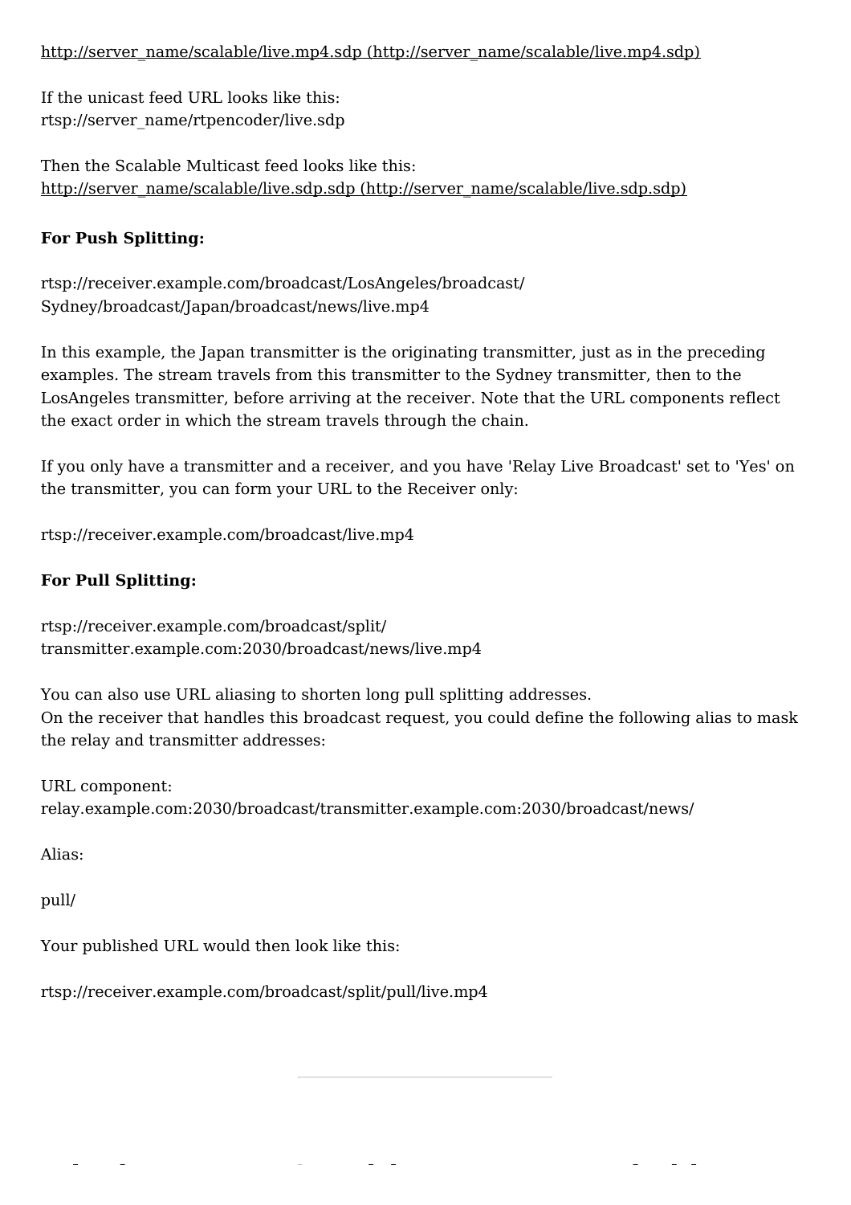http://server_name/scalable/live.mp4.sdp (http://server_name/scalable/live.mp4.sdp)

If the unicast feed URL looks like this:
rtsp://server_name/rtpencoder/live.sdp

Then the Scalable Multicast feed looks like this:
http://server_name/scalable/live.sdp.sdp (http://server_name/scalable/live.sdp.sdp)

**For Push Splitting:**

rtsp://receiver.example.com/broadcast/LosAngeles/broadcast/
Sydney/broadcast/Japan/broadcast/news/live.mp4

In this example, the Japan transmitter is the originating transmitter, just as in the preceding examples. The stream travels from this transmitter to the Sydney transmitter, then to the LosAngeles transmitter, before arriving at the receiver. Note that the URL components reflect the exact order in which the stream travels through the chain.

If you only have a transmitter and a receiver, and you have 'Relay Live Broadcast' set to 'Yes' on the transmitter, you can form your URL to the Receiver only:

rtsp://receiver.example.com/broadcast/live.mp4

**For Pull Splitting:**

rtsp://receiver.example.com/broadcast/split/
transmitter.example.com:2030/broadcast/news/live.mp4

You can also use URL aliasing to shorten long pull splitting addresses.
On the receiver that handles this broadcast request, you could define the following alias to mask the relay and transmitter addresses:

URL component:
relay.example.com:2030/broadcast/transmitter.example.com:2030/broadcast/news/

Alias:

pull/

Your published URL would then look like this:

rtsp://receiver.example.com/broadcast/split/pull/live.mp4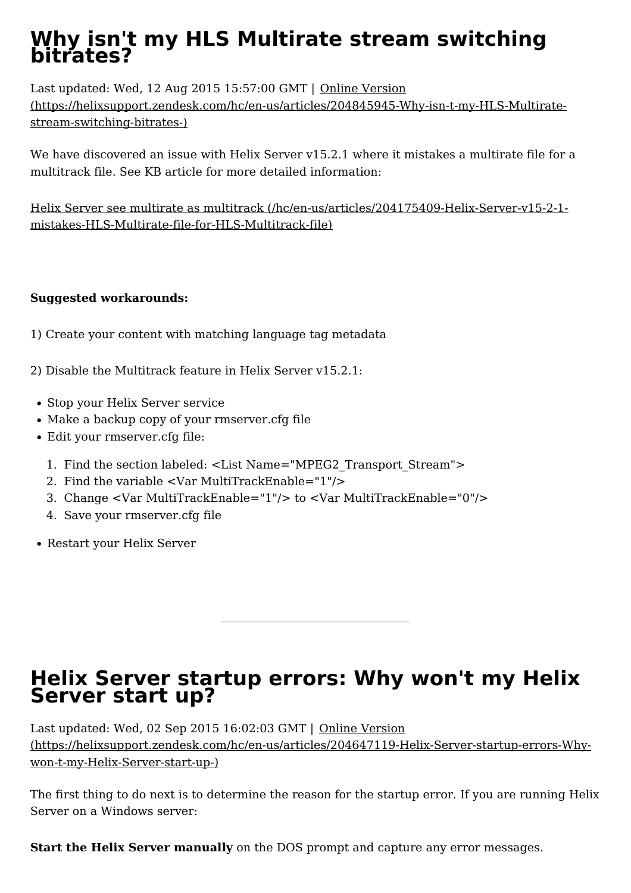# Why isn't my HLS Multirate stream switching bitrates?

Last updated: Wed, 12 Aug 2015 15:57:00 GMT | Online Version (https://helixsupport.zendesk.com/hc/en-us/articles/204845945-Why-isn-t-my-HLS-Multirate-stream-switching-bitrates-)

We have discovered an issue with Helix Server v15.2.1 where it mistakes a multirate file for a multitrack file. See KB article for more detailed information:

Helix Server see multirate as multitrack (/hc/en-us/articles/204175409-Helix-Server-v15-2-1-mistakes-HLS-Multirate-file-for-HLS-Multitrack-file)

**Suggested workarounds:**

1) Create your content with matching language tag metadata

2) Disable the Multitrack feature in Helix Server v15.2.1:

- Stop your Helix Server service
- Make a backup copy of your rmserver.cfg file
- Edit your rmserver.cfg file:
  1. Find the section labeled: <List Name="MPEG2_Transport_Stream">
  2. Find the variable <Var MultiTrackEnable="1"/>
  3. Change <Var MultiTrackEnable="1"/> to <Var MultiTrackEnable="0"/>
  4. Save your rmserver.cfg file
- Restart your Helix Server

---

# Helix Server startup errors: Why won't my Helix Server start up?

Last updated: Wed, 02 Sep 2015 16:02:03 GMT | Online Version (https://helixsupport.zendesk.com/hc/en-us/articles/204647119-Helix-Server-startup-errors-Why-won-t-my-Helix-Server-start-up-)

The first thing to do next is to determine the reason for the startup error. If you are running Helix Server on a Windows server:

**Start the Helix Server manually** on the DOS prompt and capture any error messages.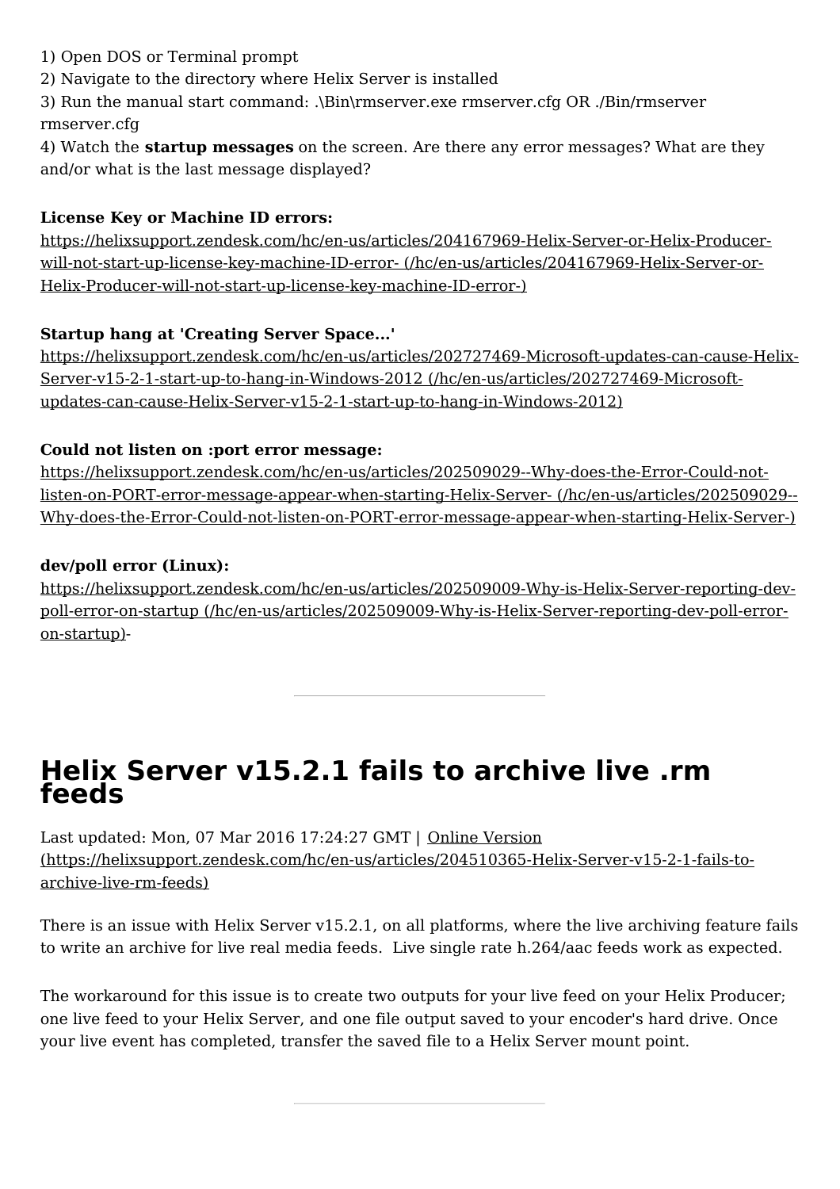1) Open DOS or Terminal prompt
2) Navigate to the directory where Helix Server is installed
3) Run the manual start command: .\Bin\rmserver.exe rmserver.cfg OR ./Bin/rmserver rmserver.cfg
4) Watch the **startup messages** on the screen. Are there any error messages? What are they and/or what is the last message displayed?

**License Key or Machine ID errors:**
https://helixsupport.zendesk.com/hc/en-us/articles/204167969-Helix-Server-or-Helix-Producer-will-not-start-up-license-key-machine-ID-error- (/hc/en-us/articles/204167969-Helix-Server-or-Helix-Producer-will-not-start-up-license-key-machine-ID-error-)

**Startup hang at 'Creating Server Space...'**
https://helixsupport.zendesk.com/hc/en-us/articles/202727469-Microsoft-updates-can-cause-Helix-Server-v15-2-1-start-up-to-hang-in-Windows-2012 (/hc/en-us/articles/202727469-Microsoft-updates-can-cause-Helix-Server-v15-2-1-start-up-to-hang-in-Windows-2012)

**Could not listen on :port error message:**
https://helixsupport.zendesk.com/hc/en-us/articles/202509029--Why-does-the-Error-Could-not-listen-on-PORT-error-message-appear-when-starting-Helix-Server- (/hc/en-us/articles/202509029--Why-does-the-Error-Could-not-listen-on-PORT-error-message-appear-when-starting-Helix-Server-)

**dev/poll error (Linux):**
https://helixsupport.zendesk.com/hc/en-us/articles/202509009-Why-is-Helix-Server-reporting-dev-poll-error-on-startup (/hc/en-us/articles/202509009-Why-is-Helix-Server-reporting-dev-poll-error-on-startup)-

---

# Helix Server v15.2.1 fails to archive live .rm feeds

Last updated: Mon, 07 Mar 2016 17:24:27 GMT | Online Version (https://helixsupport.zendesk.com/hc/en-us/articles/204510365-Helix-Server-v15-2-1-fails-to-archive-live-rm-feeds)

There is an issue with Helix Server v15.2.1, on all platforms, where the live archiving feature fails to write an archive for live real media feeds. Live single rate h.264/aac feeds work as expected.

The workaround for this issue is to create two outputs for your live feed on your Helix Producer; one live feed to your Helix Server, and one file output saved to your encoder's hard drive. Once your live event has completed, transfer the saved file to a Helix Server mount point.

---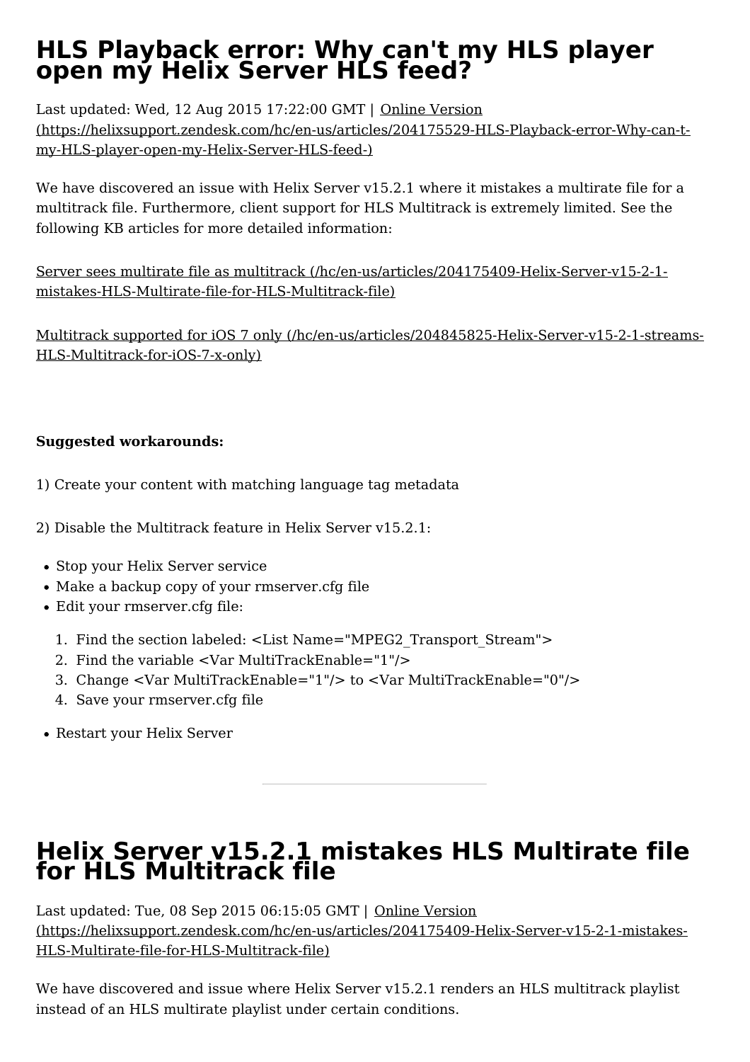# HLS Playback error: Why can't my HLS player open my Helix Server HLS feed?

Last updated: Wed, 12 Aug 2015 17:22:00 GMT | Online Version (https://helixsupport.zendesk.com/hc/en-us/articles/204175529-HLS-Playback-error-Why-can-t-my-HLS-player-open-my-Helix-Server-HLS-feed-)

We have discovered an issue with Helix Server v15.2.1 where it mistakes a multirate file for a multitrack file. Furthermore, client support for HLS Multitrack is extremely limited. See the following KB articles for more detailed information:

Server sees multirate file as multitrack (/hc/en-us/articles/204175409-Helix-Server-v15-2-1-mistakes-HLS-Multirate-file-for-HLS-Multitrack-file)

Multitrack supported for iOS 7 only (/hc/en-us/articles/204845825-Helix-Server-v15-2-1-streams-HLS-Multitrack-for-iOS-7-x-only)

**Suggested workarounds:**

1) Create your content with matching language tag metadata

2) Disable the Multitrack feature in Helix Server v15.2.1:

- Stop your Helix Server service
- Make a backup copy of your rmserver.cfg file
- Edit your rmserver.cfg file:

  1. Find the section labeled: <List Name="MPEG2_Transport_Stream">
  2. Find the variable <Var MultiTrackEnable="1"/>
  3. Change <Var MultiTrackEnable="1"/> to <Var MultiTrackEnable="0"/>
  4. Save your rmserver.cfg file

- Restart your Helix Server

---

# Helix Server v15.2.1 mistakes HLS Multirate file for HLS Multitrack file

Last updated: Tue, 08 Sep 2015 06:15:05 GMT | Online Version (https://helixsupport.zendesk.com/hc/en-us/articles/204175409-Helix-Server-v15-2-1-mistakes-HLS-Multirate-file-for-HLS-Multitrack-file)

We have discovered and issue where Helix Server v15.2.1 renders an HLS multitrack playlist instead of an HLS multirate playlist under certain conditions.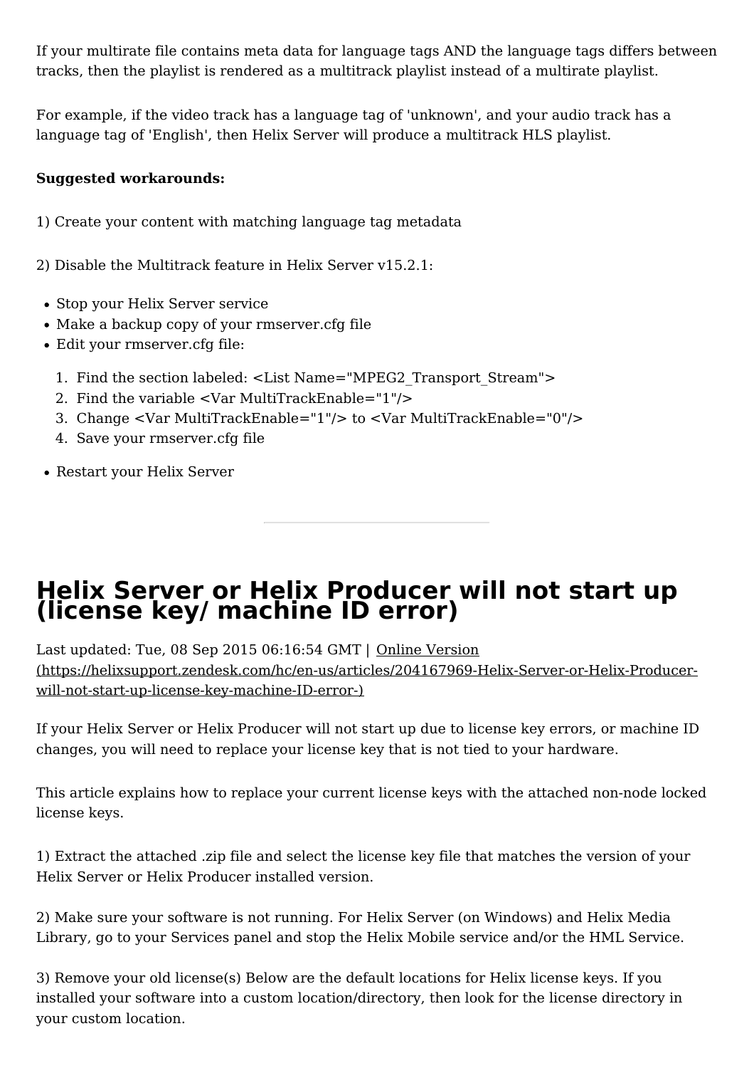If your multirate file contains meta data for language tags AND the language tags differs between tracks, then the playlist is rendered as a multitrack playlist instead of a multirate playlist.

For example, if the video track has a language tag of 'unknown', and your audio track has a language tag of 'English', then Helix Server will produce a multitrack HLS playlist.

**Suggested workarounds:**

1) Create your content with matching language tag metadata

2) Disable the Multitrack feature in Helix Server v15.2.1:

- Stop your Helix Server service
- Make a backup copy of your rmserver.cfg file
- Edit your rmserver.cfg file:

1. Find the section labeled: <List Name="MPEG2_Transport_Stream">
2. Find the variable <Var MultiTrackEnable="1"/>
3. Change <Var MultiTrackEnable="1"/> to <Var MultiTrackEnable="0"/>
4. Save your rmserver.cfg file

- Restart your Helix Server

---

# Helix Server or Helix Producer will not start up (license key/ machine ID error)

Last updated: Tue, 08 Sep 2015 06:16:54 GMT | [Online Version (https://helixsupport.zendesk.com/hc/en-us/articles/204167969-Helix-Server-or-Helix-Producer-will-not-start-up-license-key-machine-ID-error-)](https://helixsupport.zendesk.com/hc/en-us/articles/204167969-Helix-Server-or-Helix-Producer-will-not-start-up-license-key-machine-ID-error-)

If your Helix Server or Helix Producer will not start up due to license key errors, or machine ID changes, you will need to replace your license key that is not tied to your hardware.

This article explains how to replace your current license keys with the attached non-node locked license keys.

1) Extract the attached .zip file and select the license key file that matches the version of your Helix Server or Helix Producer installed version.

2) Make sure your software is not running. For Helix Server (on Windows) and Helix Media Library, go to your Services panel and stop the Helix Mobile service and/or the HML Service.

3) Remove your old license(s) Below are the default locations for Helix license keys. If you installed your software into a custom location/directory, then look for the license directory in your custom location.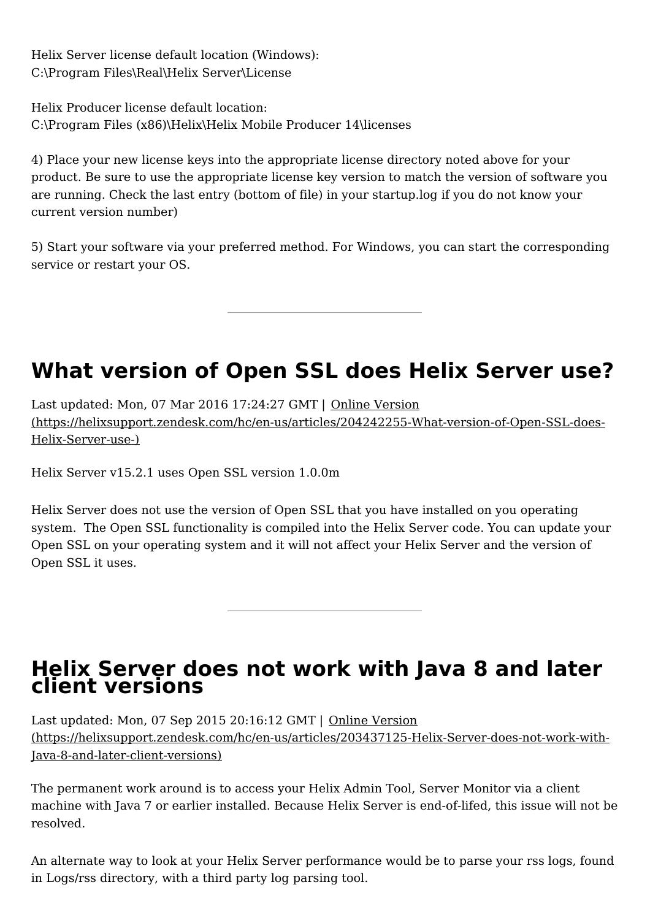Helix Server license default location (Windows):
C:\Program Files\Real\Helix Server\License

Helix Producer license default location:
C:\Program Files (x86)\Helix\Helix Mobile Producer 14\licenses

4) Place your new license keys into the appropriate license directory noted above for your product. Be sure to use the appropriate license key version to match the version of software you are running. Check the last entry (bottom of file) in your startup.log if you do not know your current version number)

5) Start your software via your preferred method. For Windows, you can start the corresponding service or restart your OS.

---

# What version of Open SSL does Helix Server use?

Last updated: Mon, 07 Mar 2016 17:24:27 GMT | [Online Version (https://helixsupport.zendesk.com/hc/en-us/articles/204242255-What-version-of-Open-SSL-does-Helix-Server-use-)](https://helixsupport.zendesk.com/hc/en-us/articles/204242255-What-version-of-Open-SSL-does-Helix-Server-use-)

Helix Server v15.2.1 uses Open SSL version 1.0.0m

Helix Server does not use the version of Open SSL that you have installed on you operating system.  The Open SSL functionality is compiled into the Helix Server code. You can update your Open SSL on your operating system and it will not affect your Helix Server and the version of Open SSL it uses.

---

# Helix Server does not work with Java 8 and later client versions

Last updated: Mon, 07 Sep 2015 20:16:12 GMT | [Online Version (https://helixsupport.zendesk.com/hc/en-us/articles/203437125-Helix-Server-does-not-work-with-Java-8-and-later-client-versions)](https://helixsupport.zendesk.com/hc/en-us/articles/203437125-Helix-Server-does-not-work-with-Java-8-and-later-client-versions)

The permanent work around is to access your Helix Admin Tool, Server Monitor via a client machine with Java 7 or earlier installed. Because Helix Server is end-of-lifed, this issue will not be resolved.

An alternate way to look at your Helix Server performance would be to parse your rss logs, found in Logs/rss directory, with a third party log parsing tool.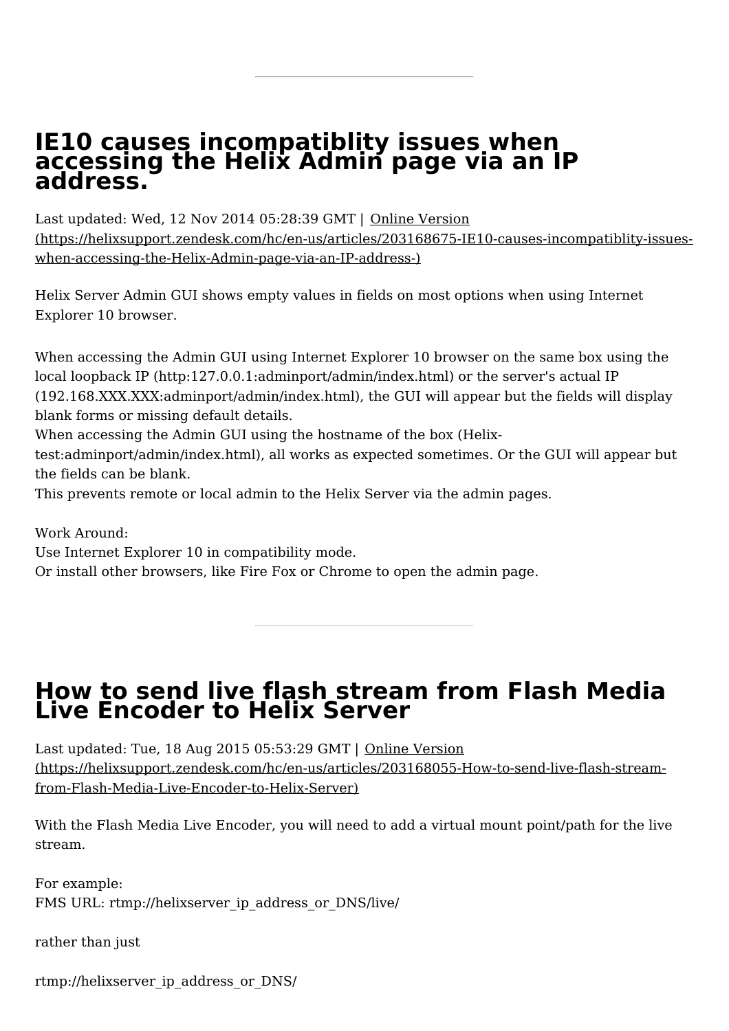---

# IE10 causes incompatiblity issues when accessing the Helix Admin page via an IP address.

Last updated: Wed, 12 Nov 2014 05:28:39 GMT | Online Version (https://helixsupport.zendesk.com/hc/en-us/articles/203168675-IE10-causes-incompatiblity-issues-when-accessing-the-Helix-Admin-page-via-an-IP-address-)

Helix Server Admin GUI shows empty values in fields on most options when using Internet Explorer 10 browser.

When accessing the Admin GUI using Internet Explorer 10 browser on the same box using the local loopback IP (http:127.0.0.1:adminport/admin/index.html) or the server's actual IP (192.168.XXX.XXX:adminport/admin/index.html), the GUI will appear but the fields will display blank forms or missing default details.
When accessing the Admin GUI using the hostname of the box (Helix-test:adminport/admin/index.html), all works as expected sometimes. Or the GUI will appear but the fields can be blank.
This prevents remote or local admin to the Helix Server via the admin pages.

Work Around:
Use Internet Explorer 10 in compatibility mode.
Or install other browsers, like Fire Fox or Chrome to open the admin page.

---

# How to send live flash stream from Flash Media Live Encoder to Helix Server

Last updated: Tue, 18 Aug 2015 05:53:29 GMT | Online Version (https://helixsupport.zendesk.com/hc/en-us/articles/203168055-How-to-send-live-flash-stream-from-Flash-Media-Live-Encoder-to-Helix-Server)

With the Flash Media Live Encoder, you will need to add a virtual mount point/path for the live stream.

For example:
FMS URL: rtmp://helixserver_ip_address_or_DNS/live/

rather than just

rtmp://helixserver_ip_address_or_DNS/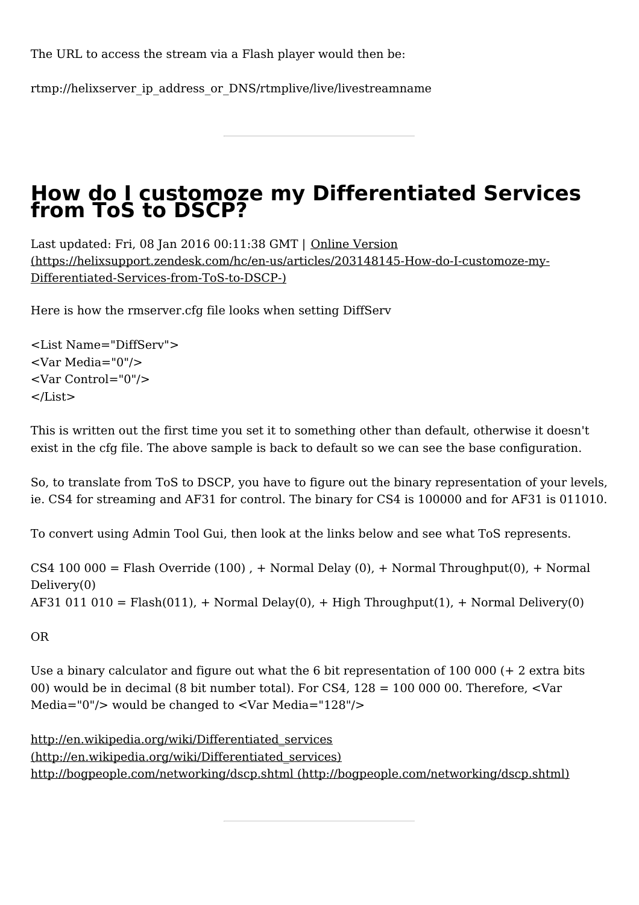The URL to access the stream via a Flash player would then be:

rtmp://helixserver_ip_address_or_DNS/rtmplive/live/livestreamname

---

# How do I customoze my Differentiated Services from ToS to DSCP?

Last updated: Fri, 08 Jan 2016 00:11:38 GMT | Online Version (https://helixsupport.zendesk.com/hc/en-us/articles/203148145-How-do-I-customoze-my-Differentiated-Services-from-ToS-to-DSCP-)

Here is how the rmserver.cfg file looks when setting DiffServ

```
<List Name="DiffServ">
<Var Media="0"/>
<Var Control="0"/>
</List>
```

This is written out the first time you set it to something other than default, otherwise it doesn't exist in the cfg file. The above sample is back to default so we can see the base configuration.

So, to translate from ToS to DSCP, you have to figure out the binary representation of your levels, ie. CS4 for streaming and AF31 for control. The binary for CS4 is 100000 and for AF31 is 011010.

To convert using Admin Tool Gui, then look at the links below and see what ToS represents.

CS4 100 000 = Flash Override (100) , + Normal Delay (0), + Normal Throughput(0), + Normal Delivery(0)
AF31 011 010 = Flash(011), + Normal Delay(0), + High Throughput(1), + Normal Delivery(0)

OR

Use a binary calculator and figure out what the 6 bit representation of 100 000 (+ 2 extra bits 00) would be in decimal (8 bit number total). For CS4, 128 = 100 000 00. Therefore, <Var Media="0"/> would be changed to <Var Media="128"/>

http://en.wikipedia.org/wiki/Differentiated_services (http://en.wikipedia.org/wiki/Differentiated_services)
http://bogpeople.com/networking/dscp.shtml (http://bogpeople.com/networking/dscp.shtml)

---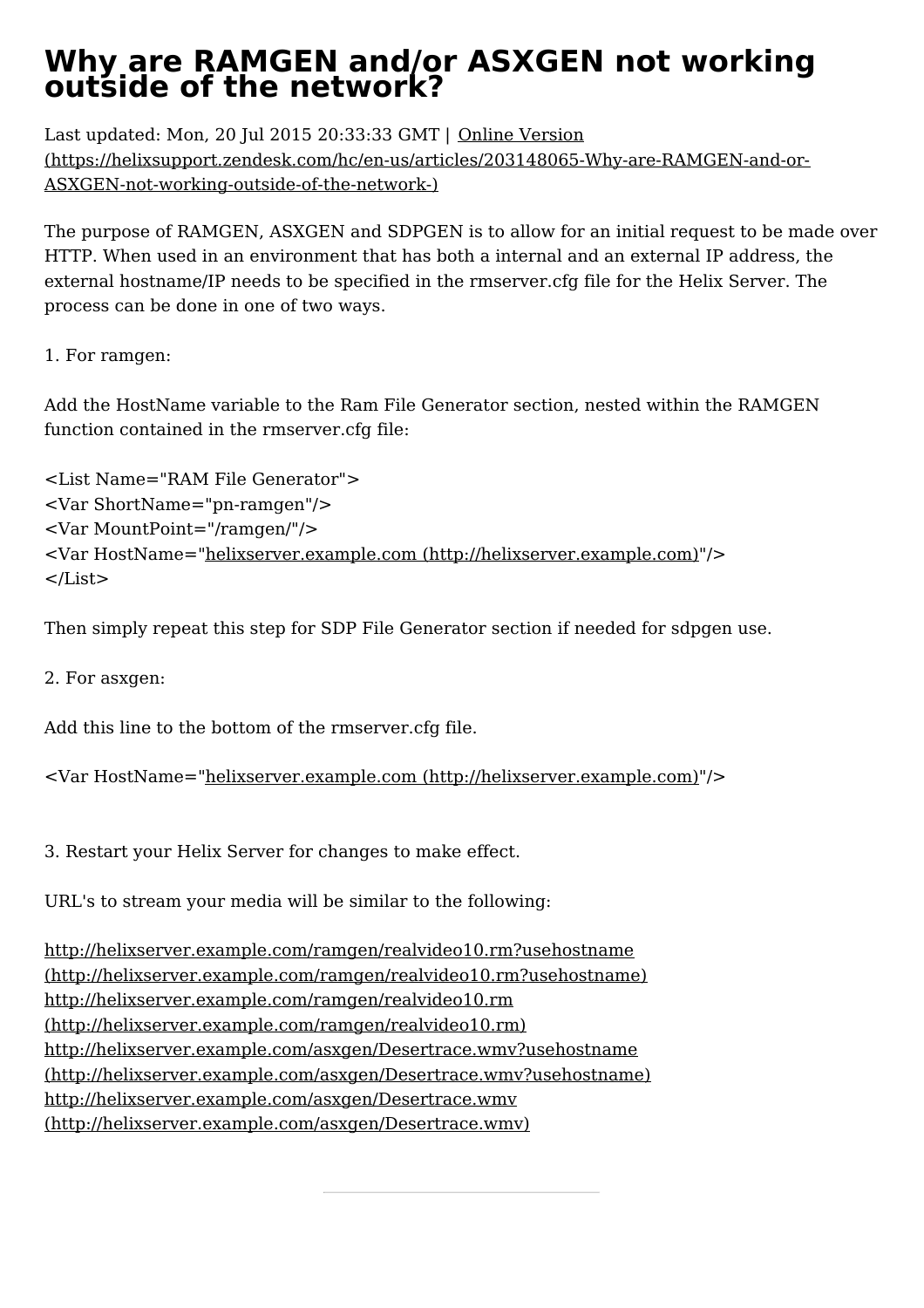# Why are RAMGEN and/or ASXGEN not working outside of the network?

Last updated: Mon, 20 Jul 2015 20:33:33 GMT | Online Version (https://helixsupport.zendesk.com/hc/en-us/articles/203148065-Why-are-RAMGEN-and-or-ASXGEN-not-working-outside-of-the-network-)

The purpose of RAMGEN, ASXGEN and SDPGEN is to allow for an initial request to be made over HTTP. When used in an environment that has both a internal and an external IP address, the external hostname/IP needs to be specified in the rmserver.cfg file for the Helix Server. The process can be done in one of two ways.

1. For ramgen:

Add the HostName variable to the Ram File Generator section, nested within the RAMGEN function contained in the rmserver.cfg file:

<List Name="RAM File Generator">
<Var ShortName="pn-ramgen"/>
<Var MountPoint="/ramgen/"/>
<Var HostName="helixserver.example.com (http://helixserver.example.com)"/>
</List>

Then simply repeat this step for SDP File Generator section if needed for sdpgen use.

2. For asxgen:

Add this line to the bottom of the rmserver.cfg file.

<Var HostName="helixserver.example.com (http://helixserver.example.com)"/>

3. Restart your Helix Server for changes to make effect.

URL's to stream your media will be similar to the following:

http://helixserver.example.com/ramgen/realvideo10.rm?usehostname (http://helixserver.example.com/ramgen/realvideo10.rm?usehostname)
http://helixserver.example.com/ramgen/realvideo10.rm (http://helixserver.example.com/ramgen/realvideo10.rm)
http://helixserver.example.com/asxgen/Desertrace.wmv?usehostname (http://helixserver.example.com/asxgen/Desertrace.wmv?usehostname)
http://helixserver.example.com/asxgen/Desertrace.wmv (http://helixserver.example.com/asxgen/Desertrace.wmv)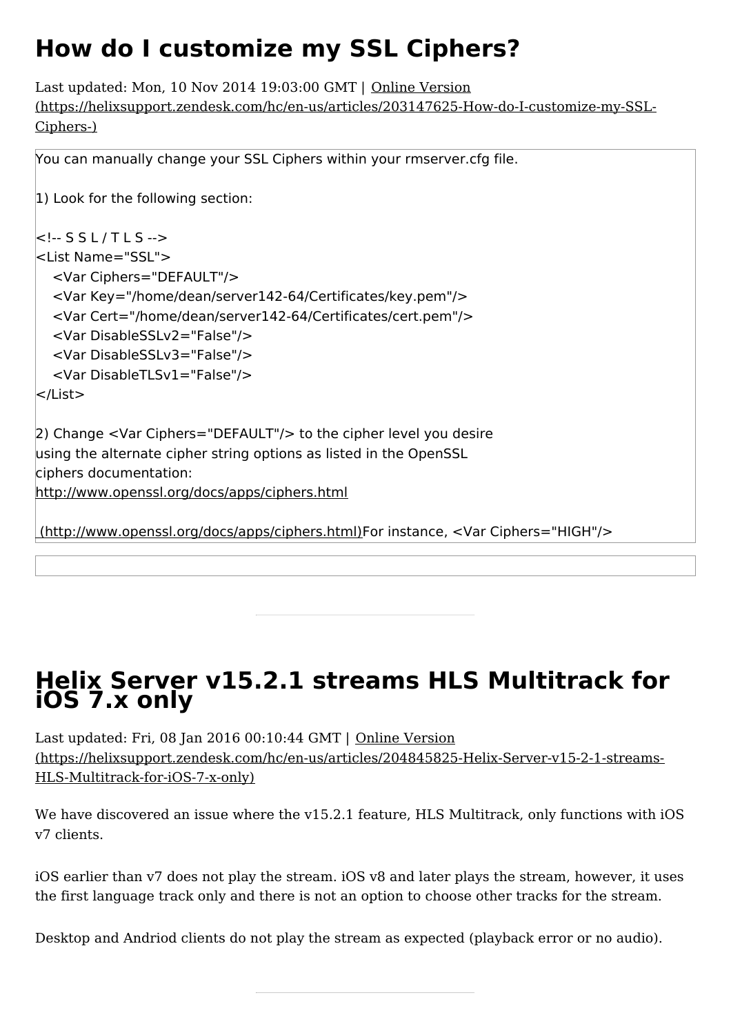# How do I customize my SSL Ciphers?

Last updated: Mon, 10 Nov 2014 19:03:00 GMT | Online Version (https://helixsupport.zendesk.com/hc/en-us/articles/203147625-How-do-I-customize-my-SSL-Ciphers-)

You can manually change your SSL Ciphers within your rmserver.cfg file.

1) Look for the following section:

```
<!-- S S L / T L S -->
<List Name="SSL">
    <Var Ciphers="DEFAULT"/>
    <Var Key="/home/dean/server142-64/Certificates/key.pem"/>
    <Var Cert="/home/dean/server142-64/Certificates/cert.pem"/>
    <Var DisableSSLv2="False"/>
    <Var DisableSSLv3="False"/>
    <Var DisableTLSv1="False"/>
</List>
```

2) Change <Var Ciphers="DEFAULT"/> to the cipher level you desire using the alternate cipher string options as listed in the OpenSSL ciphers documentation:
http://www.openssl.org/docs/apps/ciphers.html

(http://www.openssl.org/docs/apps/ciphers.html)For instance, <Var Ciphers="HIGH"/>

# Helix Server v15.2.1 streams HLS Multitrack for iOS 7.x only

Last updated: Fri, 08 Jan 2016 00:10:44 GMT | Online Version (https://helixsupport.zendesk.com/hc/en-us/articles/204845825-Helix-Server-v15-2-1-streams-HLS-Multitrack-for-iOS-7-x-only)

We have discovered an issue where the v15.2.1 feature, HLS Multitrack, only functions with iOS v7 clients.

iOS earlier than v7 does not play the stream. iOS v8 and later plays the stream, however, it uses the first language track only and there is not an option to choose other tracks for the stream.

Desktop and Andriod clients do not play the stream as expected (playback error or no audio).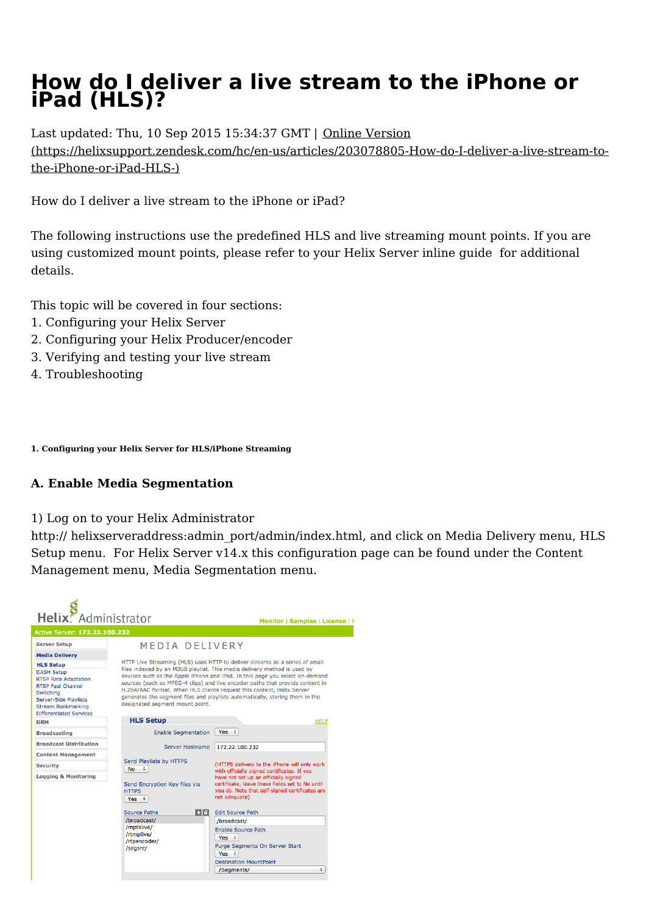# How do I deliver a live stream to the iPhone or iPad (HLS)?

Last updated: Thu, 10 Sep 2015 15:34:37 GMT | Online Version (https://helixsupport.zendesk.com/hc/en-us/articles/203078805-How-do-I-deliver-a-live-stream-to-the-iPhone-or-iPad-HLS-)

How do I deliver a live stream to the iPhone or iPad?

The following instructions use the predefined HLS and live streaming mount points. If you are using customized mount points, please refer to your Helix Server inline guide for additional details.

This topic will be covered in four sections:
1. Configuring your Helix Server
2. Configuring your Helix Producer/encoder
3. Verifying and testing your live stream
4. Troubleshooting

###### 1. Configuring your Helix Server for HLS/iPhone Streaming

### A. Enable Media Segmentation

1) Log on to your Helix Administrator http:// helixserveraddress:admin_port/admin/index.html, and click on Media Delivery menu, HLS Setup menu. For Helix Server v14.x this configuration page can be found under the Content Management menu, Media Segmentation menu.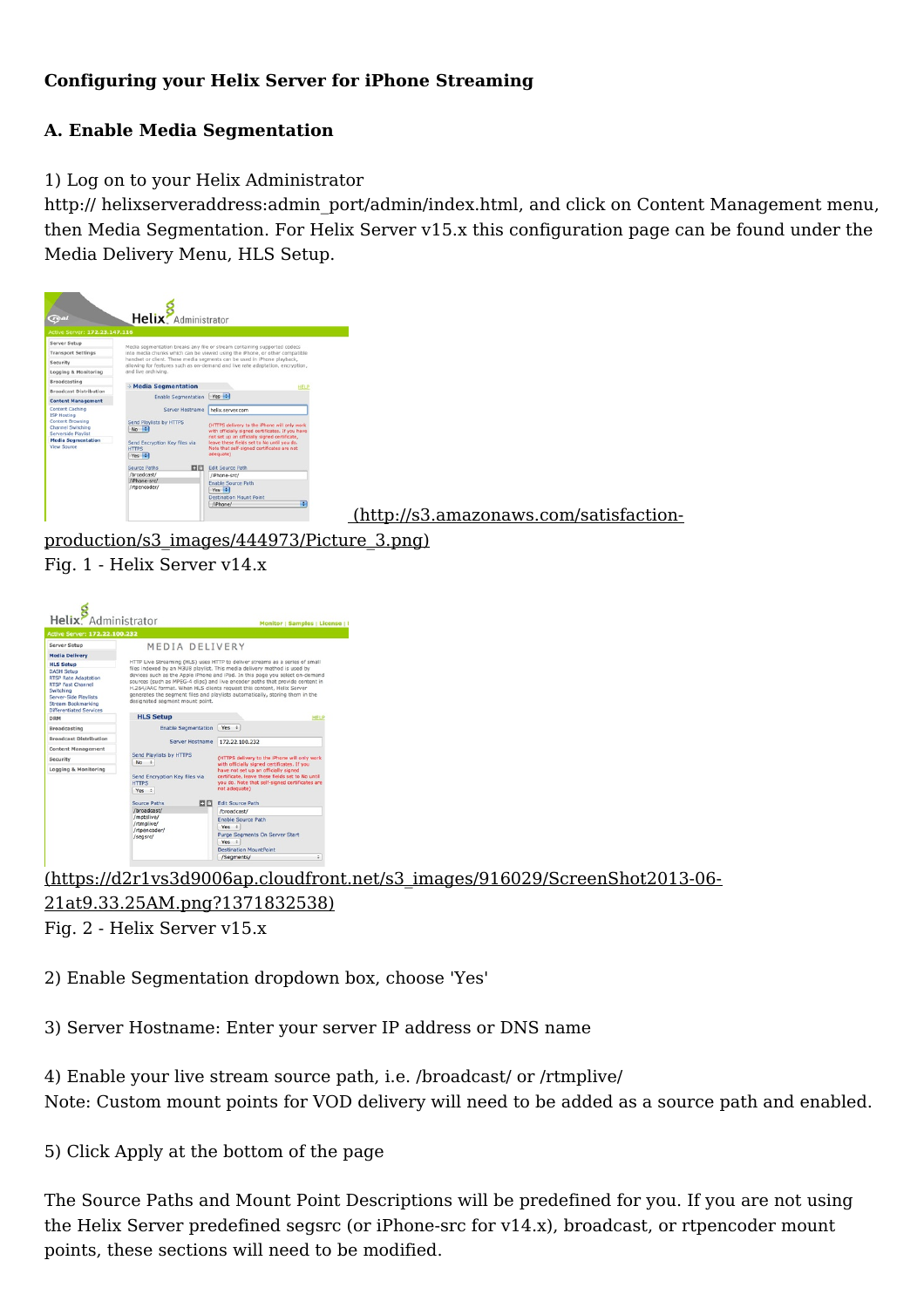**Configuring your Helix Server for iPhone Streaming**

**A. Enable Media Segmentation**

1) Log on to your Helix Administrator
http:// helixserveraddress:admin_port/admin/index.html, and click on Content Management menu, then Media Segmentation. For Helix Server v15.x this configuration page can be found under the Media Delivery Menu, HLS Setup.

(http://s3.amazonaws.com/satisfaction-production/s3_images/444973/Picture_3.png)
Fig. 1 - Helix Server v14.x

(https://d2r1vs3d9006ap.cloudfront.net/s3_images/916029/ScreenShot2013-06-21at9.33.25AM.png?1371832538)
Fig. 2 - Helix Server v15.x

2) Enable Segmentation dropdown box, choose 'Yes'

3) Server Hostname: Enter your server IP address or DNS name

4) Enable your live stream source path, i.e. /broadcast/ or /rtmplive/
Note: Custom mount points for VOD delivery will need to be added as a source path and enabled.

5) Click Apply at the bottom of the page

The Source Paths and Mount Point Descriptions will be predefined for you. If you are not using the Helix Server predefined segsrc (or iPhone-src for v14.x), broadcast, or rtpencoder mount points, these sections will need to be modified.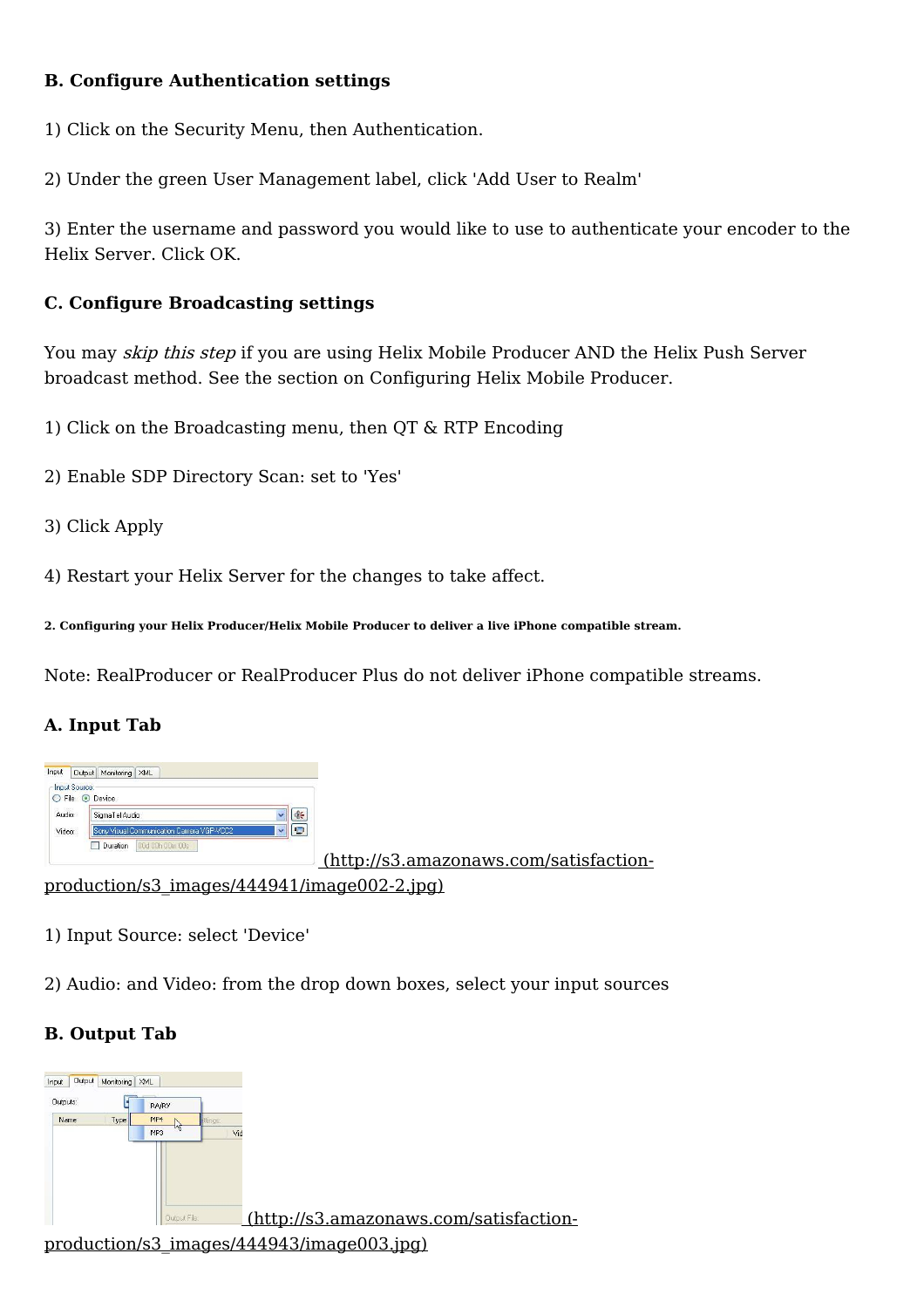**B. Configure Authentication settings**

1) Click on the Security Menu, then Authentication.

2) Under the green User Management label, click 'Add User to Realm'

3) Enter the username and password you would like to use to authenticate your encoder to the Helix Server. Click OK.

**C. Configure Broadcasting settings**

You may *skip this step* if you are using Helix Mobile Producer AND the Helix Push Server broadcast method. See the section on Configuring Helix Mobile Producer.

1) Click on the Broadcasting menu, then QT & RTP Encoding

2) Enable SDP Directory Scan: set to 'Yes'

3) Click Apply

4) Restart your Helix Server for the changes to take affect.

##### 2. Configuring your Helix Producer/Helix Mobile Producer to deliver a live iPhone compatible stream.

Note: RealProducer or RealProducer Plus do not deliver iPhone compatible streams.

**A. Input Tab**

(http://s3.amazonaws.com/satisfaction-production/s3_images/444941/image002-2.jpg)

1) Input Source: select 'Device'

2) Audio: and Video: from the drop down boxes, select your input sources

**B. Output Tab**

(http://s3.amazonaws.com/satisfaction-production/s3_images/444943/image003.jpg)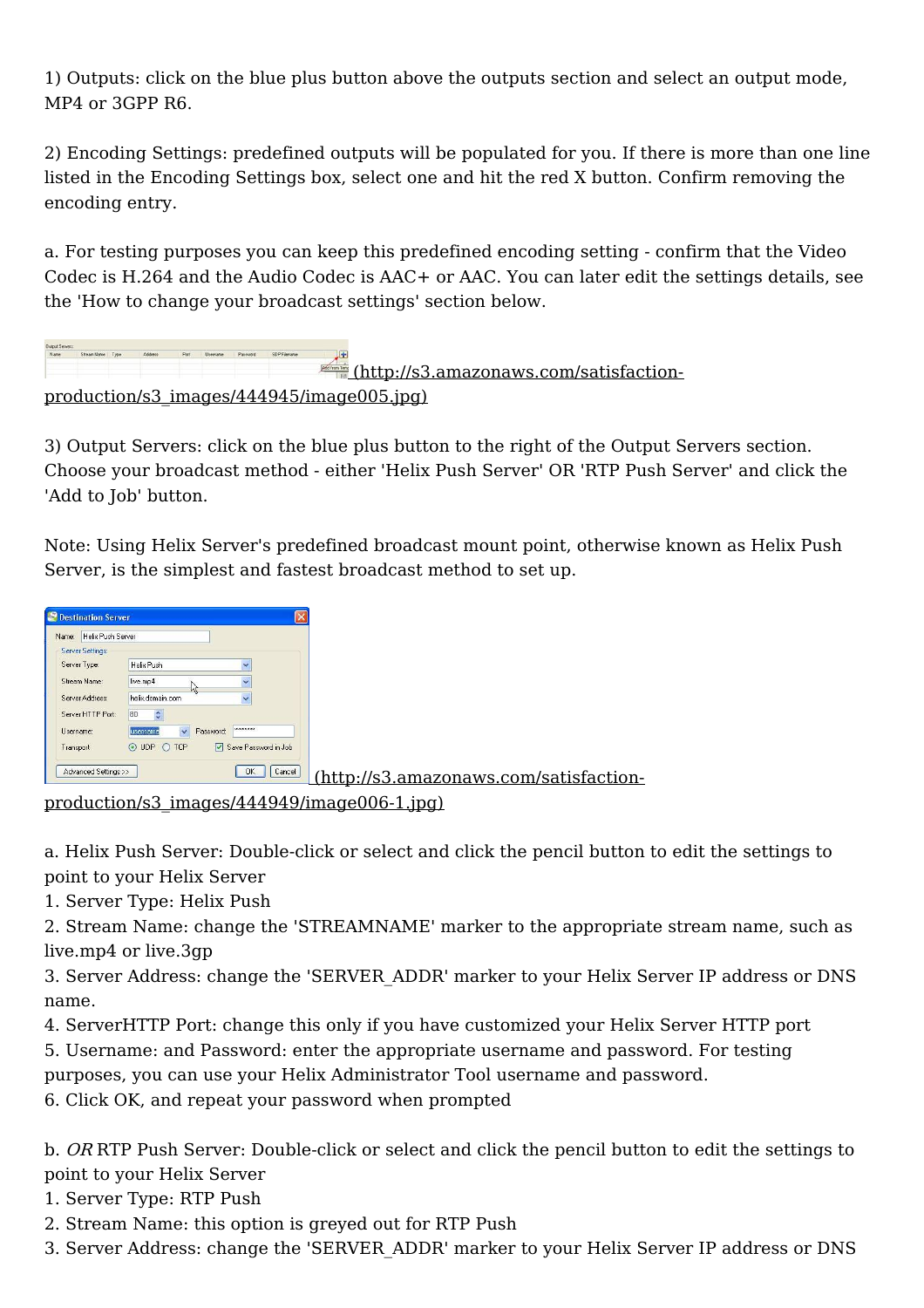1) Outputs: click on the blue plus button above the outputs section and select an output mode, MP4 or 3GPP R6.

2) Encoding Settings: predefined outputs will be populated for you. If there is more than one line listed in the Encoding Settings box, select one and hit the red X button. Confirm removing the encoding entry.

a. For testing purposes you can keep this predefined encoding setting - confirm that the Video Codec is H.264 and the Audio Codec is AAC+ or AAC. You can later edit the settings details, see the 'How to change your broadcast settings' section below.

(http://s3.amazonaws.com/satisfaction-production/s3_images/444945/image005.jpg)

3) Output Servers: click on the blue plus button to the right of the Output Servers section. Choose your broadcast method - either 'Helix Push Server' OR 'RTP Push Server' and click the 'Add to Job' button.

Note: Using Helix Server's predefined broadcast mount point, otherwise known as Helix Push Server, is the simplest and fastest broadcast method to set up.

(http://s3.amazonaws.com/satisfaction-production/s3_images/444949/image006-1.jpg)

a. Helix Push Server: Double-click or select and click the pencil button to edit the settings to point to your Helix Server
1. Server Type: Helix Push
2. Stream Name: change the 'STREAMNAME' marker to the appropriate stream name, such as live.mp4 or live.3gp
3. Server Address: change the 'SERVER_ADDR' marker to your Helix Server IP address or DNS name.
4. ServerHTTP Port: change this only if you have customized your Helix Server HTTP port
5. Username: and Password: enter the appropriate username and password. For testing purposes, you can use your Helix Administrator Tool username and password.
6. Click OK, and repeat your password when prompted

b. *OR* RTP Push Server: Double-click or select and click the pencil button to edit the settings to point to your Helix Server
1. Server Type: RTP Push
2. Stream Name: this option is greyed out for RTP Push
3. Server Address: change the 'SERVER_ADDR' marker to your Helix Server IP address or DNS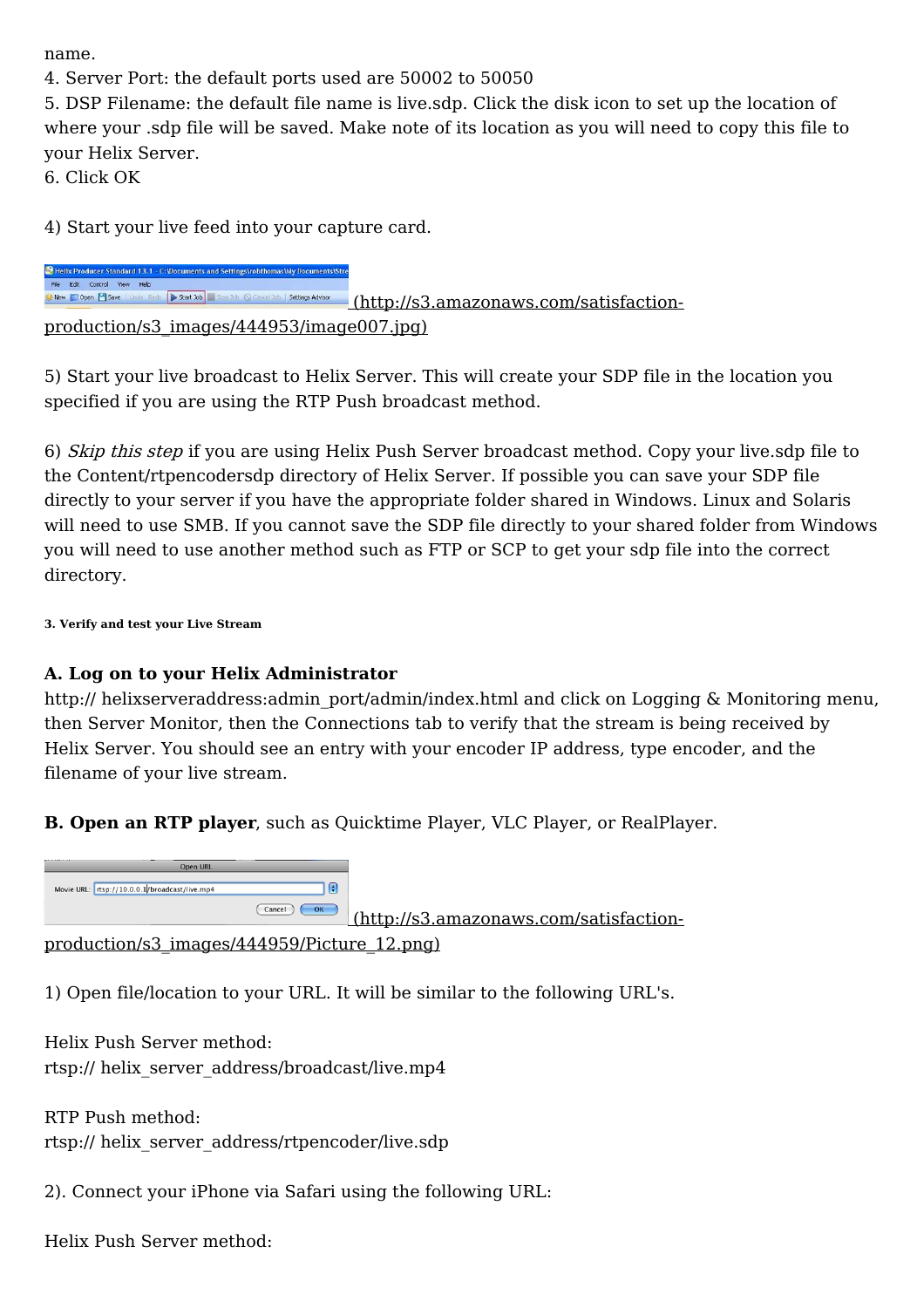name.
4. Server Port: the default ports used are 50002 to 50050
5. DSP Filename: the default file name is live.sdp. Click the disk icon to set up the location of where your .sdp file will be saved. Make note of its location as you will need to copy this file to your Helix Server.
6. Click OK

4) Start your live feed into your capture card.

(http://s3.amazonaws.com/satisfaction-production/s3_images/444953/image007.jpg)

5) Start your live broadcast to Helix Server. This will create your SDP file in the location you specified if you are using the RTP Push broadcast method.

6) *Skip this step* if you are using Helix Push Server broadcast method. Copy your live.sdp file to the Content/rtpencodersdp directory of Helix Server. If possible you can save your SDP file directly to your server if you have the appropriate folder shared in Windows. Linux and Solaris will need to use SMB. If you cannot save the SDP file directly to your shared folder from Windows you will need to use another method such as FTP or SCP to get your sdp file into the correct directory.

###### 3. Verify and test your Live Stream

**A. Log on to your Helix Administrator**
http:// helixserveraddress:admin_port/admin/index.html and click on Logging & Monitoring menu, then Server Monitor, then the Connections tab to verify that the stream is being received by Helix Server. You should see an entry with your encoder IP address, type encoder, and the filename of your live stream.

**B. Open an RTP player**, such as Quicktime Player, VLC Player, or RealPlayer.

(http://s3.amazonaws.com/satisfaction-production/s3_images/444959/Picture_12.png)

1) Open file/location to your URL. It will be similar to the following URL's.

Helix Push Server method:
rtsp:// helix_server_address/broadcast/live.mp4

RTP Push method:
rtsp:// helix_server_address/rtpencoder/live.sdp

2). Connect your iPhone via Safari using the following URL:

Helix Push Server method: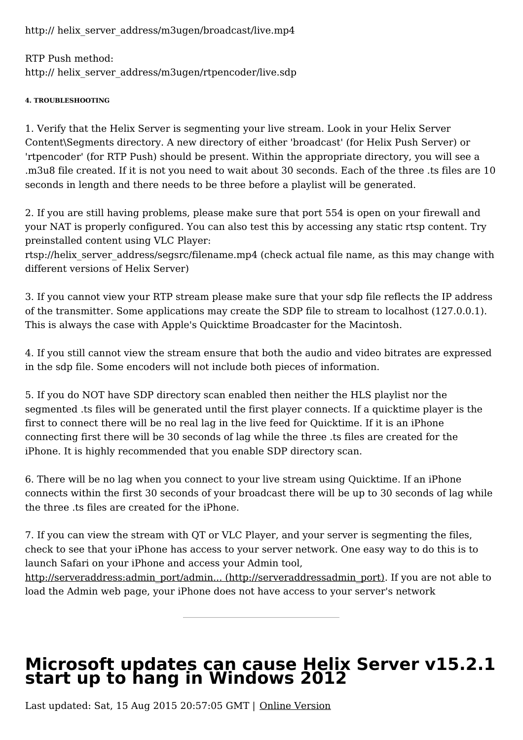http:// helix_server_address/m3ugen/broadcast/live.mp4

RTP Push method:
http:// helix_server_address/m3ugen/rtpencoder/live.sdp

###### 4. TROUBLESHOOTING

1. Verify that the Helix Server is segmenting your live stream. Look in your Helix Server Content\Segments directory. A new directory of either 'broadcast' (for Helix Push Server) or 'rtpencoder' (for RTP Push) should be present. Within the appropriate directory, you will see a .m3u8 file created. If it is not you need to wait about 30 seconds. Each of the three .ts files are 10 seconds in length and there needs to be three before a playlist will be generated.

2. If you are still having problems, please make sure that port 554 is open on your firewall and your NAT is properly configured. You can also test this by accessing any static rtsp content. Try preinstalled content using VLC Player:
rtsp://helix_server_address/segsrc/filename.mp4 (check actual file name, as this may change with different versions of Helix Server)

3. If you cannot view your RTP stream please make sure that your sdp file reflects the IP address of the transmitter. Some applications may create the SDP file to stream to localhost (127.0.0.1). This is always the case with Apple's Quicktime Broadcaster for the Macintosh.

4. If you still cannot view the stream ensure that both the audio and video bitrates are expressed in the sdp file. Some encoders will not include both pieces of information.

5. If you do NOT have SDP directory scan enabled then neither the HLS playlist nor the segmented .ts files will be generated until the first player connects. If a quicktime player is the first to connect there will be no real lag in the live feed for Quicktime. If it is an iPhone connecting first there will be 30 seconds of lag while the three .ts files are created for the iPhone. It is highly recommended that you enable SDP directory scan.

6. There will be no lag when you connect to your live stream using Quicktime. If an iPhone connects within the first 30 seconds of your broadcast there will be up to 30 seconds of lag while the three .ts files are created for the iPhone.

7. If you can view the stream with QT or VLC Player, and your server is segmenting the files, check to see that your iPhone has access to your server network. One easy way to do this is to launch Safari on your iPhone and access your Admin tool, [http://serveraddress:admin_port/admin... (http://serveraddressadmin_port)](http://serveraddressadmin_port). If you are not able to load the Admin web page, your iPhone does not have access to your server's network

---

# Microsoft updates can cause Helix Server v15.2.1 start up to hang in Windows 2012

Last updated: Sat, 15 Aug 2015 20:57:05 GMT | Online Version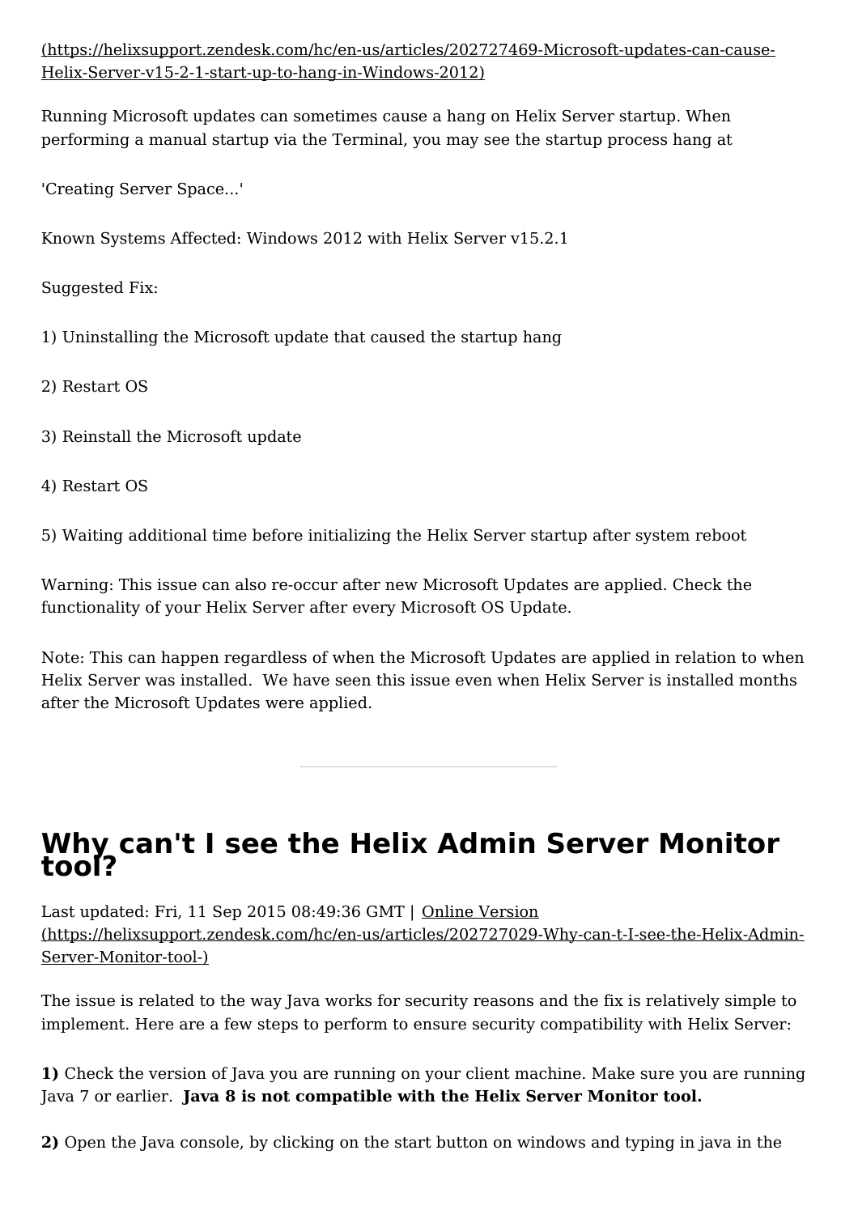(https://helixsupport.zendesk.com/hc/en-us/articles/202727469-Microsoft-updates-can-cause-Helix-Server-v15-2-1-start-up-to-hang-in-Windows-2012)

Running Microsoft updates can sometimes cause a hang on Helix Server startup. When performing a manual startup via the Terminal, you may see the startup process hang at

'Creating Server Space...'

Known Systems Affected: Windows 2012 with Helix Server v15.2.1

Suggested Fix:

1) Uninstalling the Microsoft update that caused the startup hang

2) Restart OS

3) Reinstall the Microsoft update

4) Restart OS

5) Waiting additional time before initializing the Helix Server startup after system reboot

Warning: This issue can also re-occur after new Microsoft Updates are applied. Check the functionality of your Helix Server after every Microsoft OS Update.

Note: This can happen regardless of when the Microsoft Updates are applied in relation to when Helix Server was installed. We have seen this issue even when Helix Server is installed months after the Microsoft Updates were applied.

---

# Why can't I see the Helix Admin Server Monitor tool?

Last updated: Fri, 11 Sep 2015 08:49:36 GMT | Online Version (https://helixsupport.zendesk.com/hc/en-us/articles/202727029-Why-can-t-I-see-the-Helix-Admin-Server-Monitor-tool-)

The issue is related to the way Java works for security reasons and the fix is relatively simple to implement. Here are a few steps to perform to ensure security compatibility with Helix Server:

**1)** Check the version of Java you are running on your client machine. Make sure you are running Java 7 or earlier. **Java 8 is not compatible with the Helix Server Monitor tool.**

**2)** Open the Java console, by clicking on the start button on windows and typing in java in the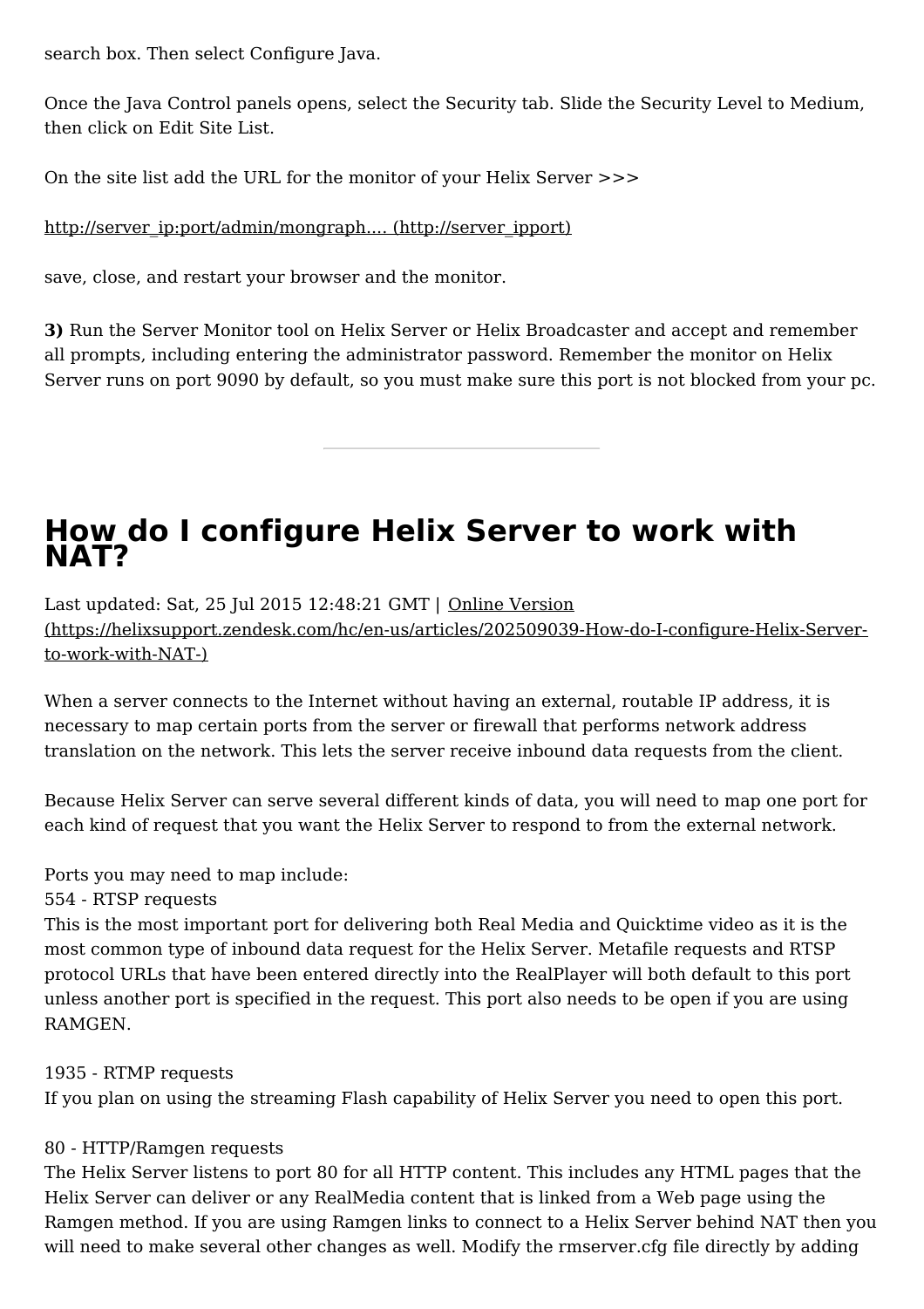search box. Then select Configure Java.

Once the Java Control panels opens, select the Security tab. Slide the Security Level to Medium, then click on Edit Site List.

On the site list add the URL for the monitor of your Helix Server >>>

http://server_ip:port/admin/mongraph.... (http://server_ipport)

save, close, and restart your browser and the monitor.

**3)** Run the Server Monitor tool on Helix Server or Helix Broadcaster and accept and remember all prompts, including entering the administrator password. Remember the monitor on Helix Server runs on port 9090 by default, so you must make sure this port is not blocked from your pc.

---

# How do I configure Helix Server to work with NAT?

Last updated: Sat, 25 Jul 2015 12:48:21 GMT | Online Version (https://helixsupport.zendesk.com/hc/en-us/articles/202509039-How-do-I-configure-Helix-Server-to-work-with-NAT-)

When a server connects to the Internet without having an external, routable IP address, it is necessary to map certain ports from the server or firewall that performs network address translation on the network. This lets the server receive inbound data requests from the client.

Because Helix Server can serve several different kinds of data, you will need to map one port for each kind of request that you want the Helix Server to respond to from the external network.

Ports you may need to map include:
554 - RTSP requests
This is the most important port for delivering both Real Media and Quicktime video as it is the most common type of inbound data request for the Helix Server. Metafile requests and RTSP protocol URLs that have been entered directly into the RealPlayer will both default to this port unless another port is specified in the request. This port also needs to be open if you are using RAMGEN.

1935 - RTMP requests
If you plan on using the streaming Flash capability of Helix Server you need to open this port.

80 - HTTP/Ramgen requests
The Helix Server listens to port 80 for all HTTP content. This includes any HTML pages that the Helix Server can deliver or any RealMedia content that is linked from a Web page using the Ramgen method. If you are using Ramgen links to connect to a Helix Server behind NAT then you will need to make several other changes as well. Modify the rmserver.cfg file directly by adding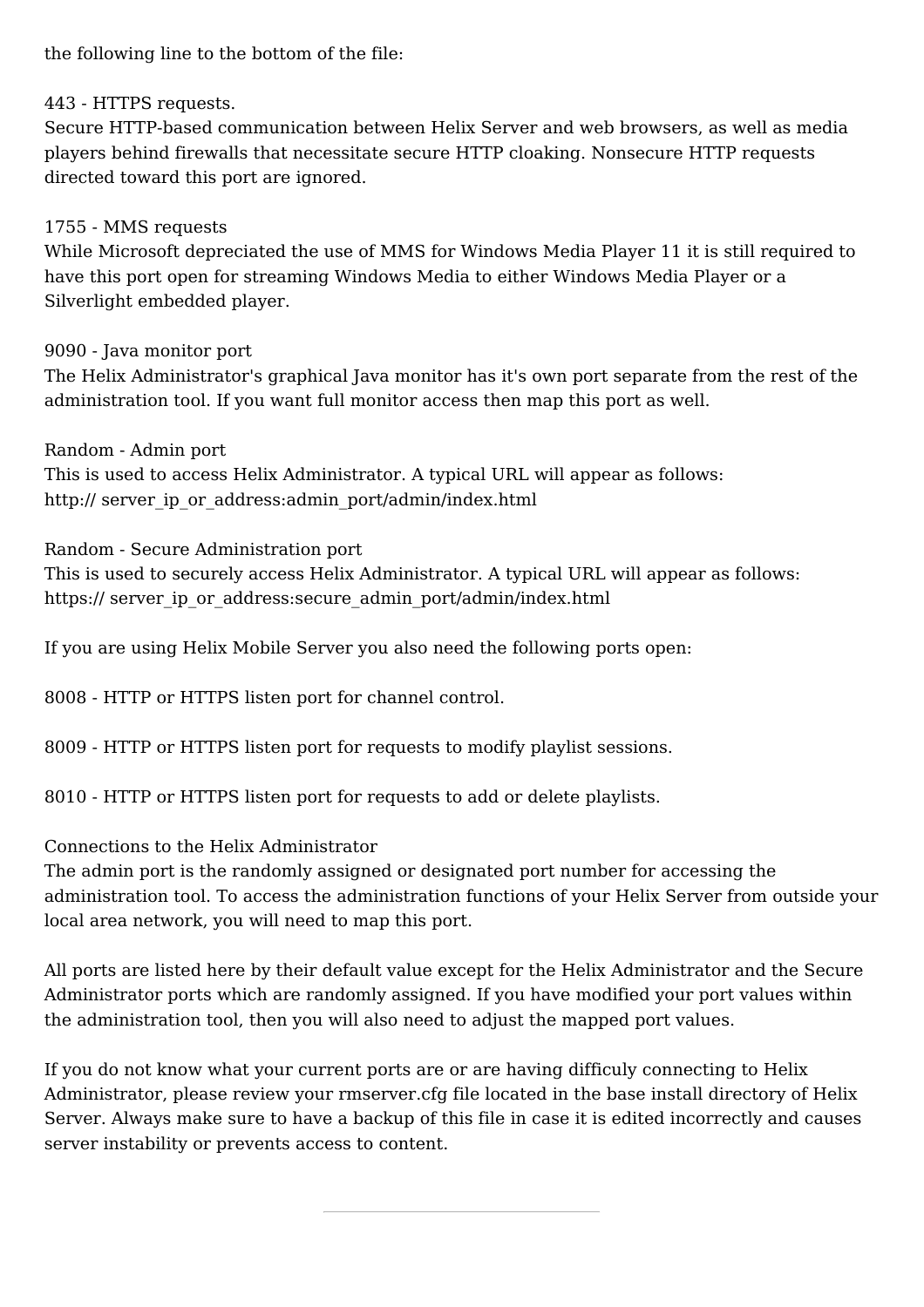the following line to the bottom of the file:

443 - HTTPS requests.
Secure HTTP-based communication between Helix Server and web browsers, as well as media players behind firewalls that necessitate secure HTTP cloaking. Nonsecure HTTP requests directed toward this port are ignored.

1755 - MMS requests
While Microsoft depreciated the use of MMS for Windows Media Player 11 it is still required to have this port open for streaming Windows Media to either Windows Media Player or a Silverlight embedded player.

9090 - Java monitor port
The Helix Administrator's graphical Java monitor has it's own port separate from the rest of the administration tool. If you want full monitor access then map this port as well.

Random - Admin port
This is used to access Helix Administrator. A typical URL will appear as follows:
http:// server_ip_or_address:admin_port/admin/index.html

Random - Secure Administration port
This is used to securely access Helix Administrator. A typical URL will appear as follows:
https:// server_ip_or_address:secure_admin_port/admin/index.html

If you are using Helix Mobile Server you also need the following ports open:

8008 - HTTP or HTTPS listen port for channel control.

8009 - HTTP or HTTPS listen port for requests to modify playlist sessions.

8010 - HTTP or HTTPS listen port for requests to add or delete playlists.

Connections to the Helix Administrator
The admin port is the randomly assigned or designated port number for accessing the administration tool. To access the administration functions of your Helix Server from outside your local area network, you will need to map this port.

All ports are listed here by their default value except for the Helix Administrator and the Secure Administrator ports which are randomly assigned. If you have modified your port values within the administration tool, then you will also need to adjust the mapped port values.

If you do not know what your current ports are or are having difficuly connecting to Helix Administrator, please review your rmserver.cfg file located in the base install directory of Helix Server. Always make sure to have a backup of this file in case it is edited incorrectly and causes server instability or prevents access to content.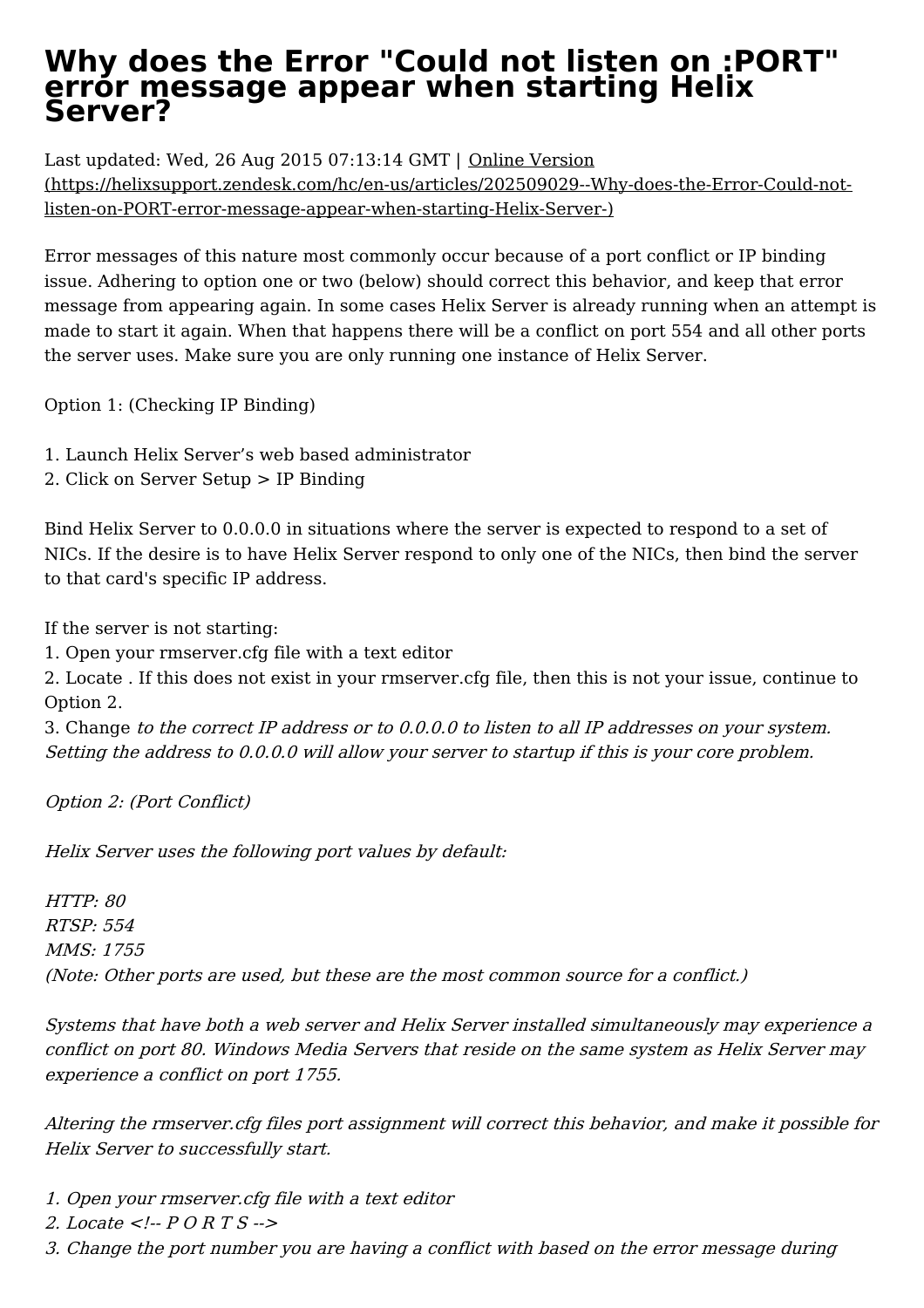# Why does the Error "Could not listen on :PORT" error message appear when starting Helix Server?

Last updated: Wed, 26 Aug 2015 07:13:14 GMT | [Online Version (https://helixsupport.zendesk.com/hc/en-us/articles/202509029--Why-does-the-Error-Could-not-listen-on-PORT-error-message-appear-when-starting-Helix-Server-)](https://helixsupport.zendesk.com/hc/en-us/articles/202509029--Why-does-the-Error-Could-not-listen-on-PORT-error-message-appear-when-starting-Helix-Server-)

Error messages of this nature most commonly occur because of a port conflict or IP binding issue. Adhering to option one or two (below) should correct this behavior, and keep that error message from appearing again. In some cases Helix Server is already running when an attempt is made to start it again. When that happens there will be a conflict on port 554 and all other ports the server uses. Make sure you are only running one instance of Helix Server.

Option 1: (Checking IP Binding)

1. Launch Helix Server's web based administrator
2. Click on Server Setup > IP Binding

Bind Helix Server to 0.0.0.0 in situations where the server is expected to respond to a set of NICs. If the desire is to have Helix Server respond to only one of the NICs, then bind the server to that card's specific IP address.

If the server is not starting:
1. Open your rmserver.cfg file with a text editor
2. Locate . If this does not exist in your rmserver.cfg file, then this is not your issue, continue to Option 2.
3. Change *to the correct IP address or to 0.0.0.0 to listen to all IP addresses on your system. Setting the address to 0.0.0.0 will allow your server to startup if this is your core problem.*

*Option 2: (Port Conflict)*

*Helix Server uses the following port values by default:*

*HTTP: 80*
*RTSP: 554*
*MMS: 1755*
*(Note: Other ports are used, but these are the most common source for a conflict.)*

*Systems that have both a web server and Helix Server installed simultaneously may experience a conflict on port 80. Windows Media Servers that reside on the same system as Helix Server may experience a conflict on port 1755.*

*Altering the rmserver.cfg files port assignment will correct this behavior, and make it possible for Helix Server to successfully start.*

*1. Open your rmserver.cfg file with a text editor*
*2. Locate <!-- P O R T S -->*
*3. Change the port number you are having a conflict with based on the error message during*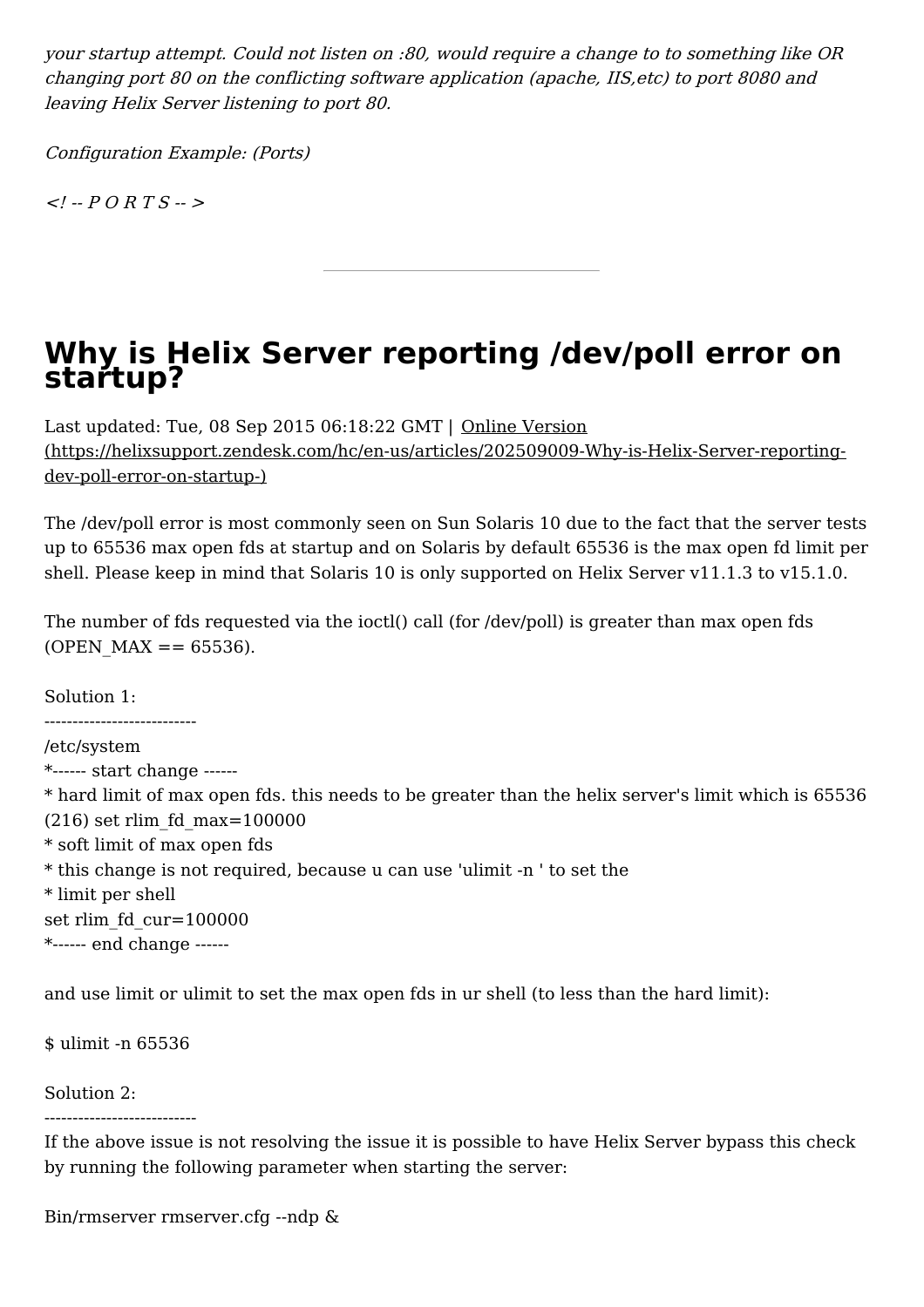*your startup attempt. Could not listen on :80, would require a change to to something like OR changing port 80 on the conflicting software application (apache, IIS,etc) to port 8080 and leaving Helix Server listening to port 80.*

*Configuration Example: (Ports)*

*<! -- P O R T S -- >*

---

# Why is Helix Server reporting /dev/poll error on startup?

Last updated: Tue, 08 Sep 2015 06:18:22 GMT | [Online Version (https://helixsupport.zendesk.com/hc/en-us/articles/202509009-Why-is-Helix-Server-reporting-dev-poll-error-on-startup-)](https://helixsupport.zendesk.com/hc/en-us/articles/202509009-Why-is-Helix-Server-reporting-dev-poll-error-on-startup-)

The /dev/poll error is most commonly seen on Sun Solaris 10 due to the fact that the server tests up to 65536 max open fds at startup and on Solaris by default 65536 is the max open fd limit per shell. Please keep in mind that Solaris 10 is only supported on Helix Server v11.1.3 to v15.1.0.

The number of fds requested via the ioctl() call (for /dev/poll) is greater than max open fds (OPEN_MAX == 65536).

Solution 1:
---------------------------
/etc/system
*------ start change ------
* hard limit of max open fds. this needs to be greater than the helix server's limit which is 65536 (216) set rlim_fd_max=100000
* soft limit of max open fds
* this change is not required, because u can use 'ulimit -n ' to set the
* limit per shell
set rlim_fd_cur=100000
*------ end change ------

and use limit or ulimit to set the max open fds in ur shell (to less than the hard limit):

$ ulimit -n 65536

Solution 2:
---------------------------
If the above issue is not resolving the issue it is possible to have Helix Server bypass this check by running the following parameter when starting the server:

Bin/rmserver rmserver.cfg --ndp &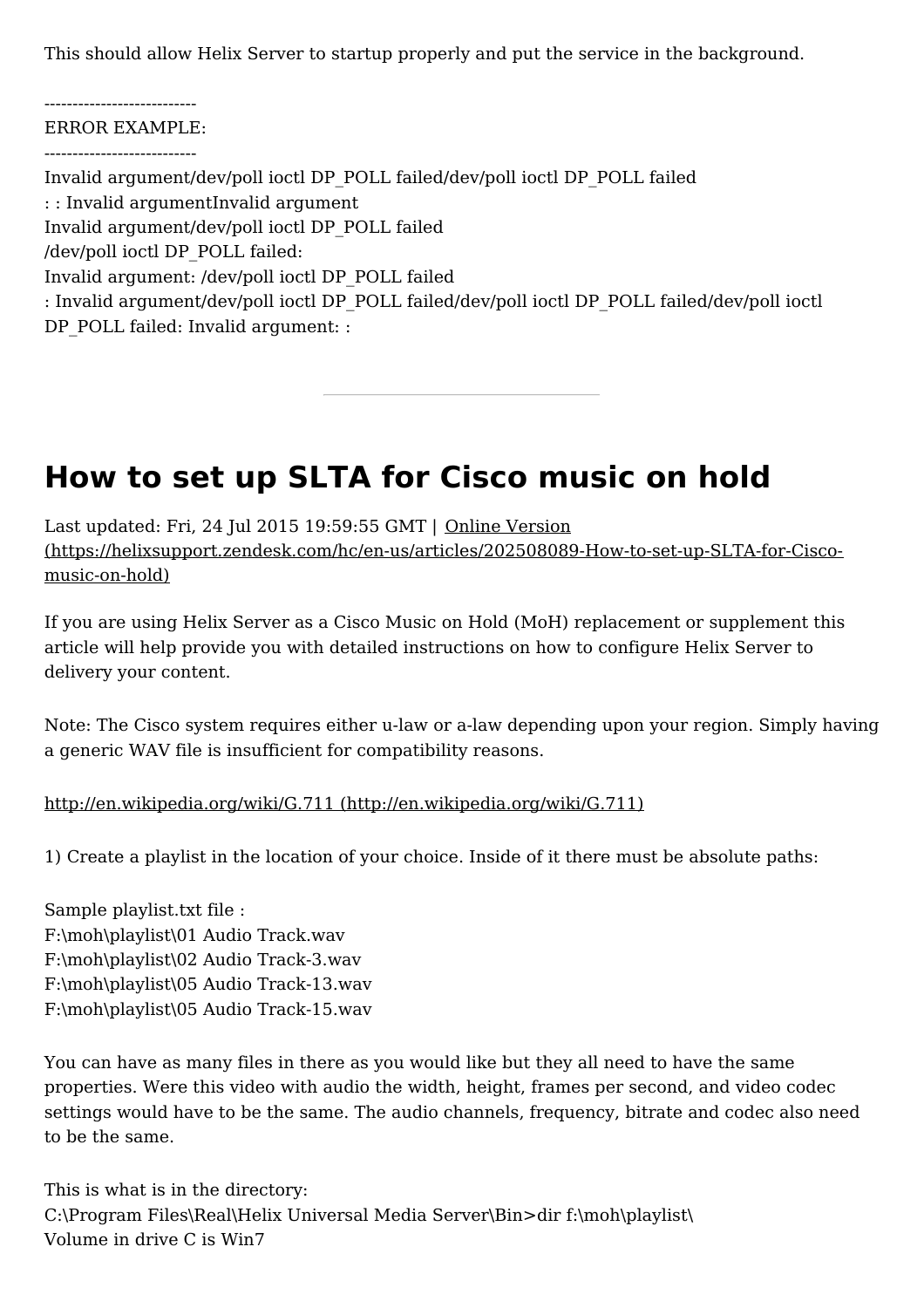This should allow Helix Server to startup properly and put the service in the background.

---------------------------
ERROR EXAMPLE:
---------------------------
Invalid argument/dev/poll ioctl DP_POLL failed/dev/poll ioctl DP_POLL failed
: : Invalid argumentInvalid argument
Invalid argument/dev/poll ioctl DP_POLL failed
/dev/poll ioctl DP_POLL failed:
Invalid argument: /dev/poll ioctl DP_POLL failed
: Invalid argument/dev/poll ioctl DP_POLL failed/dev/poll ioctl DP_POLL failed/dev/poll ioctl DP_POLL failed: Invalid argument: :

---

# How to set up SLTA for Cisco music on hold

Last updated: Fri, 24 Jul 2015 19:59:55 GMT | Online Version (https://helixsupport.zendesk.com/hc/en-us/articles/202508089-How-to-set-up-SLTA-for-Cisco-music-on-hold)

If you are using Helix Server as a Cisco Music on Hold (MoH) replacement or supplement this article will help provide you with detailed instructions on how to configure Helix Server to delivery your content.

Note: The Cisco system requires either u-law or a-law depending upon your region. Simply having a generic WAV file is insufficient for compatibility reasons.

http://en.wikipedia.org/wiki/G.711 (http://en.wikipedia.org/wiki/G.711)

1) Create a playlist in the location of your choice. Inside of it there must be absolute paths:

Sample playlist.txt file :
F:\moh\playlist\01 Audio Track.wav
F:\moh\playlist\02 Audio Track-3.wav
F:\moh\playlist\05 Audio Track-13.wav
F:\moh\playlist\05 Audio Track-15.wav

You can have as many files in there as you would like but they all need to have the same properties. Were this video with audio the width, height, frames per second, and video codec settings would have to be the same. The audio channels, frequency, bitrate and codec also need to be the same.

This is what is in the directory:
C:\Program Files\Real\Helix Universal Media Server\Bin>dir f:\moh\playlist\
Volume in drive C is Win7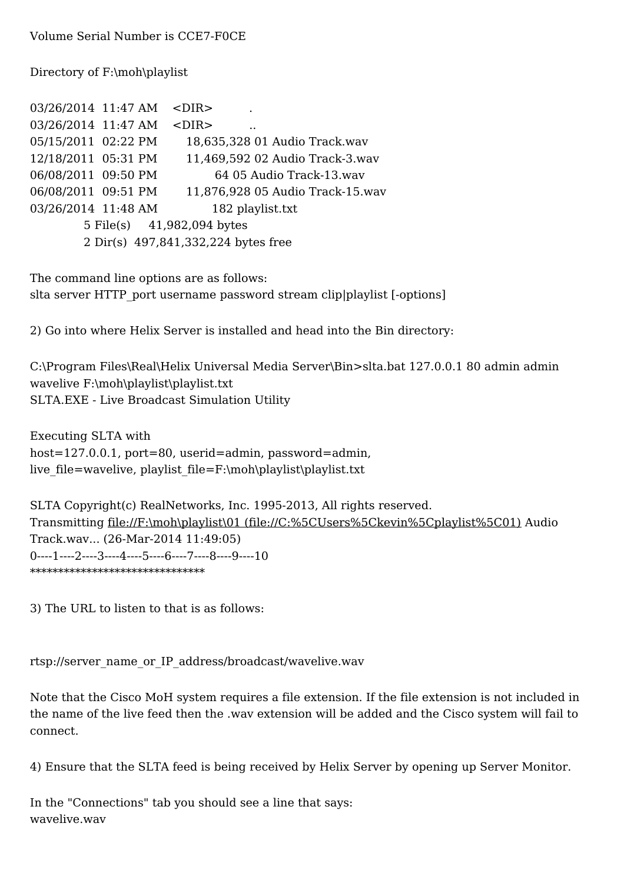Volume Serial Number is CCE7-F0CE

Directory of F:\moh\playlist

```
03/26/2014  11:47 AM    <DIR>          .
03/26/2014  11:47 AM    <DIR>          ..
05/15/2011  02:22 PM        18,635,328 01 Audio Track.wav
12/18/2011  05:31 PM        11,469,592 02 Audio Track-3.wav
06/08/2011  09:50 PM                64 05 Audio Track-13.wav
06/08/2011  09:51 PM        11,876,928 05 Audio Track-15.wav
03/26/2014  11:48 AM               182 playlist.txt
               5 File(s)     41,982,094 bytes
               2 Dir(s)  497,841,332,224 bytes free
```

The command line options are as follows:
slta server HTTP_port username password stream clip|playlist [-options]

2) Go into where Helix Server is installed and head into the Bin directory:

C:\Program Files\Real\Helix Universal Media Server\Bin>slta.bat 127.0.0.1 80 admin admin wavelive F:\moh\playlist\playlist.txt
SLTA.EXE - Live Broadcast Simulation Utility

Executing SLTA with
host=127.0.0.1, port=80, userid=admin, password=admin,
live_file=wavelive, playlist_file=F:\moh\playlist\playlist.txt

SLTA Copyright(c) RealNetworks, Inc. 1995-2013, All rights reserved.
Transmitting file://F:\moh\playlist\01 (file://C:%5CUsers%5Ckevin%5Cplaylist%5C01) Audio Track.wav... (26-Mar-2014 11:49:05)
0----1----2----3----4----5----6----7----8----9----10
******************************

3) The URL to listen to that is as follows:

rtsp://server_name_or_IP_address/broadcast/wavelive.wav

Note that the Cisco MoH system requires a file extension. If the file extension is not included in the name of the live feed then the .wav extension will be added and the Cisco system will fail to connect.

4) Ensure that the SLTA feed is being received by Helix Server by opening up Server Monitor.

In the "Connections" tab you should see a line that says:
wavelive.wav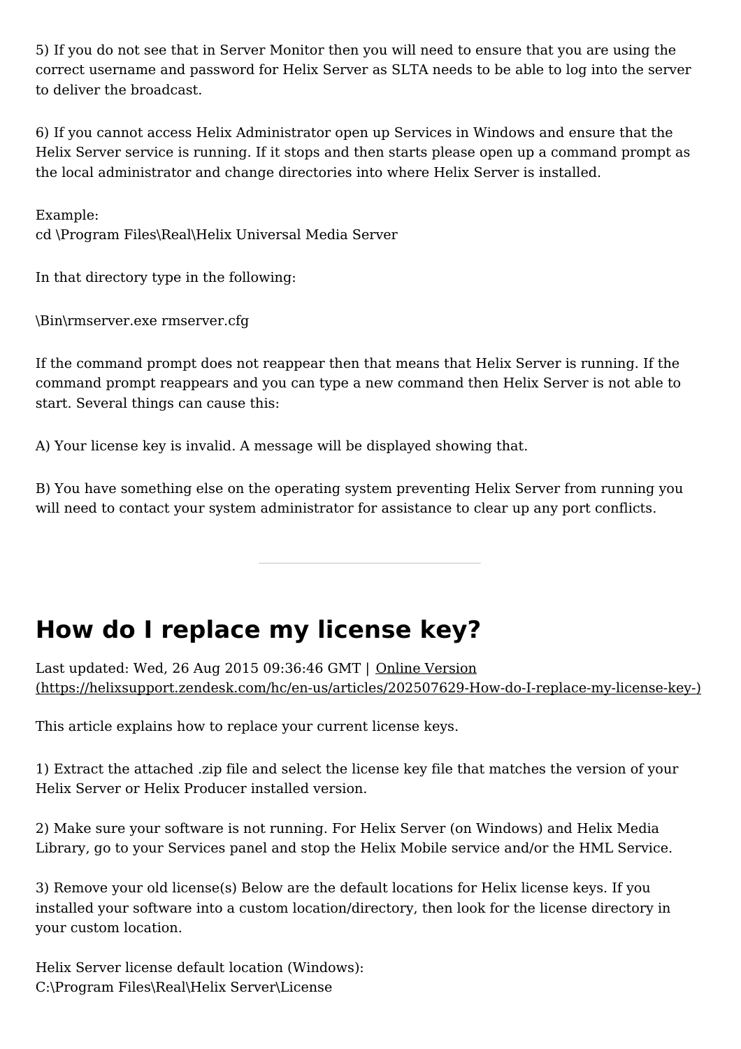5) If you do not see that in Server Monitor then you will need to ensure that you are using the correct username and password for Helix Server as SLTA needs to be able to log into the server to deliver the broadcast.

6) If you cannot access Helix Administrator open up Services in Windows and ensure that the Helix Server service is running. If it stops and then starts please open up a command prompt as the local administrator and change directories into where Helix Server is installed.

Example:
cd \Program Files\Real\Helix Universal Media Server

In that directory type in the following:

\Bin\rmserver.exe rmserver.cfg

If the command prompt does not reappear then that means that Helix Server is running. If the command prompt reappears and you can type a new command then Helix Server is not able to start. Several things can cause this:

A) Your license key is invalid. A message will be displayed showing that.

B) You have something else on the operating system preventing Helix Server from running you will need to contact your system administrator for assistance to clear up any port conflicts.

---

# How do I replace my license key?

Last updated: Wed, 26 Aug 2015 09:36:46 GMT | Online Version (https://helixsupport.zendesk.com/hc/en-us/articles/202507629-How-do-I-replace-my-license-key-)

This article explains how to replace your current license keys.

1) Extract the attached .zip file and select the license key file that matches the version of your Helix Server or Helix Producer installed version.

2) Make sure your software is not running. For Helix Server (on Windows) and Helix Media Library, go to your Services panel and stop the Helix Mobile service and/or the HML Service.

3) Remove your old license(s) Below are the default locations for Helix license keys. If you installed your software into a custom location/directory, then look for the license directory in your custom location.

Helix Server license default location (Windows):
C:\Program Files\Real\Helix Server\License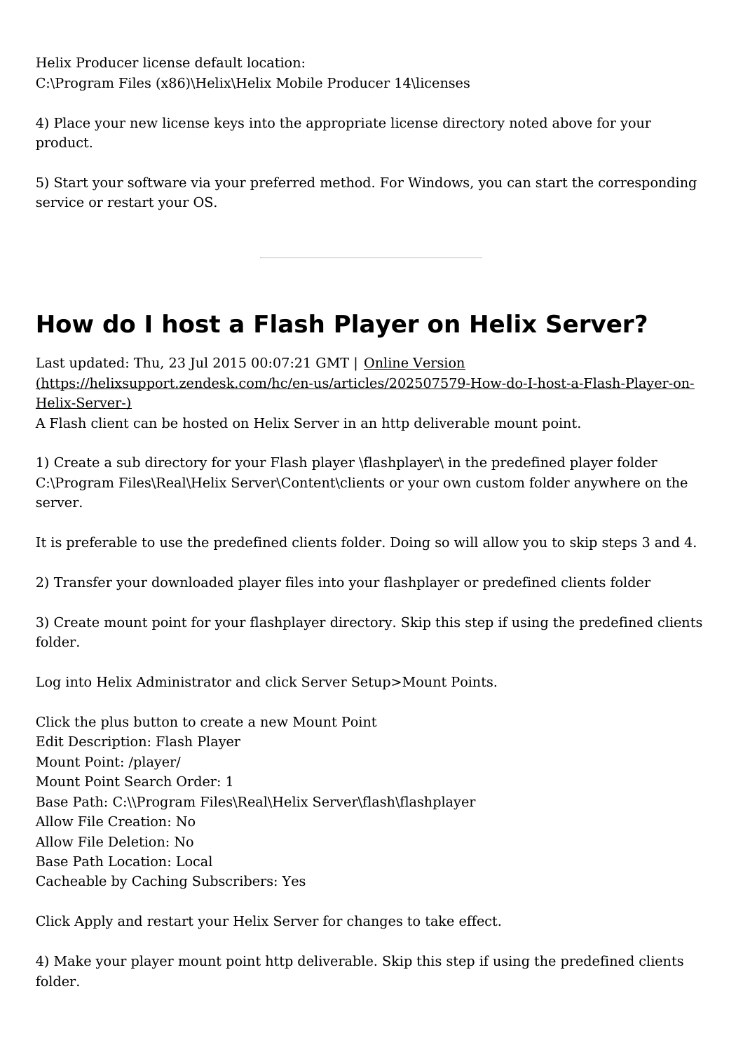Helix Producer license default location:
C:\Program Files (x86)\Helix\Helix Mobile Producer 14\licenses

4) Place your new license keys into the appropriate license directory noted above for your product.

5) Start your software via your preferred method. For Windows, you can start the corresponding service or restart your OS.

---

# How do I host a Flash Player on Helix Server?

Last updated: Thu, 23 Jul 2015 00:07:21 GMT | [Online Version (https://helixsupport.zendesk.com/hc/en-us/articles/202507579-How-do-I-host-a-Flash-Player-on-Helix-Server-)](https://helixsupport.zendesk.com/hc/en-us/articles/202507579-How-do-I-host-a-Flash-Player-on-Helix-Server-)

A Flash client can be hosted on Helix Server in an http deliverable mount point.

1) Create a sub directory for your Flash player \flashplayer\ in the predefined player folder C:\Program Files\Real\Helix Server\Content\clients or your own custom folder anywhere on the server.

It is preferable to use the predefined clients folder. Doing so will allow you to skip steps 3 and 4.

2) Transfer your downloaded player files into your flashplayer or predefined clients folder

3) Create mount point for your flashplayer directory. Skip this step if using the predefined clients folder.

Log into Helix Administrator and click Server Setup>Mount Points.

Click the plus button to create a new Mount Point
Edit Description: Flash Player
Mount Point: /player/
Mount Point Search Order: 1
Base Path: C:\\Program Files\Real\Helix Server\flash\flashplayer
Allow File Creation: No
Allow File Deletion: No
Base Path Location: Local
Cacheable by Caching Subscribers: Yes

Click Apply and restart your Helix Server for changes to take effect.

4) Make your player mount point http deliverable. Skip this step if using the predefined clients folder.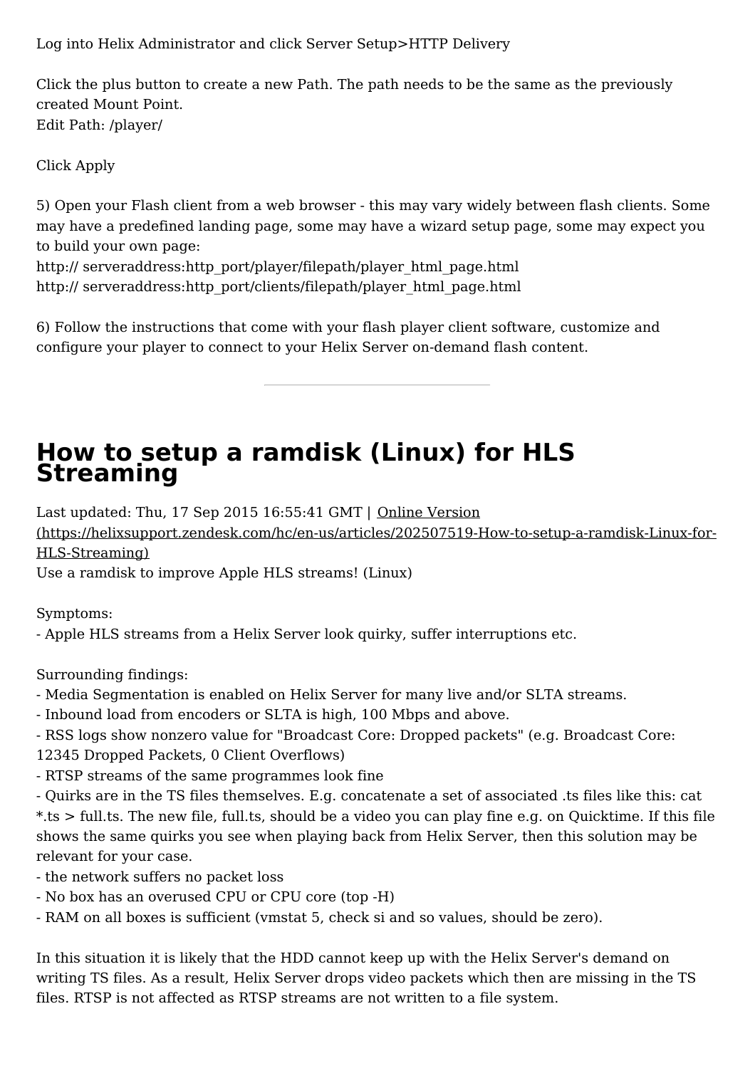Log into Helix Administrator and click Server Setup>HTTP Delivery

Click the plus button to create a new Path. The path needs to be the same as the previously created Mount Point.
Edit Path: /player/

Click Apply

5) Open your Flash client from a web browser - this may vary widely between flash clients. Some may have a predefined landing page, some may have a wizard setup page, some may expect you to build your own page:
http:// serveraddress:http_port/player/filepath/player_html_page.html
http:// serveraddress:http_port/clients/filepath/player_html_page.html

6) Follow the instructions that come with your flash player client software, customize and configure your player to connect to your Helix Server on-demand flash content.

---

# How to setup a ramdisk (Linux) for HLS Streaming

Last updated: Thu, 17 Sep 2015 16:55:41 GMT | Online Version (https://helixsupport.zendesk.com/hc/en-us/articles/202507519-How-to-setup-a-ramdisk-Linux-for-HLS-Streaming)
Use a ramdisk to improve Apple HLS streams! (Linux)

Symptoms:
- Apple HLS streams from a Helix Server look quirky, suffer interruptions etc.

Surrounding findings:
- Media Segmentation is enabled on Helix Server for many live and/or SLTA streams.
- Inbound load from encoders or SLTA is high, 100 Mbps and above.
- RSS logs show nonzero value for "Broadcast Core: Dropped packets" (e.g. Broadcast Core: 12345 Dropped Packets, 0 Client Overflows)
- RTSP streams of the same programmes look fine
- Quirks are in the TS files themselves. E.g. concatenate a set of associated .ts files like this: cat *.ts > full.ts. The new file, full.ts, should be a video you can play fine e.g. on Quicktime. If this file shows the same quirks you see when playing back from Helix Server, then this solution may be relevant for your case.
- the network suffers no packet loss
- No box has an overused CPU or CPU core (top -H)
- RAM on all boxes is sufficient (vmstat 5, check si and so values, should be zero).

In this situation it is likely that the HDD cannot keep up with the Helix Server's demand on writing TS files. As a result, Helix Server drops video packets which then are missing in the TS files. RTSP is not affected as RTSP streams are not written to a file system.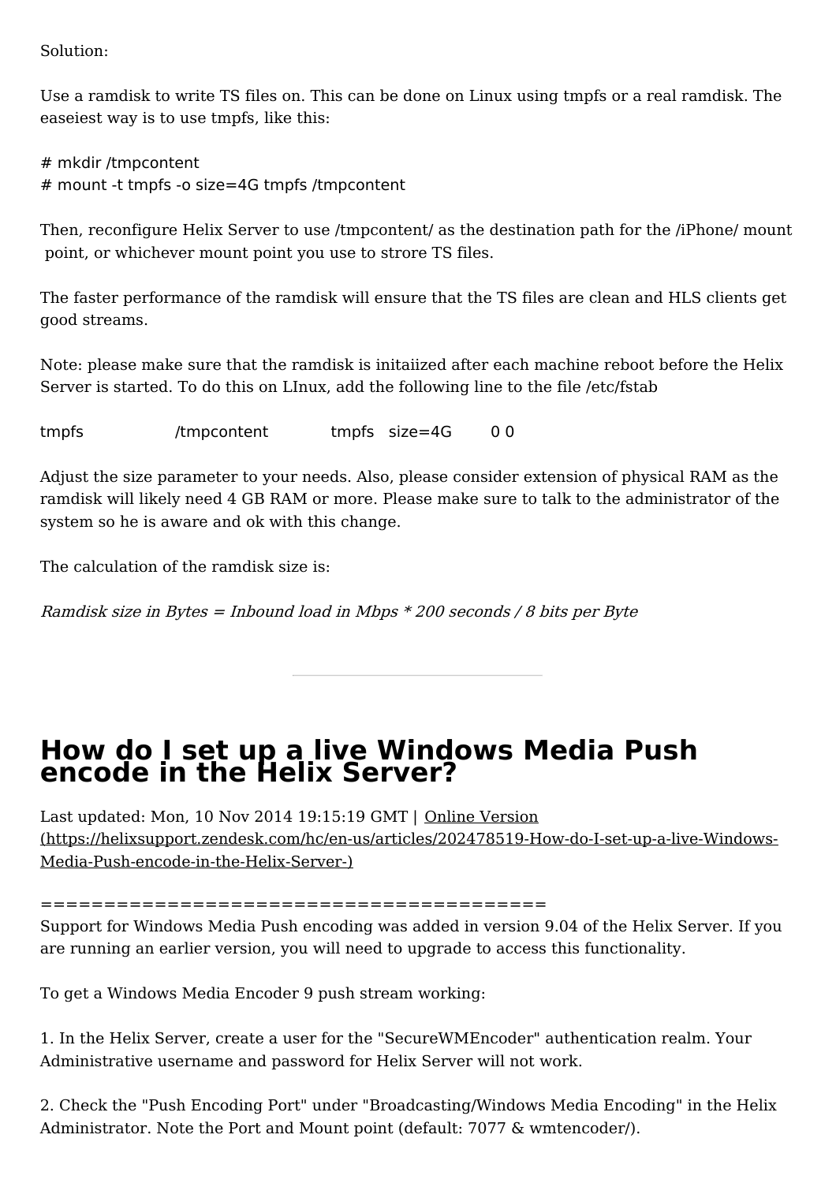Solution:

Use a ramdisk to write TS files on. This can be done on Linux using tmpfs or a real ramdisk. The easeiest way is to use tmpfs, like this:

```
# mkdir /tmpcontent
# mount -t tmpfs -o size=4G tmpfs /tmpcontent
```

Then, reconfigure Helix Server to use /tmpcontent/ as the destination path for the /iPhone/ mount point, or whichever mount point you use to strore TS files.

The faster performance of the ramdisk will ensure that the TS files are clean and HLS clients get good streams.

Note: please make sure that the ramdisk is initaiized after each machine reboot before the Helix Server is started. To do this on LInux, add the following line to the file /etc/fstab

```
tmpfs          /tmpcontent        tmpfs   size=4G      0 0
```

Adjust the size parameter to your needs. Also, please consider extension of physical RAM as the ramdisk will likely need 4 GB RAM or more. Please make sure to talk to the administrator of the system so he is aware and ok with this change.

The calculation of the ramdisk size is:

*Ramdisk size in Bytes = Inbound load in Mbps * 200 seconds / 8 bits per Byte*

---

# How do I set up a live Windows Media Push encode in the Helix Server?

Last updated: Mon, 10 Nov 2014 19:15:19 GMT | Online Version (https://helixsupport.zendesk.com/hc/en-us/articles/202478519-How-do-I-set-up-a-live-Windows-Media-Push-encode-in-the-Helix-Server-)

=========================================
Support for Windows Media Push encoding was added in version 9.04 of the Helix Server. If you are running an earlier version, you will need to upgrade to access this functionality.

To get a Windows Media Encoder 9 push stream working:

1. In the Helix Server, create a user for the "SecureWMEncoder" authentication realm. Your Administrative username and password for Helix Server will not work.

2. Check the "Push Encoding Port" under "Broadcasting/Windows Media Encoding" in the Helix Administrator. Note the Port and Mount point (default: 7077 & wmtencoder/).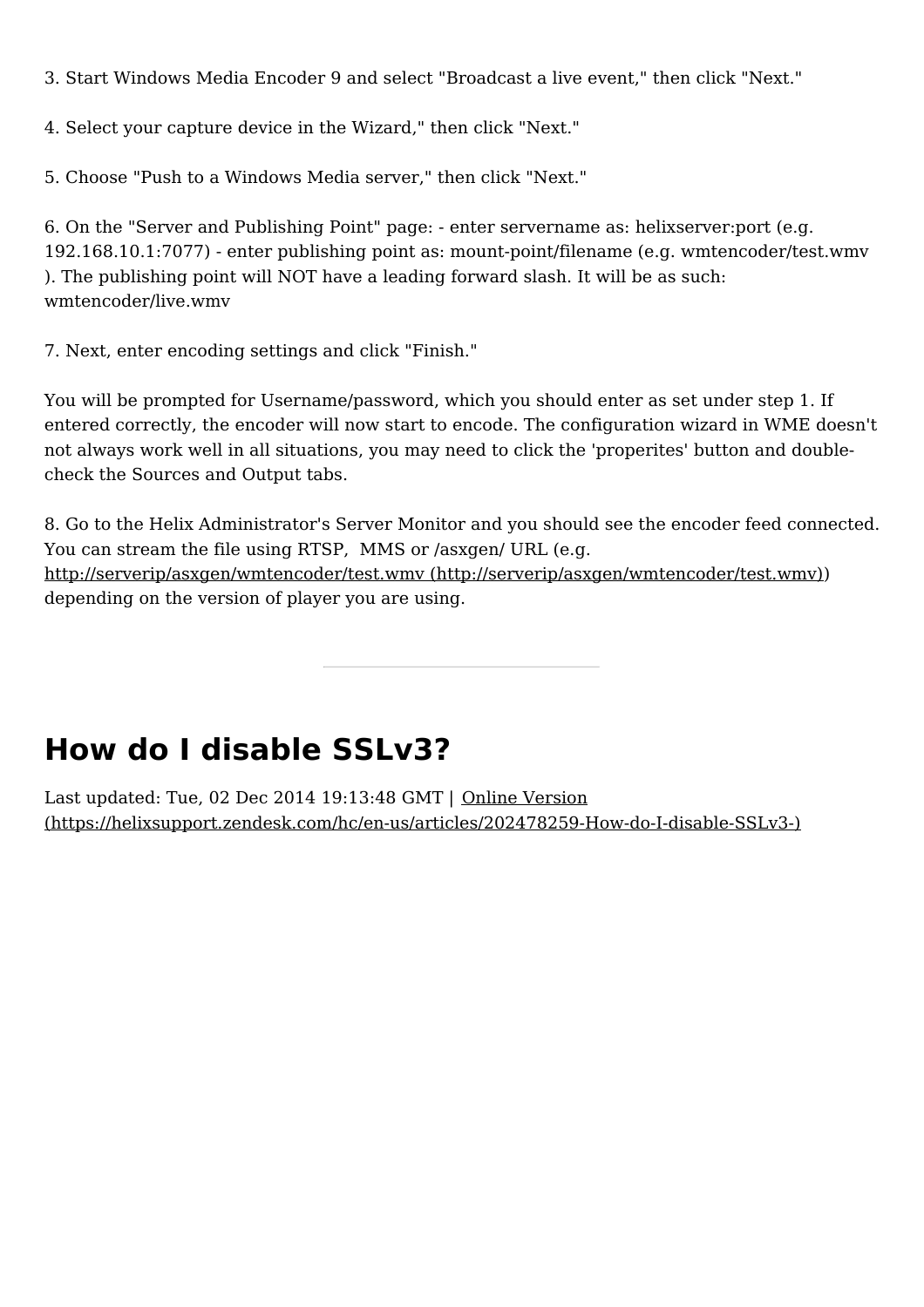3. Start Windows Media Encoder 9 and select "Broadcast a live event," then click "Next."

4. Select your capture device in the Wizard," then click "Next."

5. Choose "Push to a Windows Media server," then click "Next."

6. On the "Server and Publishing Point" page: - enter servername as: helixserver:port (e.g. 192.168.10.1:7077) - enter publishing point as: mount-point/filename (e.g. wmtencoder/test.wmv ). The publishing point will NOT have a leading forward slash. It will be as such: wmtencoder/live.wmv

7. Next, enter encoding settings and click "Finish."

You will be prompted for Username/password, which you should enter as set under step 1. If entered correctly, the encoder will now start to encode. The configuration wizard in WME doesn't not always work well in all situations, you may need to click the 'properites' button and double-check the Sources and Output tabs.

8. Go to the Helix Administrator's Server Monitor and you should see the encoder feed connected. You can stream the file using RTSP, MMS or /asxgen/ URL (e.g. http://serverip/asxgen/wmtencoder/test.wmv (http://serverip/asxgen/wmtencoder/test.wmv)) depending on the version of player you are using.

---

# How do I disable SSLv3?

Last updated: Tue, 02 Dec 2014 19:13:48 GMT | Online Version (https://helixsupport.zendesk.com/hc/en-us/articles/202478259-How-do-I-disable-SSLv3-)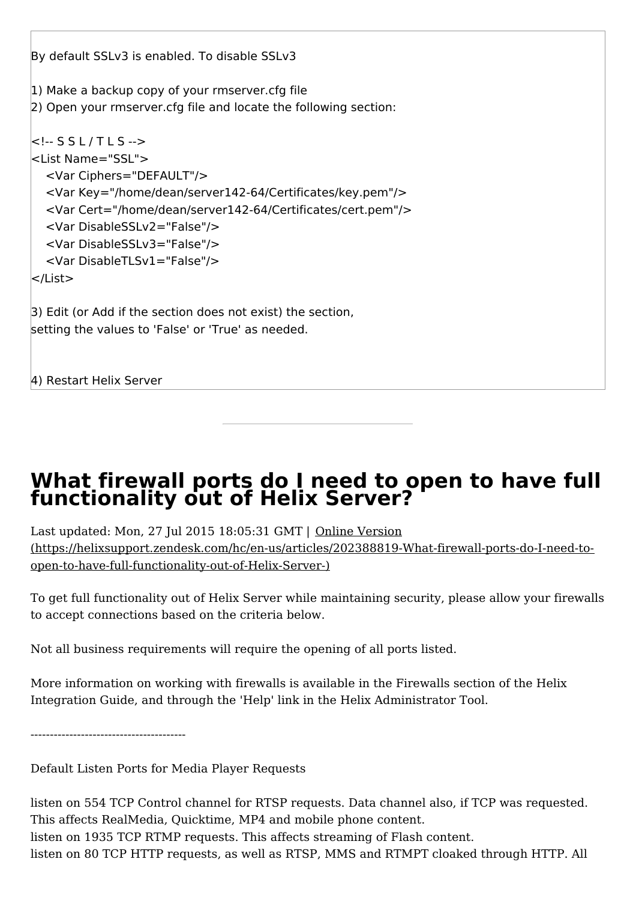By default SSLv3 is enabled. To disable SSLv3

1) Make a backup copy of your rmserver.cfg file
2) Open your rmserver.cfg file and locate the following section:

```
<!-- S S L / T L S -->
<List Name="SSL">
    <Var Ciphers="DEFAULT"/>
    <Var Key="/home/dean/server142-64/Certificates/key.pem"/>
    <Var Cert="/home/dean/server142-64/Certificates/cert.pem"/>
    <Var DisableSSLv2="False"/>
    <Var DisableSSLv3="False"/>
    <Var DisableTLSv1="False"/>
</List>
```

3) Edit (or Add if the section does not exist) the section,
setting the values to 'False' or 'True' as needed.

4) Restart Helix Server

---

# What firewall ports do I need to open to have full functionality out of Helix Server?

Last updated: Mon, 27 Jul 2015 18:05:31 GMT | Online Version (https://helixsupport.zendesk.com/hc/en-us/articles/202388819-What-firewall-ports-do-I-need-to-open-to-have-full-functionality-out-of-Helix-Server-)

To get full functionality out of Helix Server while maintaining security, please allow your firewalls to accept connections based on the criteria below.

Not all business requirements will require the opening of all ports listed.

More information on working with firewalls is available in the Firewalls section of the Helix Integration Guide, and through the 'Help' link in the Helix Administrator Tool.

----------------------------------------

Default Listen Ports for Media Player Requests

listen on 554 TCP Control channel for RTSP requests. Data channel also, if TCP was requested. This affects RealMedia, Quicktime, MP4 and mobile phone content.
listen on 1935 TCP RTMP requests. This affects streaming of Flash content.
listen on 80 TCP HTTP requests, as well as RTSP, MMS and RTMPT cloaked through HTTP. All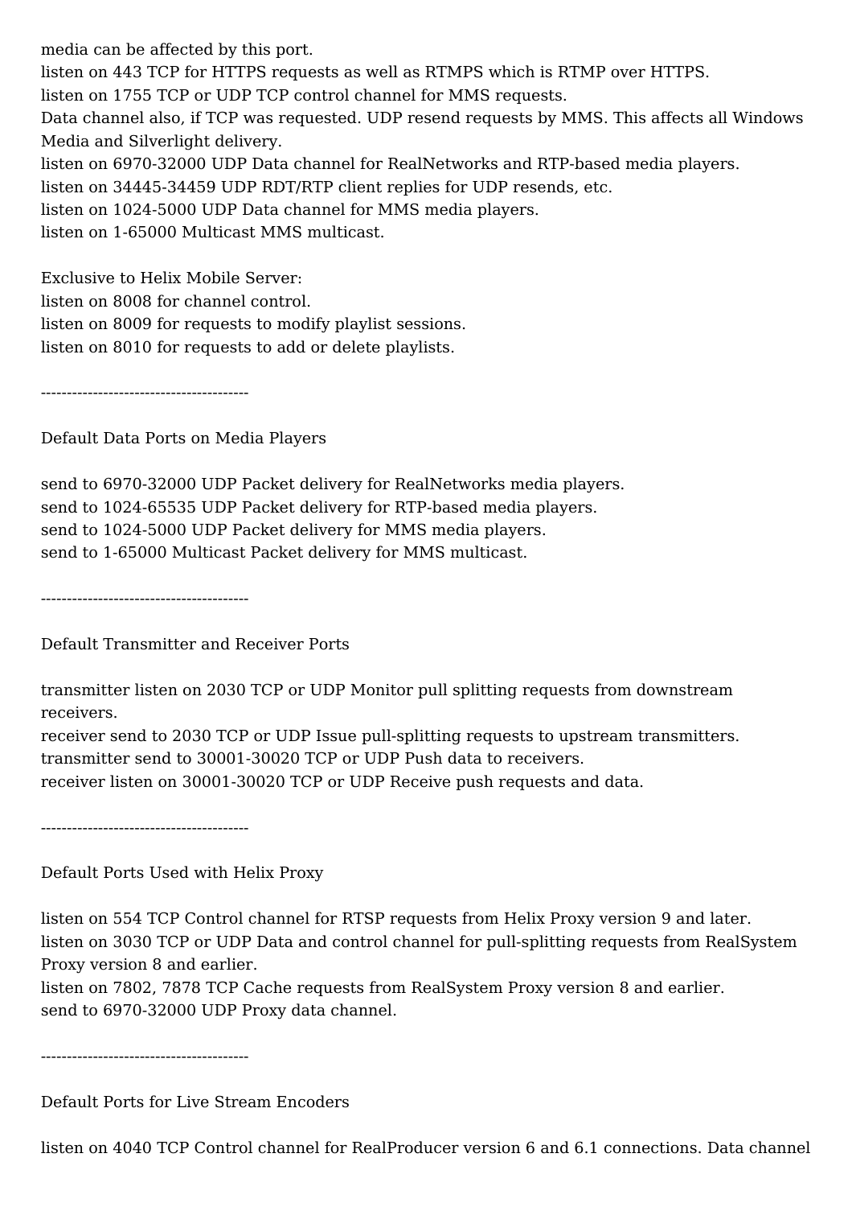media can be affected by this port.
listen on 443 TCP for HTTPS requests as well as RTMPS which is RTMP over HTTPS.
listen on 1755 TCP or UDP TCP control channel for MMS requests.
Data channel also, if TCP was requested. UDP resend requests by MMS. This affects all Windows Media and Silverlight delivery.
listen on 6970-32000 UDP Data channel for RealNetworks and RTP-based media players.
listen on 34445-34459 UDP RDT/RTP client replies for UDP resends, etc.
listen on 1024-5000 UDP Data channel for MMS media players.
listen on 1-65000 Multicast MMS multicast.

Exclusive to Helix Mobile Server:
listen on 8008 for channel control.
listen on 8009 for requests to modify playlist sessions.
listen on 8010 for requests to add or delete playlists.

----------------------------------------

Default Data Ports on Media Players

send to 6970-32000 UDP Packet delivery for RealNetworks media players.
send to 1024-65535 UDP Packet delivery for RTP-based media players.
send to 1024-5000 UDP Packet delivery for MMS media players.
send to 1-65000 Multicast Packet delivery for MMS multicast.

----------------------------------------

Default Transmitter and Receiver Ports

transmitter listen on 2030 TCP or UDP Monitor pull splitting requests from downstream receivers.
receiver send to 2030 TCP or UDP Issue pull-splitting requests to upstream transmitters.
transmitter send to 30001-30020 TCP or UDP Push data to receivers.
receiver listen on 30001-30020 TCP or UDP Receive push requests and data.

----------------------------------------

Default Ports Used with Helix Proxy

listen on 554 TCP Control channel for RTSP requests from Helix Proxy version 9 and later.
listen on 3030 TCP or UDP Data and control channel for pull-splitting requests from RealSystem Proxy version 8 and earlier.
listen on 7802, 7878 TCP Cache requests from RealSystem Proxy version 8 and earlier.
send to 6970-32000 UDP Proxy data channel.

----------------------------------------

Default Ports for Live Stream Encoders

listen on 4040 TCP Control channel for RealProducer version 6 and 6.1 connections. Data channel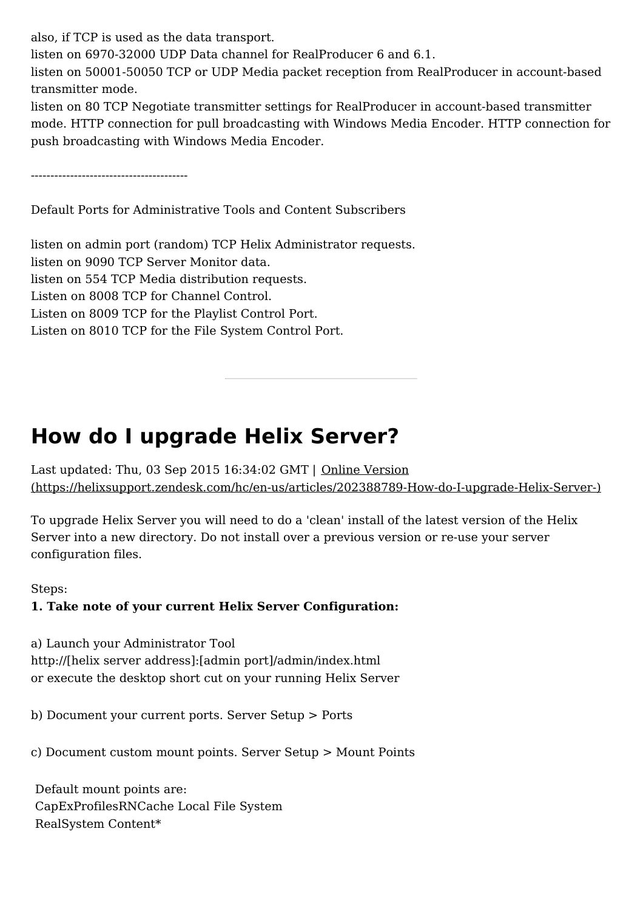also, if TCP is used as the data transport.
listen on 6970-32000 UDP Data channel for RealProducer 6 and 6.1.
listen on 50001-50050 TCP or UDP Media packet reception from RealProducer in account-based transmitter mode.
listen on 80 TCP Negotiate transmitter settings for RealProducer in account-based transmitter mode. HTTP connection for pull broadcasting with Windows Media Encoder. HTTP connection for push broadcasting with Windows Media Encoder.

----------------------------------------

Default Ports for Administrative Tools and Content Subscribers

listen on admin port (random) TCP Helix Administrator requests.
listen on 9090 TCP Server Monitor data.
listen on 554 TCP Media distribution requests.
Listen on 8008 TCP for Channel Control.
Listen on 8009 TCP for the Playlist Control Port.
Listen on 8010 TCP for the File System Control Port.

---

# How do I upgrade Helix Server?

Last updated: Thu, 03 Sep 2015 16:34:02 GMT | Online Version (https://helixsupport.zendesk.com/hc/en-us/articles/202388789-How-do-I-upgrade-Helix-Server-)

To upgrade Helix Server you will need to do a 'clean' install of the latest version of the Helix Server into a new directory. Do not install over a previous version or re-use your server configuration files.

Steps:
**1. Take note of your current Helix Server Configuration:**

a) Launch your Administrator Tool
http://[helix server address]:[admin port]/admin/index.html
or execute the desktop short cut on your running Helix Server

b) Document your current ports. Server Setup > Ports

c) Document custom mount points. Server Setup > Mount Points

Default mount points are:
CapExProfilesRNCache Local File System
RealSystem Content*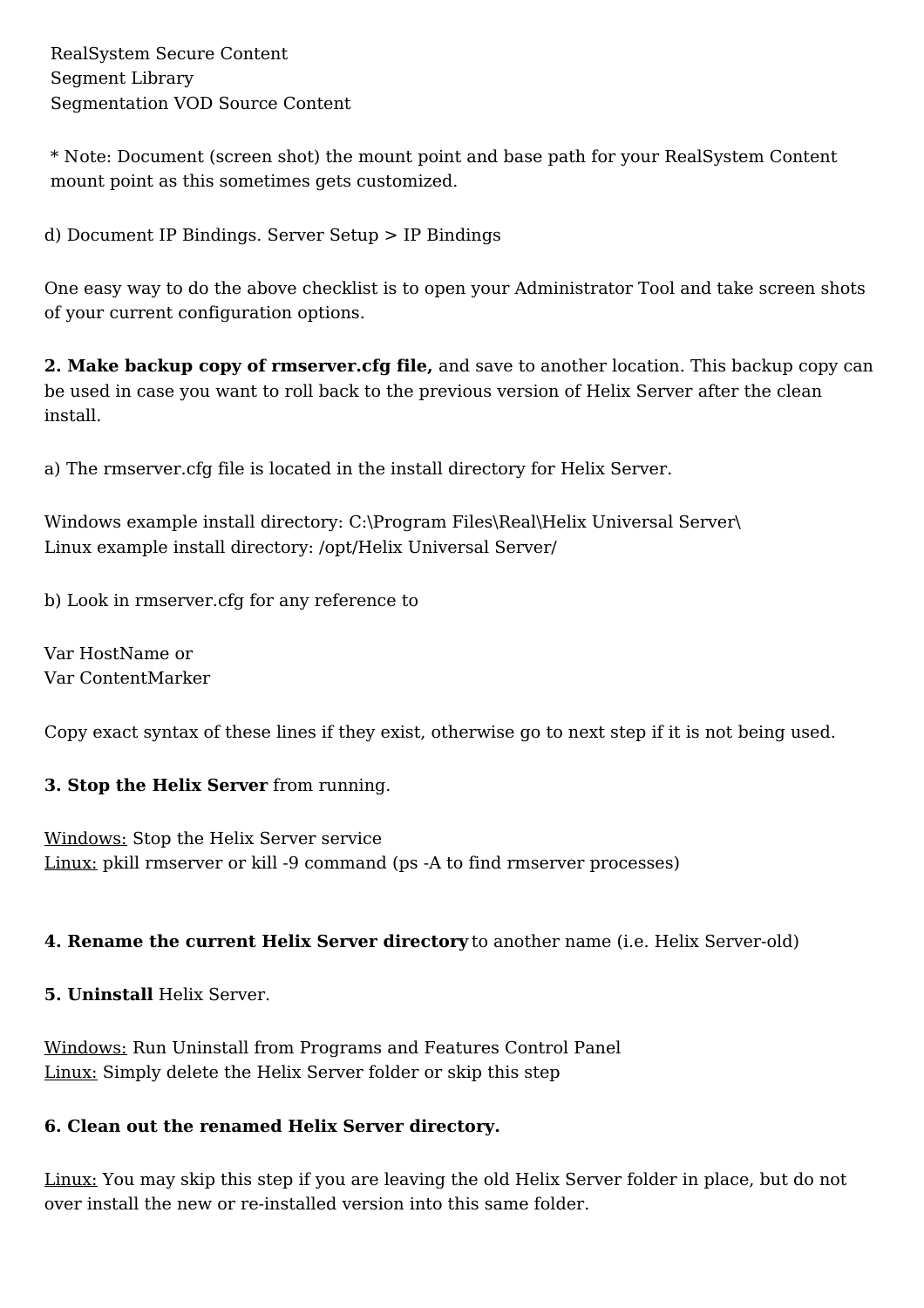RealSystem Secure Content
Segment Library
Segmentation VOD Source Content

* Note: Document (screen shot) the mount point and base path for your RealSystem Content mount point as this sometimes gets customized.

d) Document IP Bindings. Server Setup > IP Bindings

One easy way to do the above checklist is to open your Administrator Tool and take screen shots of your current configuration options.

**2. Make backup copy of rmserver.cfg file,** and save to another location. This backup copy can be used in case you want to roll back to the previous version of Helix Server after the clean install.

a) The rmserver.cfg file is located in the install directory for Helix Server.

Windows example install directory: C:\Program Files\Real\Helix Universal Server\
Linux example install directory: /opt/Helix Universal Server/

b) Look in rmserver.cfg for any reference to

Var HostName or
Var ContentMarker

Copy exact syntax of these lines if they exist, otherwise go to next step if it is not being used.

**3. Stop the Helix Server** from running.

Windows: Stop the Helix Server service
Linux: pkill rmserver or kill -9 command (ps -A to find rmserver processes)

**4. Rename the current Helix Server directory** to another name (i.e. Helix Server-old)

**5. Uninstall** Helix Server.

Windows: Run Uninstall from Programs and Features Control Panel
Linux: Simply delete the Helix Server folder or skip this step

**6. Clean out the renamed Helix Server directory.**

Linux: You may skip this step if you are leaving the old Helix Server folder in place, but do not over install the new or re-installed version into this same folder.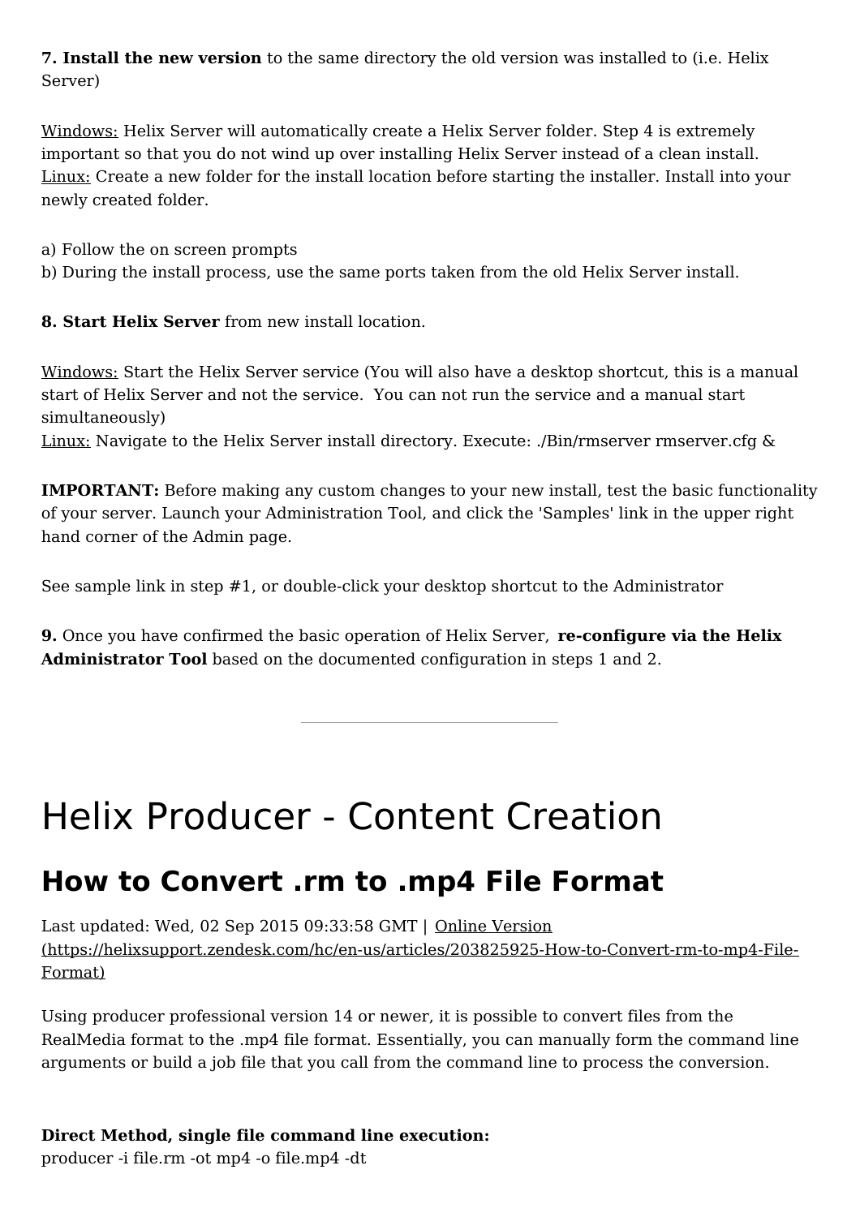**7. Install the new version** to the same directory the old version was installed to (i.e. Helix Server)

Windows: Helix Server will automatically create a Helix Server folder. Step 4 is extremely important so that you do not wind up over installing Helix Server instead of a clean install.
Linux: Create a new folder for the install location before starting the installer. Install into your newly created folder.

a) Follow the on screen prompts
b) During the install process, use the same ports taken from the old Helix Server install.

**8. Start Helix Server** from new install location.

Windows: Start the Helix Server service (You will also have a desktop shortcut, this is a manual start of Helix Server and not the service. You can not run the service and a manual start simultaneously)
Linux: Navigate to the Helix Server install directory. Execute: ./Bin/rmserver rmserver.cfg &

**IMPORTANT:** Before making any custom changes to your new install, test the basic functionality of your server. Launch your Administration Tool, and click the 'Samples' link in the upper right hand corner of the Admin page.

See sample link in step #1, or double-click your desktop shortcut to the Administrator

**9.** Once you have confirmed the basic operation of Helix Server, **re-configure via the Helix Administrator Tool** based on the documented configuration in steps 1 and 2.

---

# Helix Producer - Content Creation

## How to Convert .rm to .mp4 File Format

Last updated: Wed, 02 Sep 2015 09:33:58 GMT | Online Version (https://helixsupport.zendesk.com/hc/en-us/articles/203825925-How-to-Convert-rm-to-mp4-File-Format)

Using producer professional version 14 or newer, it is possible to convert files from the RealMedia format to the .mp4 file format. Essentially, you can manually form the command line arguments or build a job file that you call from the command line to process the conversion.

**Direct Method, single file command line execution:**
producer -i file.rm -ot mp4 -o file.mp4 -dt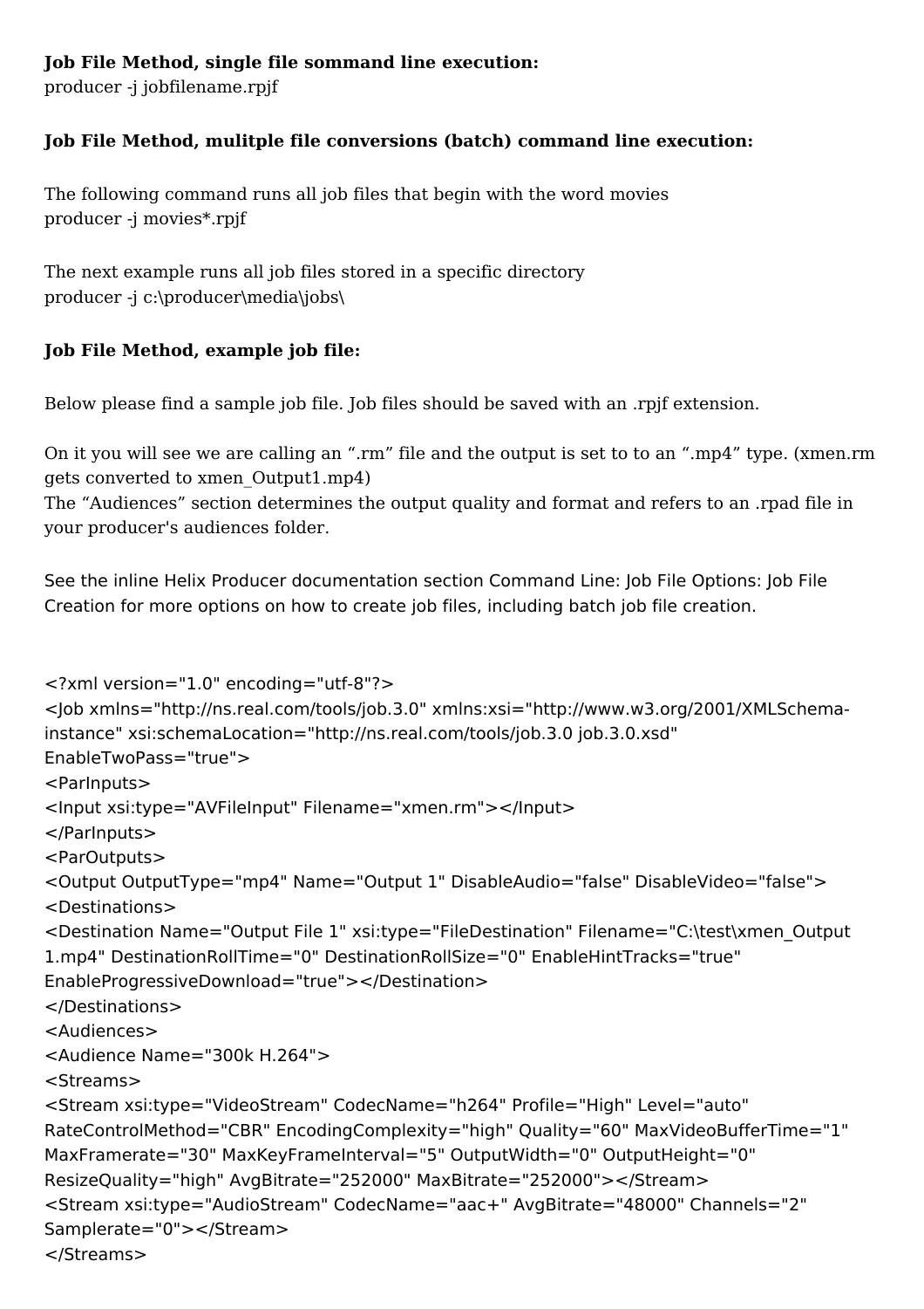**Job File Method, single file sommand line execution:**
producer -j jobfilename.rpjf

**Job File Method, mulitple file conversions (batch) command line execution:**

The following command runs all job files that begin with the word movies
producer -j movies*.rpjf

The next example runs all job files stored in a specific directory
producer -j c:\producer\media\jobs\

**Job File Method, example job file:**

Below please find a sample job file. Job files should be saved with an .rpjf extension.

On it you will see we are calling an ".rm" file and the output is set to to an ".mp4" type. (xmen.rm gets converted to xmen_Output1.mp4)
The "Audiences" section determines the output quality and format and refers to an .rpad file in your producer's audiences folder.

See the inline Helix Producer documentation section Command Line: Job File Options: Job File Creation for more options on how to create job files, including batch job file creation.

```
<?xml version="1.0" encoding="utf-8"?>
<Job xmlns="http://ns.real.com/tools/job.3.0" xmlns:xsi="http://www.w3.org/2001/XMLSchema-instance" xsi:schemaLocation="http://ns.real.com/tools/job.3.0 job.3.0.xsd" EnableTwoPass="true">
<ParInputs>
<Input xsi:type="AVFileInput" Filename="xmen.rm"></Input>
</ParInputs>
<ParOutputs>
<Output OutputType="mp4" Name="Output 1" DisableAudio="false" DisableVideo="false">
<Destinations>
<Destination Name="Output File 1" xsi:type="FileDestination" Filename="C:\test\xmen_Output 1.mp4" DestinationRollTime="0" DestinationRollSize="0" EnableHintTracks="true" EnableProgressiveDownload="true"></Destination>
</Destinations>
<Audiences>
<Audience Name="300k H.264">
<Streams>
<Stream xsi:type="VideoStream" CodecName="h264" Profile="High" Level="auto" RateControlMethod="CBR" EncodingComplexity="high" Quality="60" MaxVideoBufferTime="1" MaxFramerate="30" MaxKeyFrameInterval="5" OutputWidth="0" OutputHeight="0" ResizeQuality="high" AvgBitrate="252000" MaxBitrate="252000"></Stream>
<Stream xsi:type="AudioStream" CodecName="aac+" AvgBitrate="48000" Channels="2" Samplerate="0"></Stream>
</Streams>
```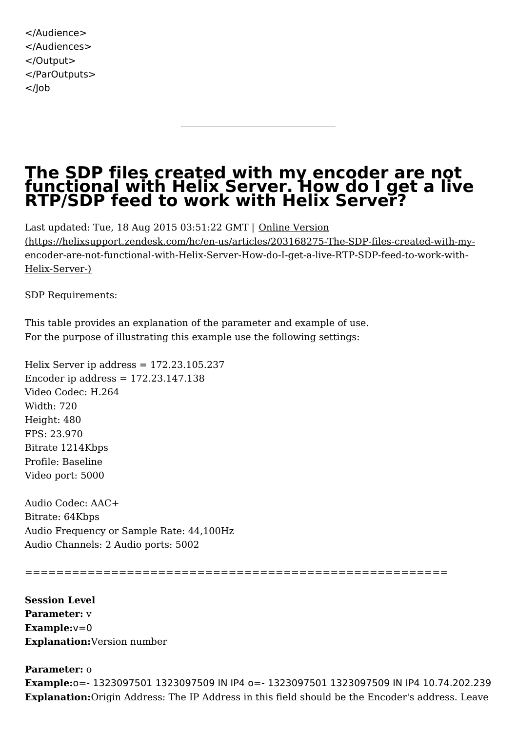```
</Audience>
</Audiences>
</Output>
</ParOutputs>
</Job
```

---

# The SDP files created with my encoder are not functional with Helix Server. How do I get a live RTP/SDP feed to work with Helix Server?

Last updated: Tue, 18 Aug 2015 03:51:22 GMT | Online Version (https://helixsupport.zendesk.com/hc/en-us/articles/203168275-The-SDP-files-created-with-my-encoder-are-not-functional-with-Helix-Server-How-do-I-get-a-live-RTP-SDP-feed-to-work-with-Helix-Server-)

SDP Requirements:

This table provides an explanation of the parameter and example of use.
For the purpose of illustrating this example use the following settings:

Helix Server ip address = 172.23.105.237
Encoder ip address = 172.23.147.138
Video Codec: H.264
Width: 720
Height: 480
FPS: 23.970
Bitrate 1214Kbps
Profile: Baseline
Video port: 5000

Audio Codec: AAC+
Bitrate: 64Kbps
Audio Frequency or Sample Rate: 44,100Hz
Audio Channels: 2 Audio ports: 5002

============================================================

**Session Level**
**Parameter:** v
**Example:**v=0
**Explanation:**Version number

**Parameter:** o
**Example:**o=- 1323097501 1323097509 IN IP4 o=- 1323097501 1323097509 IN IP4 10.74.202.239
**Explanation:**Origin Address: The IP Address in this field should be the Encoder's address. Leave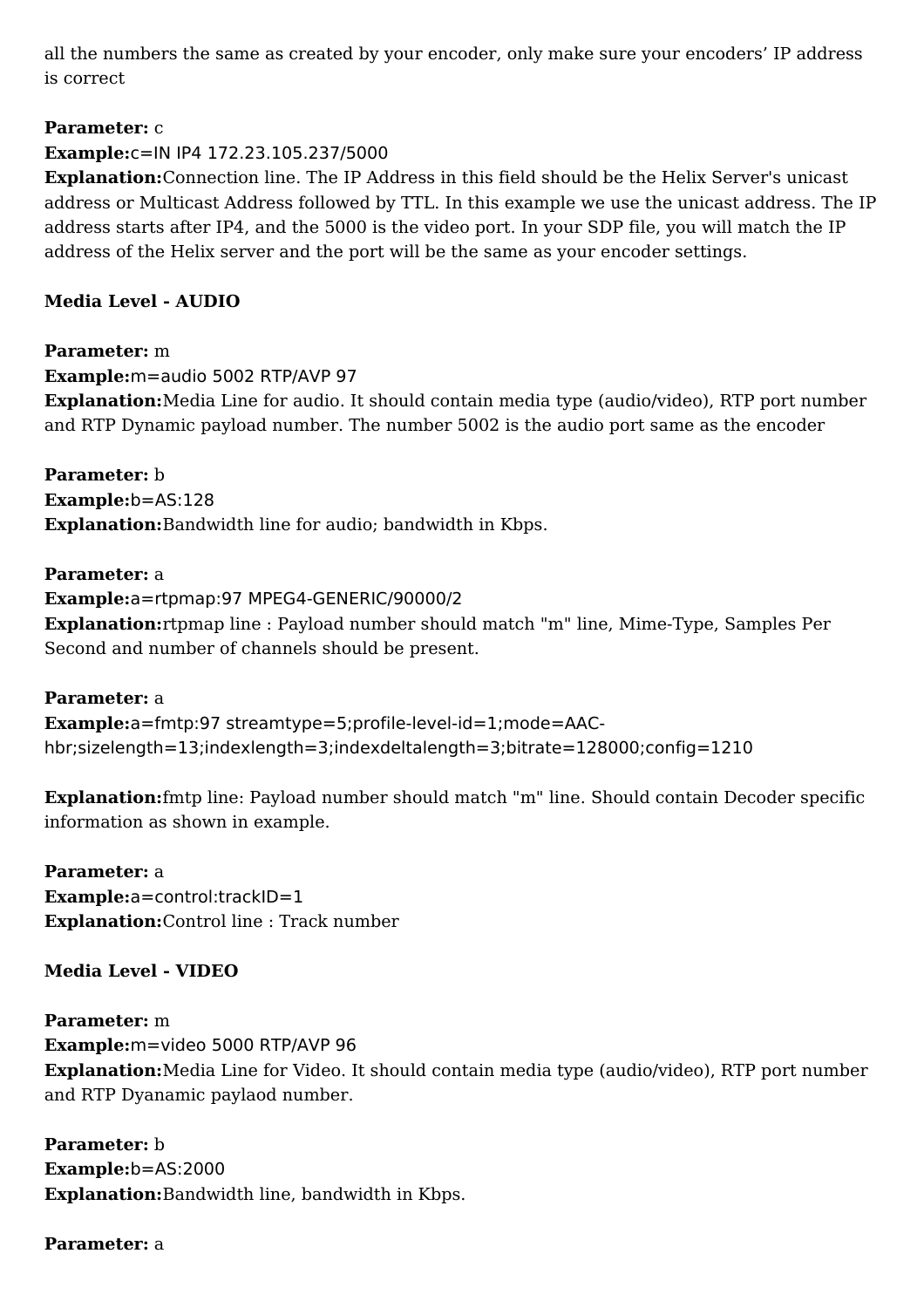all the numbers the same as created by your encoder, only make sure your encoders' IP address is correct

**Parameter:** c
**Example:**c=IN IP4 172.23.105.237/5000
**Explanation:**Connection line. The IP Address in this field should be the Helix Server's unicast address or Multicast Address followed by TTL. In this example we use the unicast address. The IP address starts after IP4, and the 5000 is the video port. In your SDP file, you will match the IP address of the Helix server and the port will be the same as your encoder settings.

**Media Level - AUDIO**

**Parameter:** m
**Example:**m=audio 5002 RTP/AVP 97
**Explanation:**Media Line for audio. It should contain media type (audio/video), RTP port number and RTP Dynamic payload number. The number 5002 is the audio port same as the encoder

**Parameter:** b
**Example:**b=AS:128
**Explanation:**Bandwidth line for audio; bandwidth in Kbps.

**Parameter:** a
**Example:**a=rtpmap:97 MPEG4-GENERIC/90000/2
**Explanation:**rtpmap line : Payload number should match "m" line, Mime-Type, Samples Per Second and number of channels should be present.

**Parameter:** a
**Example:**a=fmtp:97 streamtype=5;profile-level-id=1;mode=AAC-hbr;sizelength=13;indexlength=3;indexdeltalength=3;bitrate=128000;config=1210

**Explanation:**fmtp line: Payload number should match "m" line. Should contain Decoder specific information as shown in example.

**Parameter:** a
**Example:**a=control:trackID=1
**Explanation:**Control line : Track number

**Media Level - VIDEO**

**Parameter:** m
**Example:**m=video 5000 RTP/AVP 96
**Explanation:**Media Line for Video. It should contain media type (audio/video), RTP port number and RTP Dyanamic paylaod number.

**Parameter:** b
**Example:**b=AS:2000
**Explanation:**Bandwidth line, bandwidth in Kbps.

**Parameter:** a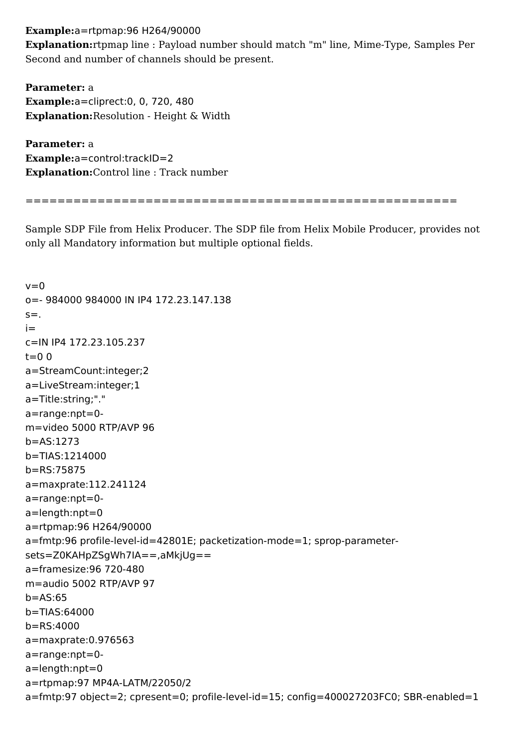**Example:**a=rtpmap:96 H264/90000
**Explanation:**rtpmap line : Payload number should match "m" line, Mime-Type, Samples Per Second and number of channels should be present.

**Parameter:** a
**Example:**a=cliprect:0, 0, 720, 480
**Explanation:**Resolution - Height & Width

**Parameter:** a
**Example:**a=control:trackID=2
**Explanation:**Control line : Track number

==========================================================

Sample SDP File from Helix Producer. The SDP file from Helix Mobile Producer, provides not only all Mandatory information but multiple optional fields.

```
v=0
o=- 984000 984000 IN IP4 172.23.147.138
s=.
i=
c=IN IP4 172.23.105.237
t=0 0
a=StreamCount:integer;2
a=LiveStream:integer;1
a=Title:string;"."
a=range:npt=0-
m=video 5000 RTP/AVP 96
b=AS:1273
b=TIAS:1214000
b=RS:75875
a=maxprate:112.241124
a=range:npt=0-
a=length:npt=0
a=rtpmap:96 H264/90000
a=fmtp:96 profile-level-id=42801E; packetization-mode=1; sprop-parameter-sets=Z0KAHpZSgWh7IA==,aMkjUg==
a=framesize:96 720-480
m=audio 5002 RTP/AVP 97
b=AS:65
b=TIAS:64000
b=RS:4000
a=maxprate:0.976563
a=range:npt=0-
a=length:npt=0
a=rtpmap:97 MP4A-LATM/22050/2
a=fmtp:97 object=2; cpresent=0; profile-level-id=15; config=400027203FC0; SBR-enabled=1
```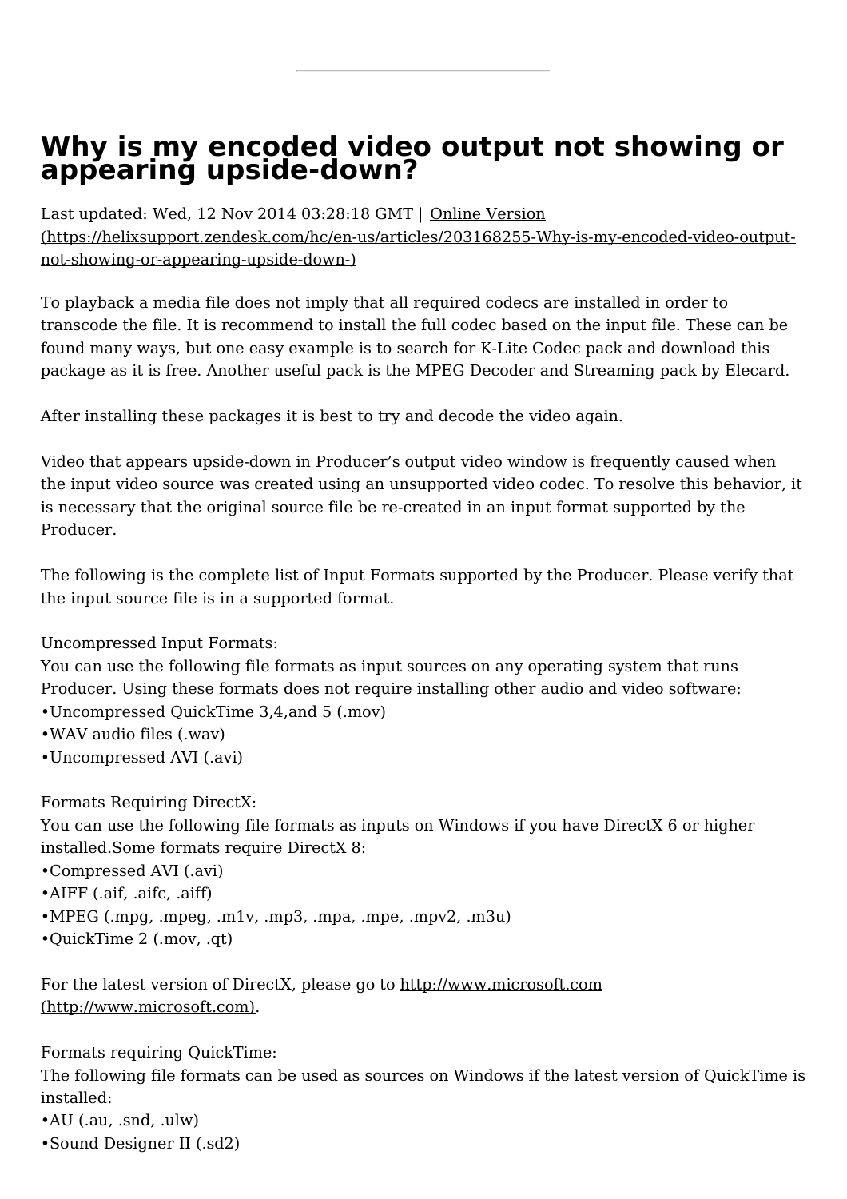# Why is my encoded video output not showing or appearing upside-down?

Last updated: Wed, 12 Nov 2014 03:28:18 GMT | Online Version (https://helixsupport.zendesk.com/hc/en-us/articles/203168255-Why-is-my-encoded-video-output-not-showing-or-appearing-upside-down-)

To playback a media file does not imply that all required codecs are installed in order to transcode the file. It is recommend to install the full codec based on the input file. These can be found many ways, but one easy example is to search for K-Lite Codec pack and download this package as it is free. Another useful pack is the MPEG Decoder and Streaming pack by Elecard.

After installing these packages it is best to try and decode the video again.

Video that appears upside-down in Producer's output video window is frequently caused when the input video source was created using an unsupported video codec. To resolve this behavior, it is necessary that the original source file be re-created in an input format supported by the Producer.

The following is the complete list of Input Formats supported by the Producer. Please verify that the input source file is in a supported format.

Uncompressed Input Formats:
You can use the following file formats as input sources on any operating system that runs Producer. Using these formats does not require installing other audio and video software:
•Uncompressed QuickTime 3,4,and 5 (.mov)
•WAV audio files (.wav)
•Uncompressed AVI (.avi)

Formats Requiring DirectX:
You can use the following file formats as inputs on Windows if you have DirectX 6 or higher installed.Some formats require DirectX 8:
•Compressed AVI (.avi)
•AIFF (.aif, .aifc, .aiff)
•MPEG (.mpg, .mpeg, .m1v, .mp3, .mpa, .mpe, .mpv2, .m3u)
•QuickTime 2 (.mov, .qt)

For the latest version of DirectX, please go to http://www.microsoft.com (http://www.microsoft.com).

Formats requiring QuickTime:
The following file formats can be used as sources on Windows if the latest version of QuickTime is installed:
•AU (.au, .snd, .ulw)
•Sound Designer II (.sd2)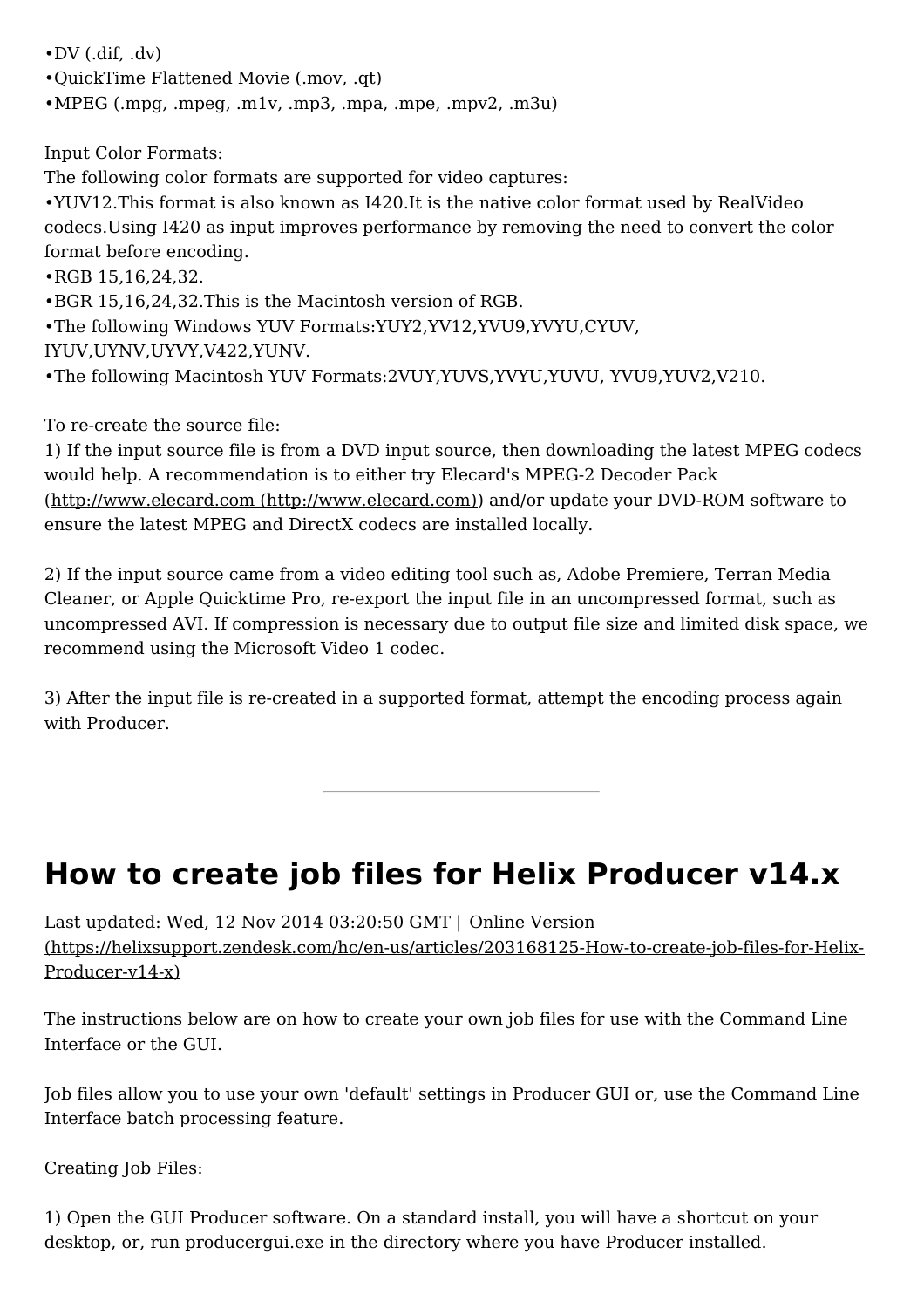•DV (.dif, .dv)
•QuickTime Flattened Movie (.mov, .qt)
•MPEG (.mpg, .mpeg, .m1v, .mp3, .mpa, .mpe, .mpv2, .m3u)

Input Color Formats:
The following color formats are supported for video captures:
•YUV12.This format is also known as I420.It is the native color format used by RealVideo codecs.Using I420 as input improves performance by removing the need to convert the color format before encoding.
•RGB 15,16,24,32.
•BGR 15,16,24,32.This is the Macintosh version of RGB.
•The following Windows YUV Formats:YUY2,YV12,YVU9,YVYU,CYUV, IYUV,UYNV,UYVY,V422,YUNV.
•The following Macintosh YUV Formats:2VUY,YUVS,YVYU,YUVU, YVU9,YUV2,V210.

To re-create the source file:
1) If the input source file is from a DVD input source, then downloading the latest MPEG codecs would help. A recommendation is to either try Elecard's MPEG-2 Decoder Pack (http://www.elecard.com (http://www.elecard.com)) and/or update your DVD-ROM software to ensure the latest MPEG and DirectX codecs are installed locally.

2) If the input source came from a video editing tool such as, Adobe Premiere, Terran Media Cleaner, or Apple Quicktime Pro, re-export the input file in an uncompressed format, such as uncompressed AVI. If compression is necessary due to output file size and limited disk space, we recommend using the Microsoft Video 1 codec.

3) After the input file is re-created in a supported format, attempt the encoding process again with Producer.

---

# How to create job files for Helix Producer v14.x

Last updated: Wed, 12 Nov 2014 03:20:50 GMT | Online Version (https://helixsupport.zendesk.com/hc/en-us/articles/203168125-How-to-create-job-files-for-Helix-Producer-v14-x)

The instructions below are on how to create your own job files for use with the Command Line Interface or the GUI.

Job files allow you to use your own 'default' settings in Producer GUI or, use the Command Line Interface batch processing feature.

Creating Job Files:

1) Open the GUI Producer software. On a standard install, you will have a shortcut on your desktop, or, run producergui.exe in the directory where you have Producer installed.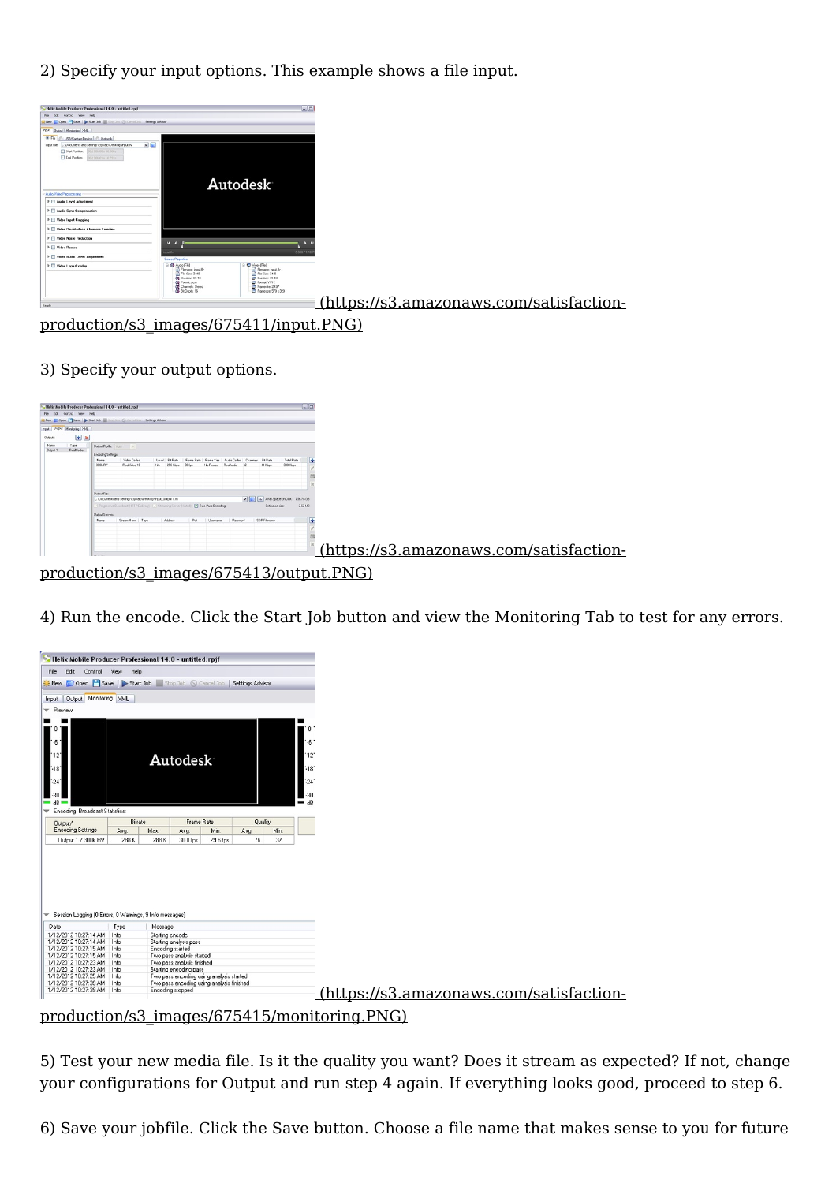2) Specify your input options. This example shows a file input.

[(https://s3.amazonaws.com/satisfaction-production/s3_images/675411/input.PNG)](https://s3.amazonaws.com/satisfaction-production/s3_images/675411/input.PNG)

3) Specify your output options.

[(https://s3.amazonaws.com/satisfaction-production/s3_images/675413/output.PNG)](https://s3.amazonaws.com/satisfaction-production/s3_images/675413/output.PNG)

4) Run the encode. Click the Start Job button and view the Monitoring Tab to test for any errors.

[(https://s3.amazonaws.com/satisfaction-production/s3_images/675415/monitoring.PNG)](https://s3.amazonaws.com/satisfaction-production/s3_images/675415/monitoring.PNG)

5) Test your new media file. Is it the quality you want? Does it stream as expected? If not, change your configurations for Output and run step 4 again. If everything looks good, proceed to step 6.

6) Save your jobfile. Click the Save button. Choose a file name that makes sense to you for future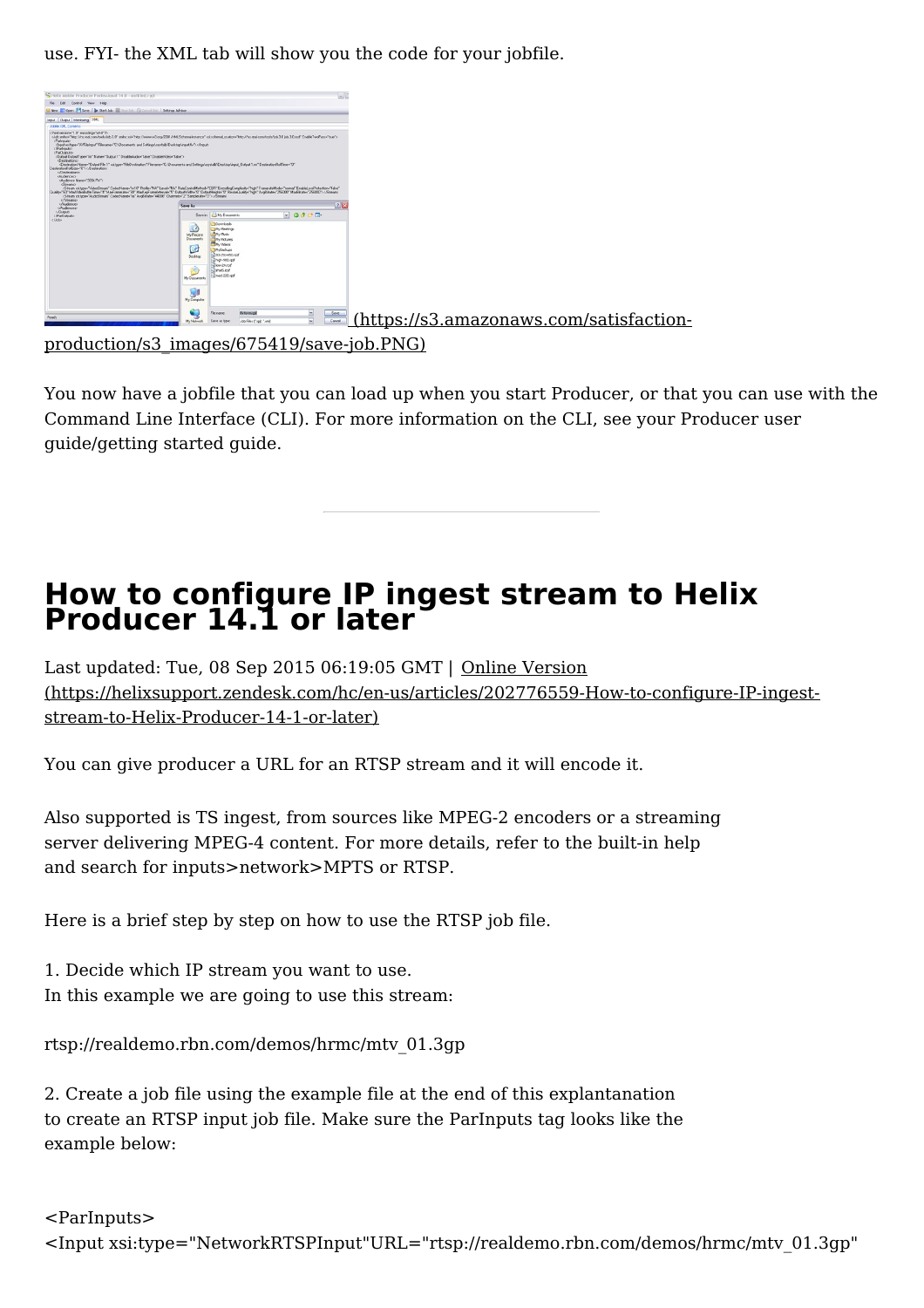use. FYI- the XML tab will show you the code for your jobfile.

(https://s3.amazonaws.com/satisfaction-production/s3_images/675419/save-job.PNG)

You now have a jobfile that you can load up when you start Producer, or that you can use with the Command Line Interface (CLI). For more information on the CLI, see your Producer user guide/getting started guide.

---

# How to configure IP ingest stream to Helix Producer 14.1 or later

Last updated: Tue, 08 Sep 2015 06:19:05 GMT | Online Version (https://helixsupport.zendesk.com/hc/en-us/articles/202776559-How-to-configure-IP-ingest-stream-to-Helix-Producer-14-1-or-later)

You can give producer a URL for an RTSP stream and it will encode it.

Also supported is TS ingest, from sources like MPEG-2 encoders or a streaming server delivering MPEG-4 content. For more details, refer to the built-in help and search for inputs>network>MPTS or RTSP.

Here is a brief step by step on how to use the RTSP job file.

1. Decide which IP stream you want to use.
In this example we are going to use this stream:

rtsp://realdemo.rbn.com/demos/hrmc/mtv_01.3gp

2. Create a job file using the example file at the end of this explantanation to create an RTSP input job file. Make sure the ParInputs tag looks like the example below:

```
<ParInputs>
<Input xsi:type="NetworkRTSPInput"URL="rtsp://realdemo.rbn.com/demos/hrmc/mtv_01.3gp"
```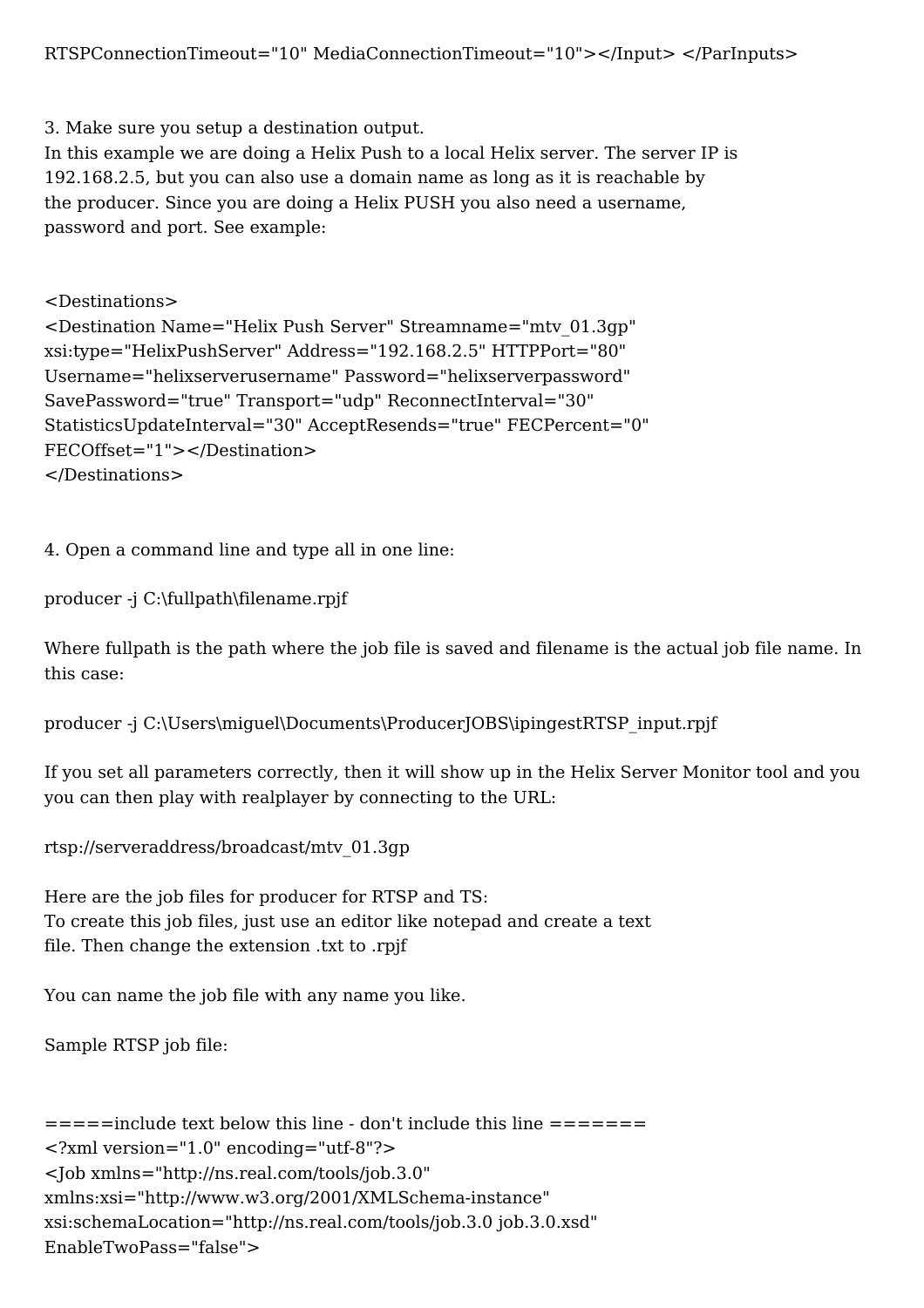RTSPConnectionTimeout="10" MediaConnectionTimeout="10"></Input> </ParInputs>

3. Make sure you setup a destination output.
In this example we are doing a Helix Push to a local Helix server. The server IP is 192.168.2.5, but you can also use a domain name as long as it is reachable by the producer. Since you are doing a Helix PUSH you also need a username, password and port. See example:

```
<Destinations>
<Destination Name="Helix Push Server" Streamname="mtv_01.3gp"
xsi:type="HelixPushServer" Address="192.168.2.5" HTTPPort="80"
Username="helixserverusername" Password="helixserverpassword"
SavePassword="true" Transport="udp" ReconnectInterval="30"
StatisticsUpdateInterval="30" AcceptResends="true" FECPercent="0"
FECOffset="1"></Destination>
</Destinations>
```

4. Open a command line and type all in one line:

producer -j C:\fullpath\filename.rpjf

Where fullpath is the path where the job file is saved and filename is the actual job file name. In this case:

producer -j C:\Users\miguel\Documents\ProducerJOBS\ipingestRTSP_input.rpjf

If you set all parameters correctly, then it will show up in the Helix Server Monitor tool and you you can then play with realplayer by connecting to the URL:

rtsp://serveraddress/broadcast/mtv_01.3gp

Here are the job files for producer for RTSP and TS:
To create this job files, just use an editor like notepad and create a text file. Then change the extension .txt to .rpjf

You can name the job file with any name you like.

Sample RTSP job file:

```
=====include text below this line - don't include this line =======
<?xml version="1.0" encoding="utf-8"?>
<Job xmlns="http://ns.real.com/tools/job.3.0"
xmlns:xsi="http://www.w3.org/2001/XMLSchema-instance"
xsi:schemaLocation="http://ns.real.com/tools/job.3.0 job.3.0.xsd"
EnableTwoPass="false">
```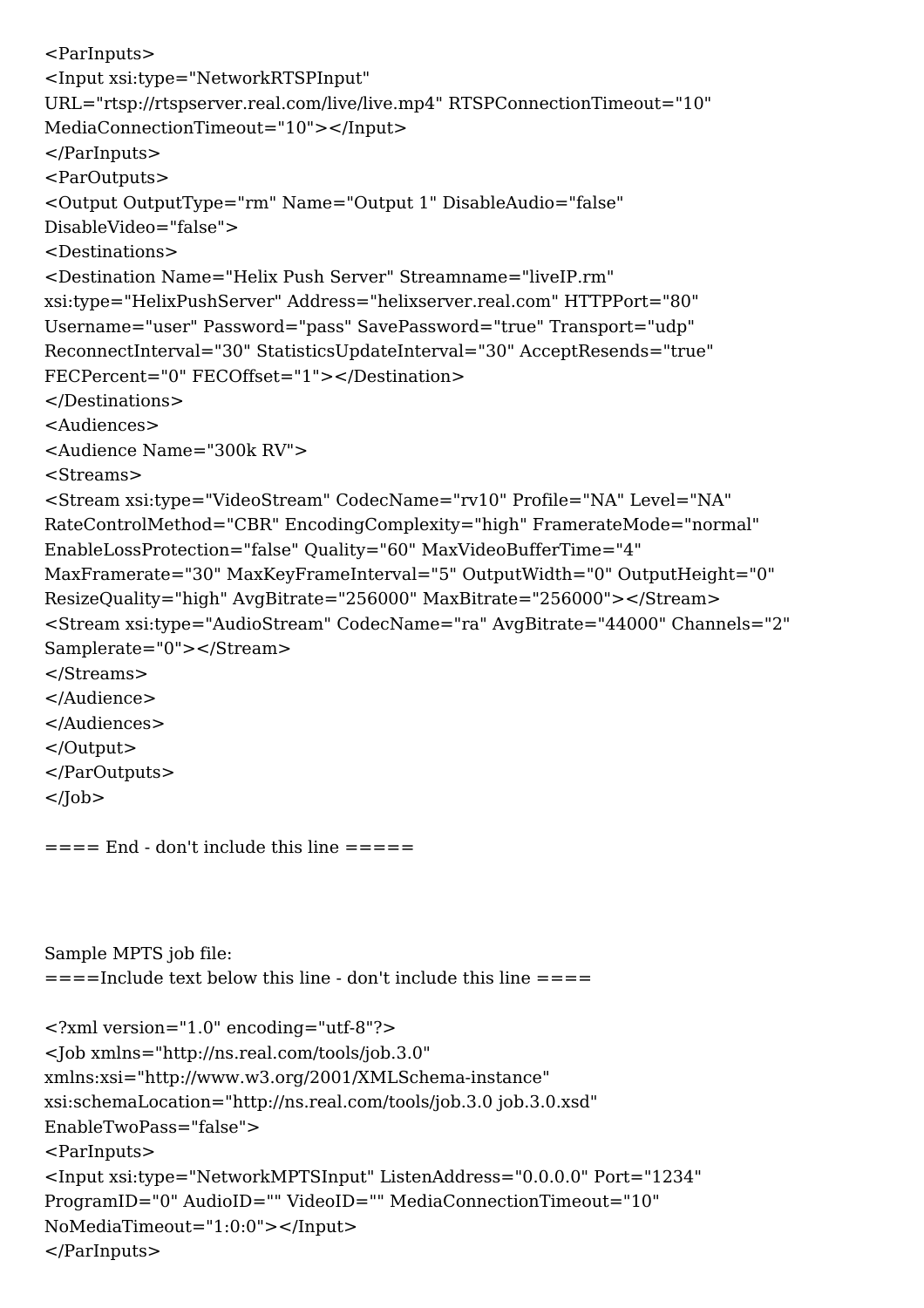```
<ParInputs>
<Input xsi:type="NetworkRTSPInput"
URL="rtsp://rtspserver.real.com/live/live.mp4" RTSPConnectionTimeout="10"
MediaConnectionTimeout="10"></Input>
</ParInputs>
<ParOutputs>
<Output OutputType="rm" Name="Output 1" DisableAudio="false"
DisableVideo="false">
<Destinations>
<Destination Name="Helix Push Server" Streamname="liveIP.rm"
xsi:type="HelixPushServer" Address="helixserver.real.com" HTTPPort="80"
Username="user" Password="pass" SavePassword="true" Transport="udp"
ReconnectInterval="30" StatisticsUpdateInterval="30" AcceptResends="true"
FECPercent="0" FECOffset="1"></Destination>
</Destinations>
<Audiences>
<Audience Name="300k RV">
<Streams>
<Stream xsi:type="VideoStream" CodecName="rv10" Profile="NA" Level="NA"
RateControlMethod="CBR" EncodingComplexity="high" FramerateMode="normal"
EnableLossProtection="false" Quality="60" MaxVideoBufferTime="4"
MaxFramerate="30" MaxKeyFrameInterval="5" OutputWidth="0" OutputHeight="0"
ResizeQuality="high" AvgBitrate="256000" MaxBitrate="256000"></Stream>
<Stream xsi:type="AudioStream" CodecName="ra" AvgBitrate="44000" Channels="2"
Samplerate="0"></Stream>
</Streams>
</Audience>
</Audiences>
</Output>
</ParOutputs>
</Job>
```

==== End - don't include this line =====

Sample MPTS job file:

====Include text below this line - don't include this line ====

```
<?xml version="1.0" encoding="utf-8"?>
<Job xmlns="http://ns.real.com/tools/job.3.0"
xmlns:xsi="http://www.w3.org/2001/XMLSchema-instance"
xsi:schemaLocation="http://ns.real.com/tools/job.3.0 job.3.0.xsd"
EnableTwoPass="false">
<ParInputs>
<Input xsi:type="NetworkMPTSInput" ListenAddress="0.0.0.0" Port="1234"
ProgramID="0" AudioID="" VideoID="" MediaConnectionTimeout="10"
NoMediaTimeout="1:0:0"></Input>
</ParInputs>
```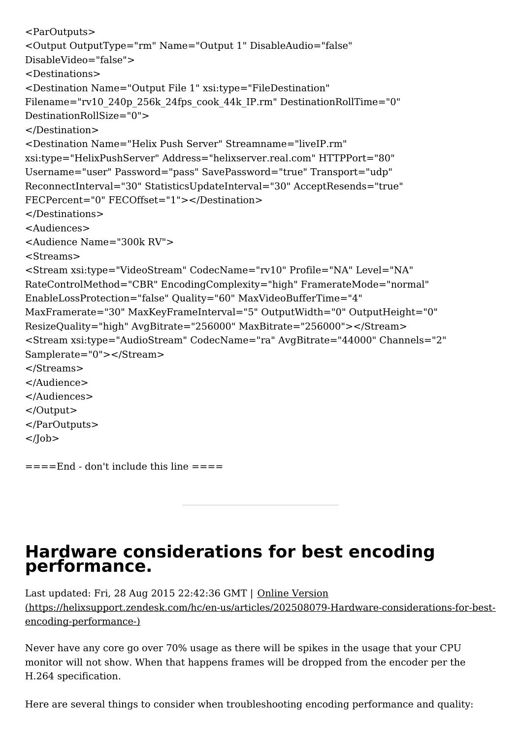```
<ParOutputs>
<Output OutputType="rm" Name="Output 1" DisableAudio="false"
DisableVideo="false">
<Destinations>
<Destination Name="Output File 1" xsi:type="FileDestination"
Filename="rv10_240p_256k_24fps_cook_44k_IP.rm" DestinationRollTime="0"
DestinationRollSize="0">
</Destination>
<Destination Name="Helix Push Server" Streamname="liveIP.rm"
xsi:type="HelixPushServer" Address="helixserver.real.com" HTTPPort="80"
Username="user" Password="pass" SavePassword="true" Transport="udp"
ReconnectInterval="30" StatisticsUpdateInterval="30" AcceptResends="true"
FECPercent="0" FECOffset="1"></Destination>
</Destinations>
<Audiences>
<Audience Name="300k RV">
<Streams>
<Stream xsi:type="VideoStream" CodecName="rv10" Profile="NA" Level="NA"
RateControlMethod="CBR" EncodingComplexity="high" FramerateMode="normal"
EnableLossProtection="false" Quality="60" MaxVideoBufferTime="4"
MaxFramerate="30" MaxKeyFrameInterval="5" OutputWidth="0" OutputHeight="0"
ResizeQuality="high" AvgBitrate="256000" MaxBitrate="256000"></Stream>
<Stream xsi:type="AudioStream" CodecName="ra" AvgBitrate="44000" Channels="2"
Samplerate="0"></Stream>
</Streams>
</Audience>
</Audiences>
</Output>
</ParOutputs>
</Job>
```

====End - don't include this line ====

---

# Hardware considerations for best encoding performance.

Last updated: Fri, 28 Aug 2015 22:42:36 GMT | [Online Version (https://helixsupport.zendesk.com/hc/en-us/articles/202508079-Hardware-considerations-for-best-encoding-performance-)](https://helixsupport.zendesk.com/hc/en-us/articles/202508079-Hardware-considerations-for-best-encoding-performance-)

Never have any core go over 70% usage as there will be spikes in the usage that your CPU monitor will not show. When that happens frames will be dropped from the encoder per the H.264 specification.

Here are several things to consider when troubleshooting encoding performance and quality: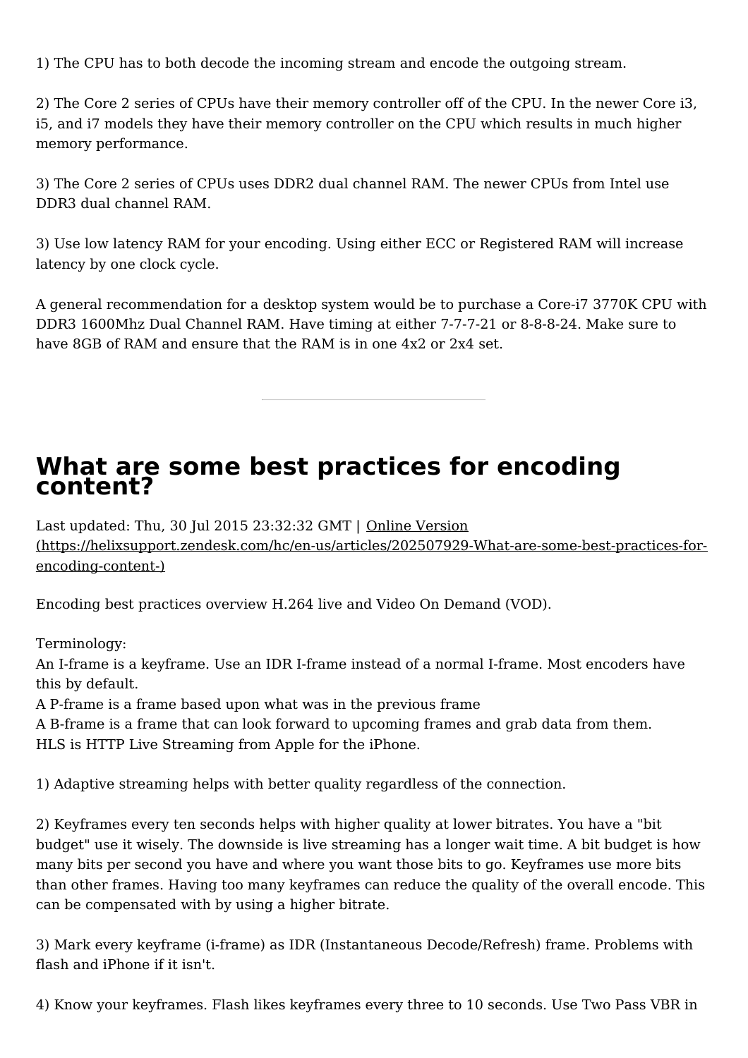1) The CPU has to both decode the incoming stream and encode the outgoing stream.

2) The Core 2 series of CPUs have their memory controller off of the CPU. In the newer Core i3, i5, and i7 models they have their memory controller on the CPU which results in much higher memory performance.

3) The Core 2 series of CPUs uses DDR2 dual channel RAM. The newer CPUs from Intel use DDR3 dual channel RAM.

3) Use low latency RAM for your encoding. Using either ECC or Registered RAM will increase latency by one clock cycle.

A general recommendation for a desktop system would be to purchase a Core-i7 3770K CPU with DDR3 1600Mhz Dual Channel RAM. Have timing at either 7-7-7-21 or 8-8-8-24. Make sure to have 8GB of RAM and ensure that the RAM is in one 4x2 or 2x4 set.

---

# What are some best practices for encoding content?

Last updated: Thu, 30 Jul 2015 23:32:32 GMT | Online Version (https://helixsupport.zendesk.com/hc/en-us/articles/202507929-What-are-some-best-practices-for-encoding-content-)

Encoding best practices overview H.264 live and Video On Demand (VOD).

Terminology:
An I-frame is a keyframe. Use an IDR I-frame instead of a normal I-frame. Most encoders have this by default.
A P-frame is a frame based upon what was in the previous frame
A B-frame is a frame that can look forward to upcoming frames and grab data from them.
HLS is HTTP Live Streaming from Apple for the iPhone.

1) Adaptive streaming helps with better quality regardless of the connection.

2) Keyframes every ten seconds helps with higher quality at lower bitrates. You have a "bit budget" use it wisely. The downside is live streaming has a longer wait time. A bit budget is how many bits per second you have and where you want those bits to go. Keyframes use more bits than other frames. Having too many keyframes can reduce the quality of the overall encode. This can be compensated with by using a higher bitrate.

3) Mark every keyframe (i-frame) as IDR (Instantaneous Decode/Refresh) frame. Problems with flash and iPhone if it isn't.

4) Know your keyframes. Flash likes keyframes every three to 10 seconds. Use Two Pass VBR in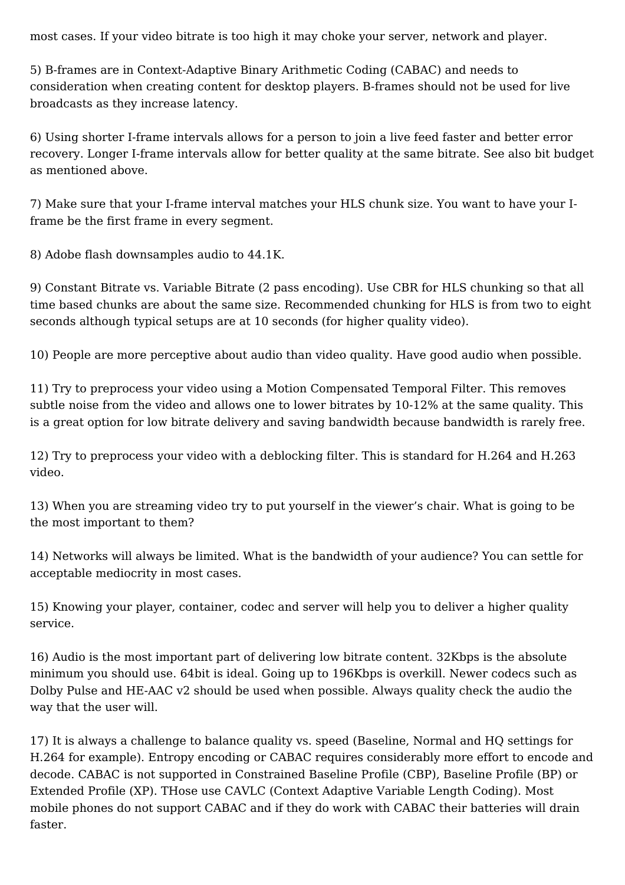most cases. If your video bitrate is too high it may choke your server, network and player.

5) B-frames are in Context-Adaptive Binary Arithmetic Coding (CABAC) and needs to consideration when creating content for desktop players. B-frames should not be used for live broadcasts as they increase latency.

6) Using shorter I-frame intervals allows for a person to join a live feed faster and better error recovery. Longer I-frame intervals allow for better quality at the same bitrate. See also bit budget as mentioned above.

7) Make sure that your I-frame interval matches your HLS chunk size. You want to have your I-frame be the first frame in every segment.

8) Adobe flash downsamples audio to 44.1K.

9) Constant Bitrate vs. Variable Bitrate (2 pass encoding). Use CBR for HLS chunking so that all time based chunks are about the same size. Recommended chunking for HLS is from two to eight seconds although typical setups are at 10 seconds (for higher quality video).

10) People are more perceptive about audio than video quality. Have good audio when possible.

11) Try to preprocess your video using a Motion Compensated Temporal Filter. This removes subtle noise from the video and allows one to lower bitrates by 10-12% at the same quality. This is a great option for low bitrate delivery and saving bandwidth because bandwidth is rarely free.

12) Try to preprocess your video with a deblocking filter. This is standard for H.264 and H.263 video.

13) When you are streaming video try to put yourself in the viewer's chair. What is going to be the most important to them?

14) Networks will always be limited. What is the bandwidth of your audience? You can settle for acceptable mediocrity in most cases.

15) Knowing your player, container, codec and server will help you to deliver a higher quality service.

16) Audio is the most important part of delivering low bitrate content. 32Kbps is the absolute minimum you should use. 64bit is ideal. Going up to 196Kbps is overkill. Newer codecs such as Dolby Pulse and HE-AAC v2 should be used when possible. Always quality check the audio the way that the user will.

17) It is always a challenge to balance quality vs. speed (Baseline, Normal and HQ settings for H.264 for example). Entropy encoding or CABAC requires considerably more effort to encode and decode. CABAC is not supported in Constrained Baseline Profile (CBP), Baseline Profile (BP) or Extended Profile (XP). THose use CAVLC (Context Adaptive Variable Length Coding). Most mobile phones do not support CABAC and if they do work with CABAC their batteries will drain faster.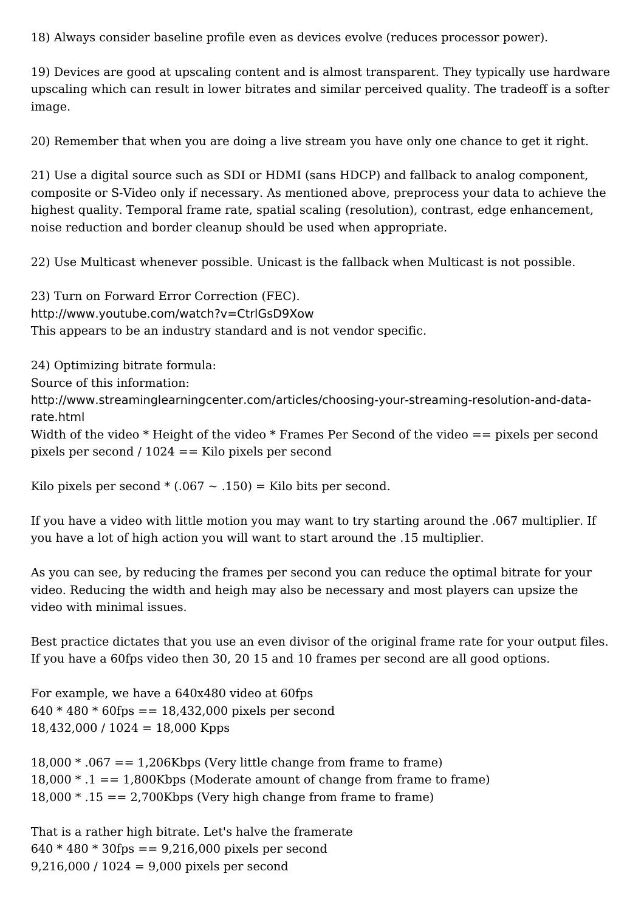18) Always consider baseline profile even as devices evolve (reduces processor power).

19) Devices are good at upscaling content and is almost transparent. They typically use hardware upscaling which can result in lower bitrates and similar perceived quality. The tradeoff is a softer image.

20) Remember that when you are doing a live stream you have only one chance to get it right.

21) Use a digital source such as SDI or HDMI (sans HDCP) and fallback to analog component, composite or S-Video only if necessary. As mentioned above, preprocess your data to achieve the highest quality. Temporal frame rate, spatial scaling (resolution), contrast, edge enhancement, noise reduction and border cleanup should be used when appropriate.

22) Use Multicast whenever possible. Unicast is the fallback when Multicast is not possible.

23) Turn on Forward Error Correction (FEC).
http://www.youtube.com/watch?v=CtrlGsD9Xow
This appears to be an industry standard and is not vendor specific.

24) Optimizing bitrate formula:
Source of this information:
http://www.streaminglearningcenter.com/articles/choosing-your-streaming-resolution-and-data-rate.html
Width of the video * Height of the video * Frames Per Second of the video == pixels per second
pixels per second / 1024 == Kilo pixels per second

Kilo pixels per second * (.067 ~ .150) = Kilo bits per second.

If you have a video with little motion you may want to try starting around the .067 multiplier. If you have a lot of high action you will want to start around the .15 multiplier.

As you can see, by reducing the frames per second you can reduce the optimal bitrate for your video. Reducing the width and heigh may also be necessary and most players can upsize the video with minimal issues.

Best practice dictates that you use an even divisor of the original frame rate for your output files. If you have a 60fps video then 30, 20 15 and 10 frames per second are all good options.

For example, we have a 640x480 video at 60fps
640 * 480 * 60fps == 18,432,000 pixels per second
18,432,000 / 1024 = 18,000 Kpps

18,000 * .067 == 1,206Kbps (Very little change from frame to frame)
18,000 * .1 == 1,800Kbps (Moderate amount of change from frame to frame)
18,000 * .15 == 2,700Kbps (Very high change from frame to frame)

That is a rather high bitrate. Let's halve the framerate
640 * 480 * 30fps == 9,216,000 pixels per second
9,216,000 / 1024 = 9,000 pixels per second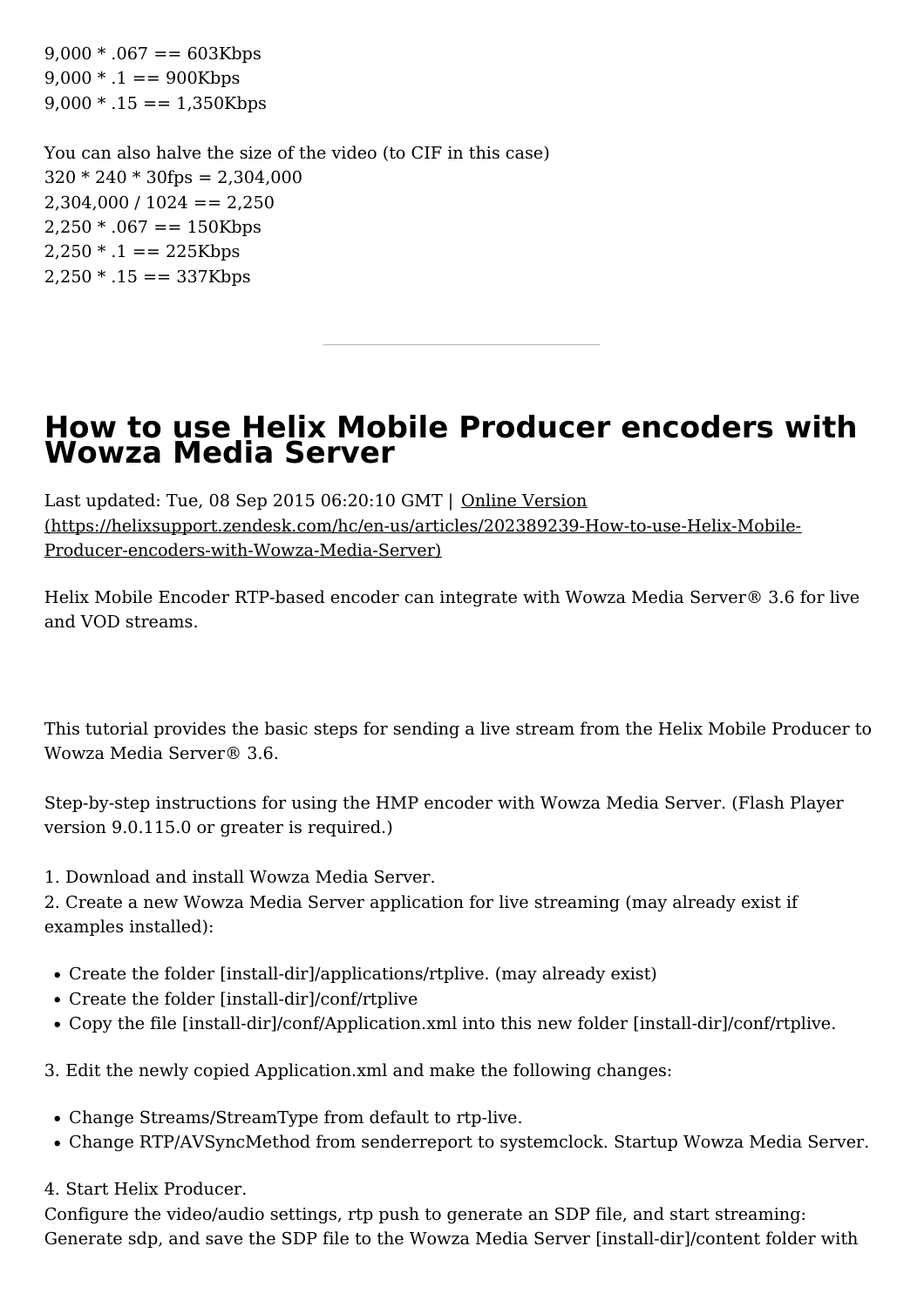9,000 * .067 == 603Kbps
9,000 * .1 == 900Kbps
9,000 * .15 == 1,350Kbps

You can also halve the size of the video (to CIF in this case)
320 * 240 * 30fps = 2,304,000
2,304,000 / 1024 == 2,250
2,250 * .067 == 150Kbps
2,250 * .1 == 225Kbps
2,250 * .15 == 337Kbps

---

# How to use Helix Mobile Producer encoders with Wowza Media Server

Last updated: Tue, 08 Sep 2015 06:20:10 GMT | Online Version (https://helixsupport.zendesk.com/hc/en-us/articles/202389239-How-to-use-Helix-Mobile-Producer-encoders-with-Wowza-Media-Server)

Helix Mobile Encoder RTP-based encoder can integrate with Wowza Media Server® 3.6 for live and VOD streams.

This tutorial provides the basic steps for sending a live stream from the Helix Mobile Producer to Wowza Media Server® 3.6.

Step-by-step instructions for using the HMP encoder with Wowza Media Server. (Flash Player version 9.0.115.0 or greater is required.)

1. Download and install Wowza Media Server.
2. Create a new Wowza Media Server application for live streaming (may already exist if examples installed):

- Create the folder [install-dir]/applications/rtplive. (may already exist)
- Create the folder [install-dir]/conf/rtplive
- Copy the file [install-dir]/conf/Application.xml into this new folder [install-dir]/conf/rtplive.

3. Edit the newly copied Application.xml and make the following changes:

- Change Streams/StreamType from default to rtp-live.
- Change RTP/AVSyncMethod from senderreport to systemclock. Startup Wowza Media Server.

4. Start Helix Producer.
Configure the video/audio settings, rtp push to generate an SDP file, and start streaming: Generate sdp, and save the SDP file to the Wowza Media Server [install-dir]/content folder with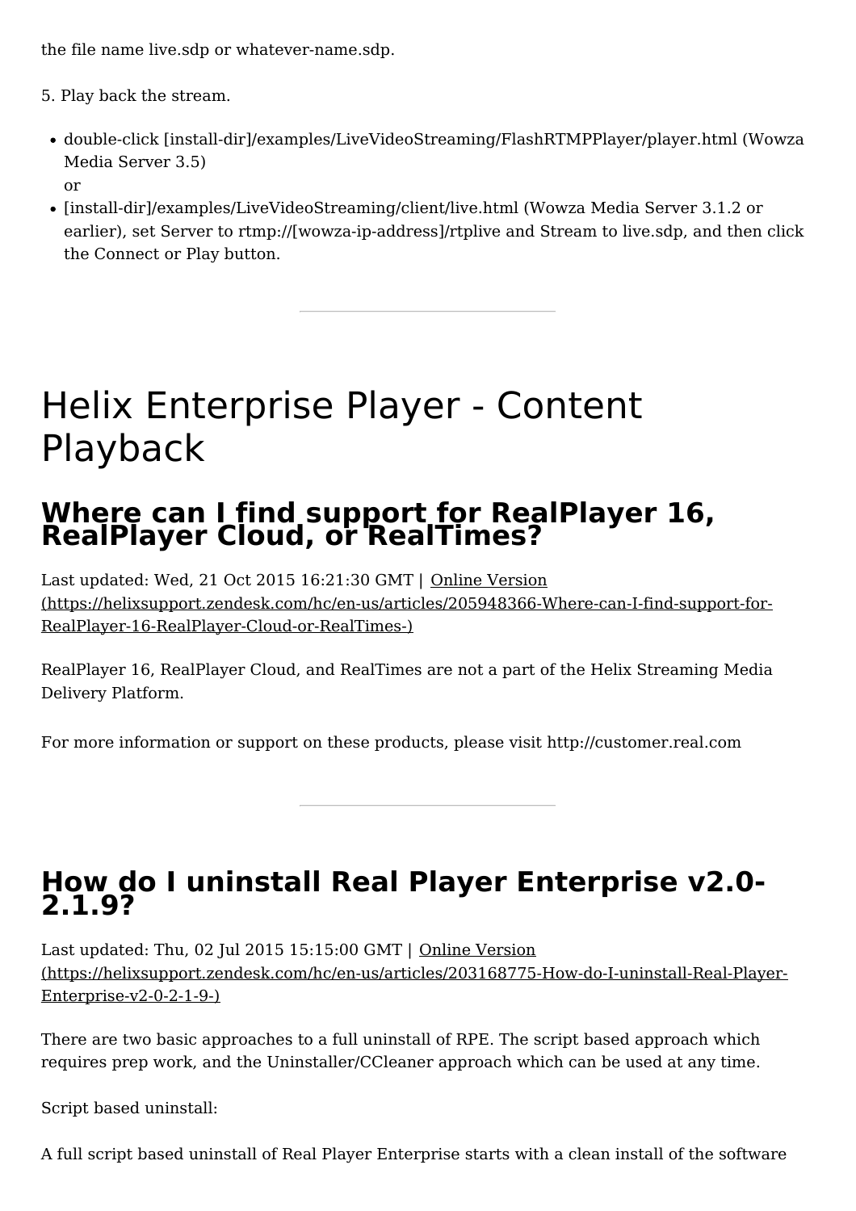the file name live.sdp or whatever-name.sdp.

5. Play back the stream.

- double-click [install-dir]/examples/LiveVideoStreaming/FlashRTMPPlayer/player.html (Wowza Media Server 3.5)
  or
- [install-dir]/examples/LiveVideoStreaming/client/live.html (Wowza Media Server 3.1.2 or earlier), set Server to rtmp://[wowza-ip-address]/rtplive and Stream to live.sdp, and then click the Connect or Play button.

---

# Helix Enterprise Player - Content Playback

## Where can I find support for RealPlayer 16, RealPlayer Cloud, or RealTimes?

Last updated: Wed, 21 Oct 2015 16:21:30 GMT | [Online Version (https://helixsupport.zendesk.com/hc/en-us/articles/205948366-Where-can-I-find-support-for-RealPlayer-16-RealPlayer-Cloud-or-RealTimes-)](https://helixsupport.zendesk.com/hc/en-us/articles/205948366-Where-can-I-find-support-for-RealPlayer-16-RealPlayer-Cloud-or-RealTimes-)

RealPlayer 16, RealPlayer Cloud, and RealTimes are not a part of the Helix Streaming Media Delivery Platform.

For more information or support on these products, please visit http://customer.real.com

---

## How do I uninstall Real Player Enterprise v2.0-2.1.9?

Last updated: Thu, 02 Jul 2015 15:15:00 GMT | [Online Version (https://helixsupport.zendesk.com/hc/en-us/articles/203168775-How-do-I-uninstall-Real-Player-Enterprise-v2-0-2-1-9-)](https://helixsupport.zendesk.com/hc/en-us/articles/203168775-How-do-I-uninstall-Real-Player-Enterprise-v2-0-2-1-9-)

There are two basic approaches to a full uninstall of RPE. The script based approach which requires prep work, and the Uninstaller/CCleaner approach which can be used at any time.

Script based uninstall:

A full script based uninstall of Real Player Enterprise starts with a clean install of the software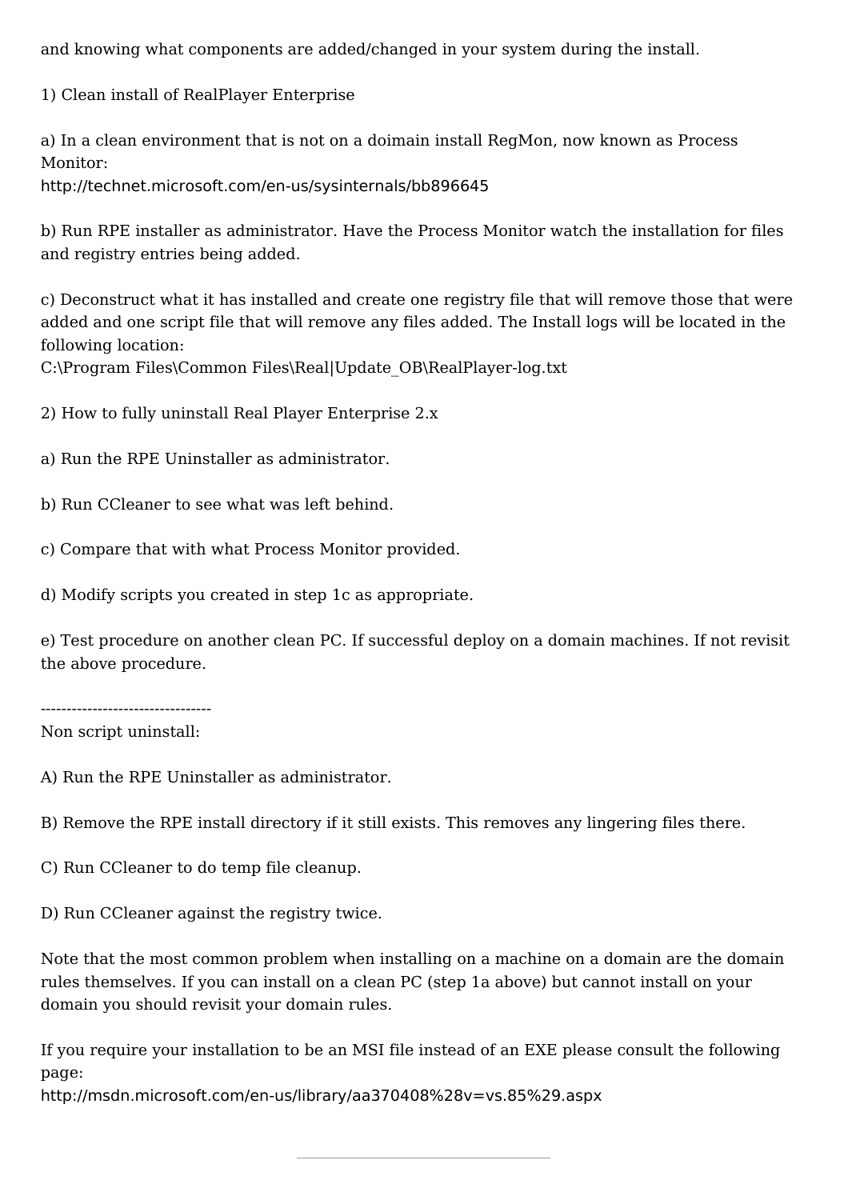and knowing what components are added/changed in your system during the install.

1) Clean install of RealPlayer Enterprise

a) In a clean environment that is not on a doimain install RegMon, now known as Process Monitor:
http://technet.microsoft.com/en-us/sysinternals/bb896645

b) Run RPE installer as administrator. Have the Process Monitor watch the installation for files and registry entries being added.

c) Deconstruct what it has installed and create one registry file that will remove those that were added and one script file that will remove any files added. The Install logs will be located in the following location:
C:\Program Files\Common Files\Real|Update_OB\RealPlayer-log.txt

2) How to fully uninstall Real Player Enterprise 2.x

a) Run the RPE Uninstaller as administrator.

b) Run CCleaner to see what was left behind.

c) Compare that with what Process Monitor provided.

d) Modify scripts you created in step 1c as appropriate.

e) Test procedure on another clean PC. If successful deploy on a domain machines. If not revisit the above procedure.

----------------------------------
Non script uninstall:

A) Run the RPE Uninstaller as administrator.

B) Remove the RPE install directory if it still exists. This removes any lingering files there.

C) Run CCleaner to do temp file cleanup.

D) Run CCleaner against the registry twice.

Note that the most common problem when installing on a machine on a domain are the domain rules themselves. If you can install on a clean PC (step 1a above) but cannot install on your domain you should revisit your domain rules.

If you require your installation to be an MSI file instead of an EXE please consult the following page:
http://msdn.microsoft.com/en-us/library/aa370408%28v=vs.85%29.aspx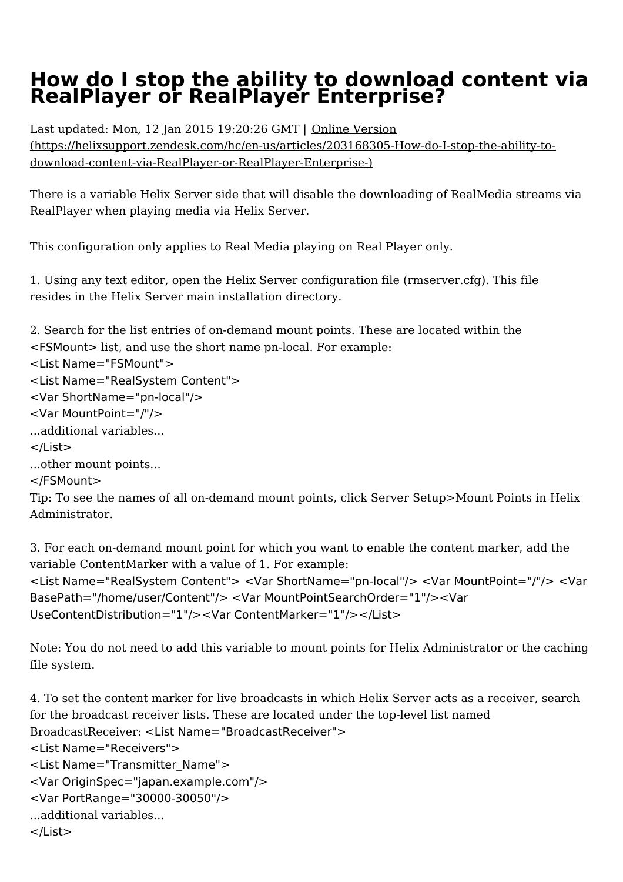# How do I stop the ability to download content via RealPlayer or RealPlayer Enterprise?

Last updated: Mon, 12 Jan 2015 19:20:26 GMT | Online Version (https://helixsupport.zendesk.com/hc/en-us/articles/203168305-How-do-I-stop-the-ability-to-download-content-via-RealPlayer-or-RealPlayer-Enterprise-)

There is a variable Helix Server side that will disable the downloading of RealMedia streams via RealPlayer when playing media via Helix Server.

This configuration only applies to Real Media playing on Real Player only.

1. Using any text editor, open the Helix Server configuration file (rmserver.cfg). This file resides in the Helix Server main installation directory.

2. Search for the list entries of on-demand mount points. These are located within the <FSMount> list, and use the short name pn-local. For example:

```
<List Name="FSMount">
<List Name="RealSystem Content">
<Var ShortName="pn-local"/>
<Var MountPoint="/"/>
...additional variables...
</List>
...other mount points...
</FSMount>
```

Tip: To see the names of all on-demand mount points, click Server Setup>Mount Points in Helix Administrator.

3. For each on-demand mount point for which you want to enable the content marker, add the variable ContentMarker with a value of 1. For example:

```
<List Name="RealSystem Content"> <Var ShortName="pn-local"/> <Var MountPoint="/"/> <Var BasePath="/home/user/Content"/> <Var MountPointSearchOrder="1"/><Var UseContentDistribution="1"/><Var ContentMarker="1"/></List>
```

Note: You do not need to add this variable to mount points for Helix Administrator or the caching file system.

4. To set the content marker for live broadcasts in which Helix Server acts as a receiver, search for the broadcast receiver lists. These are located under the top-level list named BroadcastReceiver:

```
<List Name="BroadcastReceiver">
<List Name="Receivers">
<List Name="Transmitter_Name">
<Var OriginSpec="japan.example.com"/>
<Var PortRange="30000-30050"/>
...additional variables...
</List>
```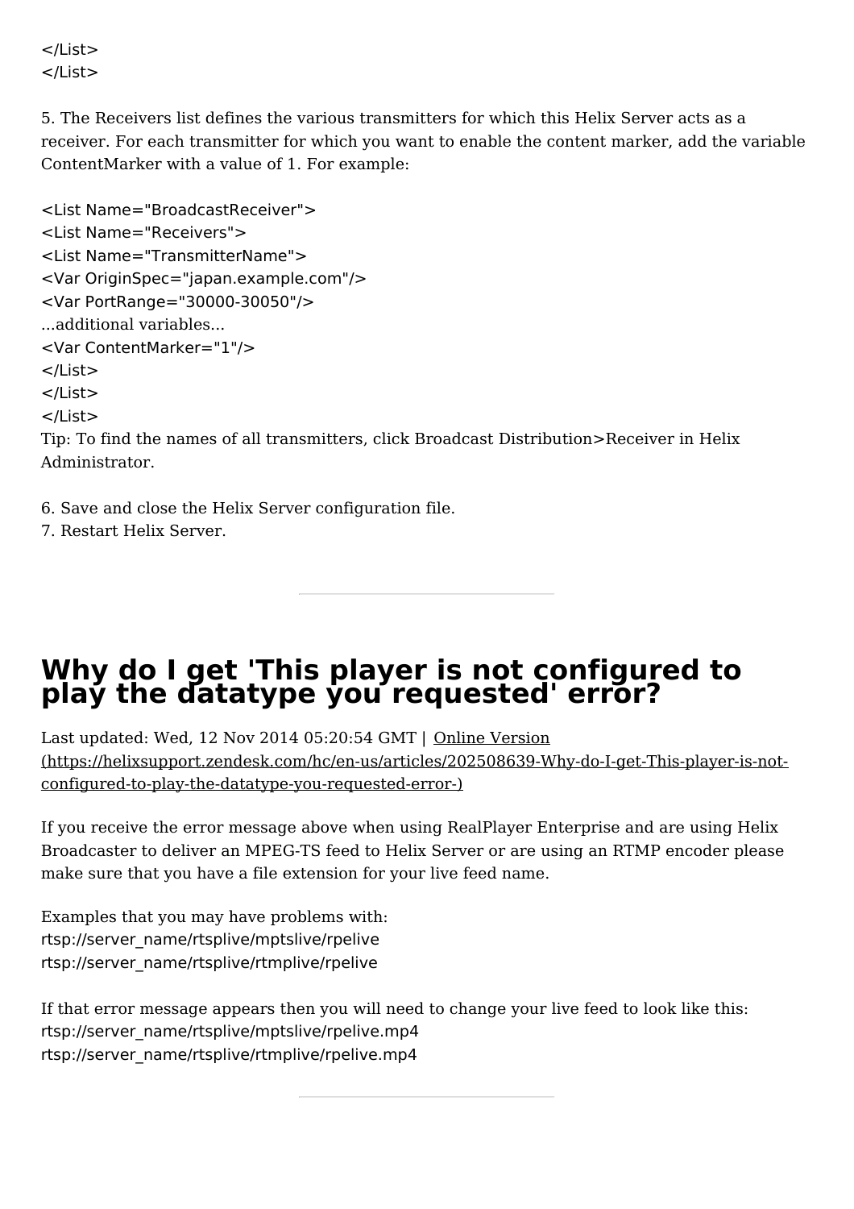```
</List>
</List>
```

5. The Receivers list defines the various transmitters for which this Helix Server acts as a receiver. For each transmitter for which you want to enable the content marker, add the variable ContentMarker with a value of 1. For example:

```
<List Name="BroadcastReceiver">
<List Name="Receivers">
<List Name="TransmitterName">
<Var OriginSpec="japan.example.com"/>
<Var PortRange="30000-30050"/>
...additional variables...
<Var ContentMarker="1"/>
</List>
</List>
</List>
```

Tip: To find the names of all transmitters, click Broadcast Distribution>Receiver in Helix Administrator.

6. Save and close the Helix Server configuration file.
7. Restart Helix Server.

---

# Why do I get 'This player is not configured to play the datatype you requested' error?

Last updated: Wed, 12 Nov 2014 05:20:54 GMT | Online Version (https://helixsupport.zendesk.com/hc/en-us/articles/202508639-Why-do-I-get-This-player-is-not-configured-to-play-the-datatype-you-requested-error-)

If you receive the error message above when using RealPlayer Enterprise and are using Helix Broadcaster to deliver an MPEG-TS feed to Helix Server or are using an RTMP encoder please make sure that you have a file extension for your live feed name.

Examples that you may have problems with:
rtsp://server_name/rtsplive/mptslive/rpelive
rtsp://server_name/rtsplive/rtmplive/rpelive

If that error message appears then you will need to change your live feed to look like this:
rtsp://server_name/rtsplive/mptslive/rpelive.mp4
rtsp://server_name/rtsplive/rtmplive/rpelive.mp4

---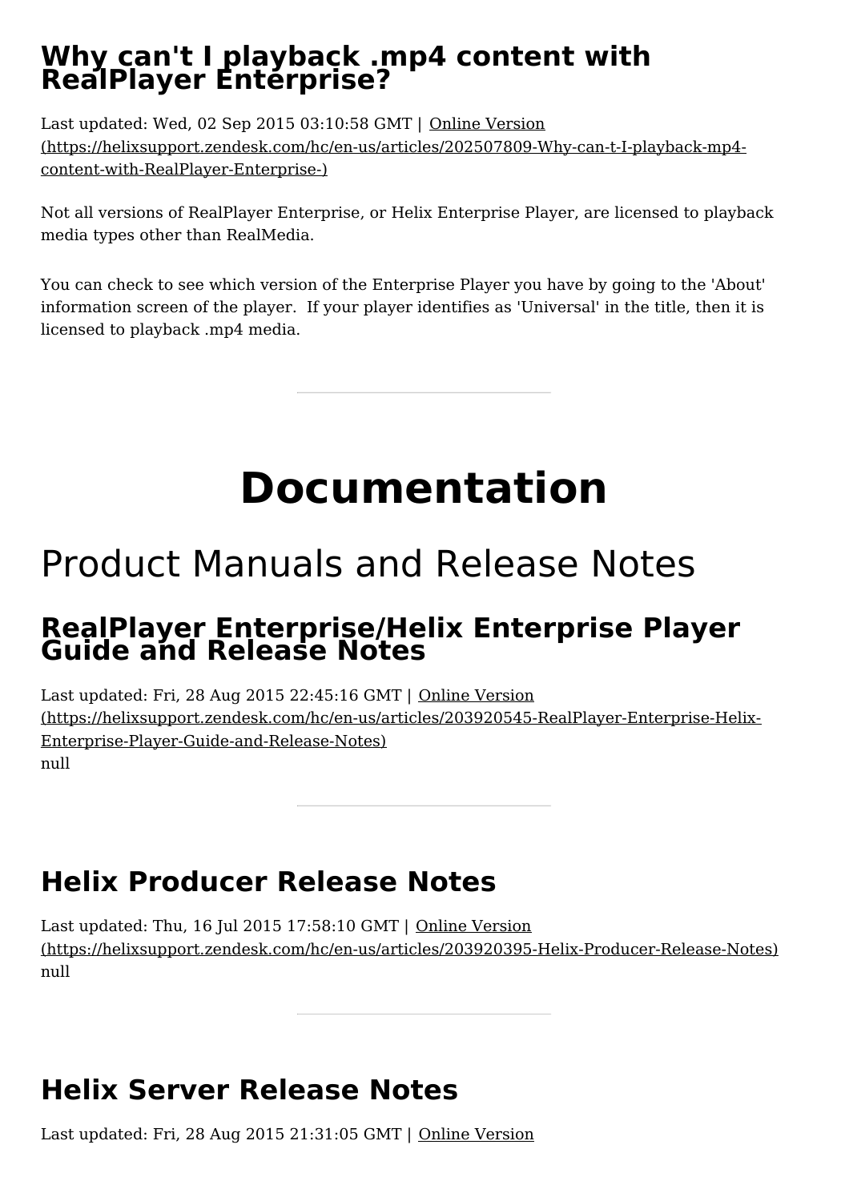## Why can't I playback .mp4 content with RealPlayer Enterprise?

Last updated: Wed, 02 Sep 2015 03:10:58 GMT | Online Version (https://helixsupport.zendesk.com/hc/en-us/articles/202507809-Why-can-t-I-playback-mp4-content-with-RealPlayer-Enterprise-)

Not all versions of RealPlayer Enterprise, or Helix Enterprise Player, are licensed to playback media types other than RealMedia.

You can check to see which version of the Enterprise Player you have by going to the 'About' information screen of the player. If your player identifies as 'Universal' in the title, then it is licensed to playback .mp4 media.

---

# Documentation

## Product Manuals and Release Notes

### RealPlayer Enterprise/Helix Enterprise Player Guide and Release Notes

Last updated: Fri, 28 Aug 2015 22:45:16 GMT | Online Version (https://helixsupport.zendesk.com/hc/en-us/articles/203920545-RealPlayer-Enterprise-Helix-Enterprise-Player-Guide-and-Release-Notes)
null

---

### Helix Producer Release Notes

Last updated: Thu, 16 Jul 2015 17:58:10 GMT | Online Version (https://helixsupport.zendesk.com/hc/en-us/articles/203920395-Helix-Producer-Release-Notes)
null

---

### Helix Server Release Notes

Last updated: Fri, 28 Aug 2015 21:31:05 GMT | Online Version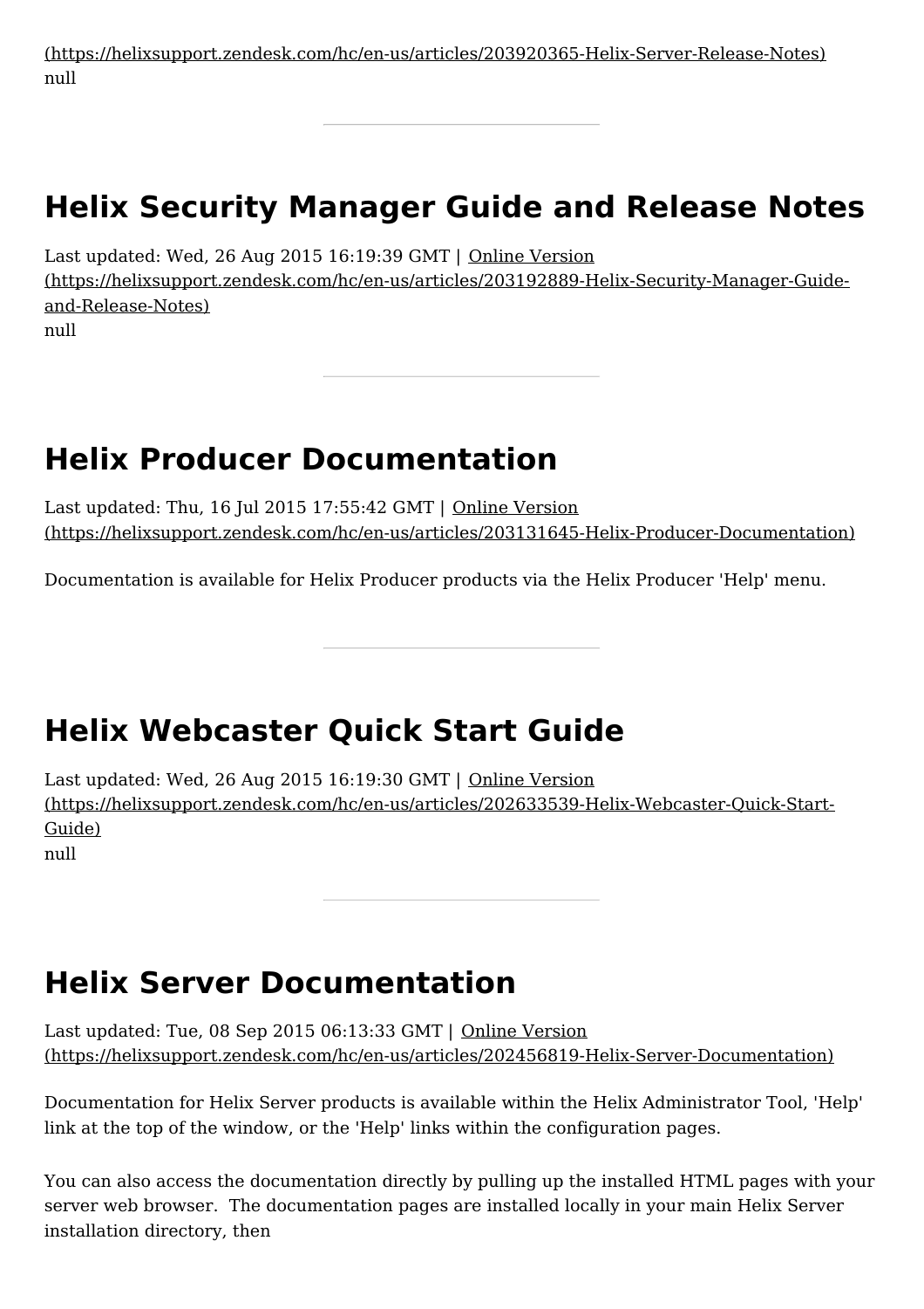(https://helixsupport.zendesk.com/hc/en-us/articles/203920365-Helix-Server-Release-Notes)
null

---

# Helix Security Manager Guide and Release Notes

Last updated: Wed, 26 Aug 2015 16:19:39 GMT | Online Version (https://helixsupport.zendesk.com/hc/en-us/articles/203192889-Helix-Security-Manager-Guide-and-Release-Notes)
null

---

# Helix Producer Documentation

Last updated: Thu, 16 Jul 2015 17:55:42 GMT | Online Version (https://helixsupport.zendesk.com/hc/en-us/articles/203131645-Helix-Producer-Documentation)

Documentation is available for Helix Producer products via the Helix Producer 'Help' menu.

---

# Helix Webcaster Quick Start Guide

Last updated: Wed, 26 Aug 2015 16:19:30 GMT | Online Version (https://helixsupport.zendesk.com/hc/en-us/articles/202633539-Helix-Webcaster-Quick-Start-Guide)
null

---

# Helix Server Documentation

Last updated: Tue, 08 Sep 2015 06:13:33 GMT | Online Version (https://helixsupport.zendesk.com/hc/en-us/articles/202456819-Helix-Server-Documentation)

Documentation for Helix Server products is available within the Helix Administrator Tool, 'Help' link at the top of the window, or the 'Help' links within the configuration pages.

You can also access the documentation directly by pulling up the installed HTML pages with your server web browser. The documentation pages are installed locally in your main Helix Server installation directory, then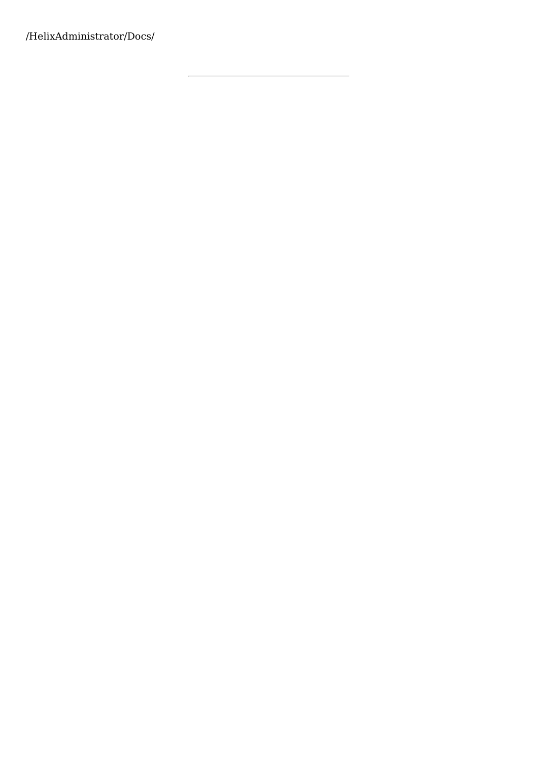/HelixAdministrator/Docs/

---